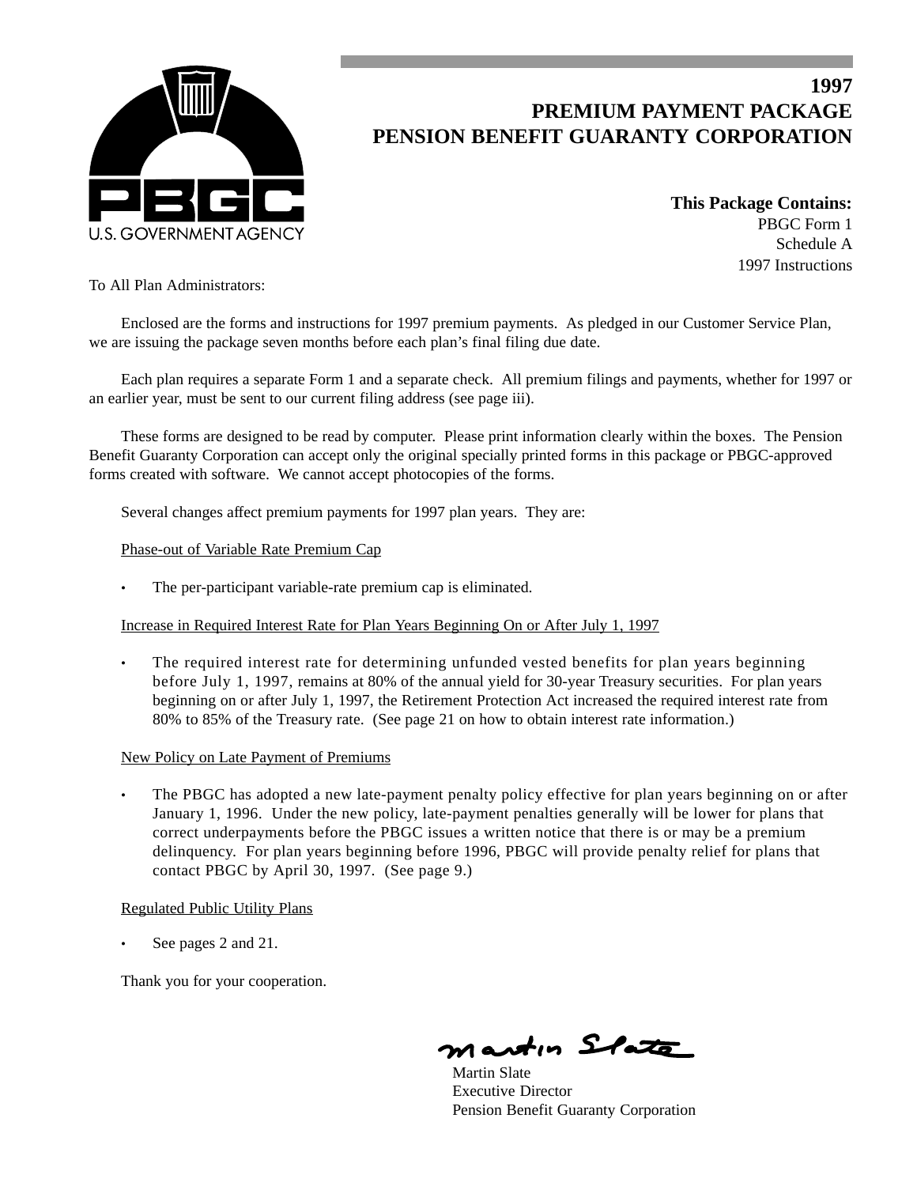PBGC

U.S. GOVERNMENT AGENCY

# 1997
# PREMIUM PAYMENT PACKAGE
# PENSION BENEFIT GUARANTY CORPORATION

**This Package Contains:**
PBGC Form 1
Schedule A
1997 Instructions

To All Plan Administrators:

Enclosed are the forms and instructions for 1997 premium payments. As pledged in our Customer Service Plan, we are issuing the package seven months before each plan's final filing due date.

Each plan requires a separate Form 1 and a separate check. All premium filings and payments, whether for 1997 or an earlier year, must be sent to our current filing address (see page iii).

These forms are designed to be read by computer. Please print information clearly within the boxes. The Pension Benefit Guaranty Corporation can accept only the original specially printed forms in this package or PBGC-approved forms created with software. We cannot accept photocopies of the forms.

Several changes affect premium payments for 1997 plan years. They are:

<u>Phase-out of Variable Rate Premium Cap</u>

- The per-participant variable-rate premium cap is eliminated.

<u>Increase in Required Interest Rate for Plan Years Beginning On or After July 1, 1997</u>

- The required interest rate for determining unfunded vested benefits for plan years beginning before July 1, 1997, remains at 80% of the annual yield for 30-year Treasury securities. For plan years beginning on or after July 1, 1997, the Retirement Protection Act increased the required interest rate from 80% to 85% of the Treasury rate. (See page 21 on how to obtain interest rate information.)

<u>New Policy on Late Payment of Premiums</u>

- The PBGC has adopted a new late-payment penalty policy effective for plan years beginning on or after January 1, 1996. Under the new policy, late-payment penalties generally will be lower for plans that correct underpayments before the PBGC issues a written notice that there is or may be a premium delinquency. For plan years beginning before 1996, PBGC will provide penalty relief for plans that contact PBGC by April 30, 1997. (See page 9.)

<u>Regulated Public Utility Plans</u>

- See pages 2 and 21.

Thank you for your cooperation.

Martin Slate
Executive Director
Pension Benefit Guaranty Corporation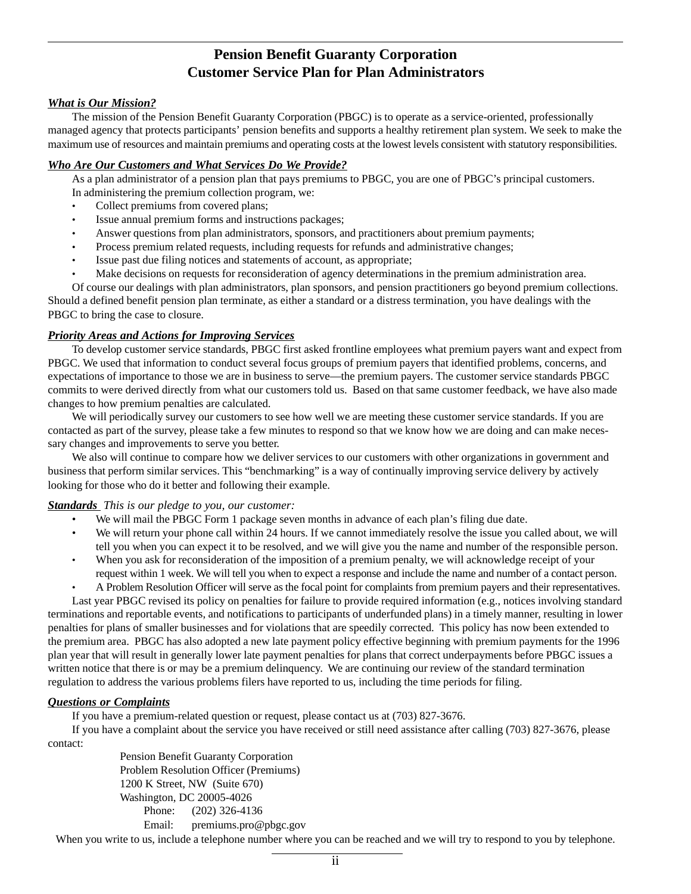# Pension Benefit Guaranty Corporation
# Customer Service Plan for Plan Administrators

***What is Our Mission?***

The mission of the Pension Benefit Guaranty Corporation (PBGC) is to operate as a service-oriented, professionally managed agency that protects participants' pension benefits and supports a healthy retirement plan system. We seek to make the maximum use of resources and maintain premiums and operating costs at the lowest levels consistent with statutory responsibilities.

***Who Are Our Customers and What Services Do We Provide?***

As a plan administrator of a pension plan that pays premiums to PBGC, you are one of PBGC's principal customers. In administering the premium collection program, we:

- Collect premiums from covered plans;
- Issue annual premium forms and instructions packages;
- Answer questions from plan administrators, sponsors, and practitioners about premium payments;
- Process premium related requests, including requests for refunds and administrative changes;
- Issue past due filing notices and statements of account, as appropriate;
- Make decisions on requests for reconsideration of agency determinations in the premium administration area.

Of course our dealings with plan administrators, plan sponsors, and pension practitioners go beyond premium collections. Should a defined benefit pension plan terminate, as either a standard or a distress termination, you have dealings with the PBGC to bring the case to closure.

***Priority Areas and Actions for Improving Services***

To develop customer service standards, PBGC first asked frontline employees what premium payers want and expect from PBGC. We used that information to conduct several focus groups of premium payers that identified problems, concerns, and expectations of importance to those we are in business to serve—the premium payers. The customer service standards PBGC commits to were derived directly from what our customers told us. Based on that same customer feedback, we have also made changes to how premium penalties are calculated.

We will periodically survey our customers to see how well we are meeting these customer service standards. If you are contacted as part of the survey, please take a few minutes to respond so that we know how we are doing and can make necessary changes and improvements to serve you better.

We also will continue to compare how we deliver services to our customers with other organizations in government and business that perform similar services. This "benchmarking" is a way of continually improving service delivery by actively looking for those who do it better and following their example.

***Standards*** *This is our pledge to you, our customer:*

- We will mail the PBGC Form 1 package seven months in advance of each plan's filing due date.
- We will return your phone call within 24 hours. If we cannot immediately resolve the issue you called about, we will tell you when you can expect it to be resolved, and we will give you the name and number of the responsible person.
- When you ask for reconsideration of the imposition of a premium penalty, we will acknowledge receipt of your request within 1 week. We will tell you when to expect a response and include the name and number of a contact person.
- A Problem Resolution Officer will serve as the focal point for complaints from premium payers and their representatives.

Last year PBGC revised its policy on penalties for failure to provide required information (e.g., notices involving standard terminations and reportable events, and notifications to participants of underfunded plans) in a timely manner, resulting in lower penalties for plans of smaller businesses and for violations that are speedily corrected. This policy has now been extended to the premium area. PBGC has also adopted a new late payment policy effective beginning with premium payments for the 1996 plan year that will result in generally lower late payment penalties for plans that correct underpayments before PBGC issues a written notice that there is or may be a premium delinquency. We are continuing our review of the standard termination regulation to address the various problems filers have reported to us, including the time periods for filing.

***Questions or Complaints***

If you have a premium-related question or request, please contact us at (703) 827-3676.

If you have a complaint about the service you have received or still need assistance after calling (703) 827-3676, please contact:

Pension Benefit Guaranty Corporation
Problem Resolution Officer (Premiums)
1200 K Street, NW (Suite 670)
Washington, DC 20005-4026
Phone: (202) 326-4136
Email: premiums.pro@pbgc.gov

When you write to us, include a telephone number where you can be reached and we will try to respond to you by telephone.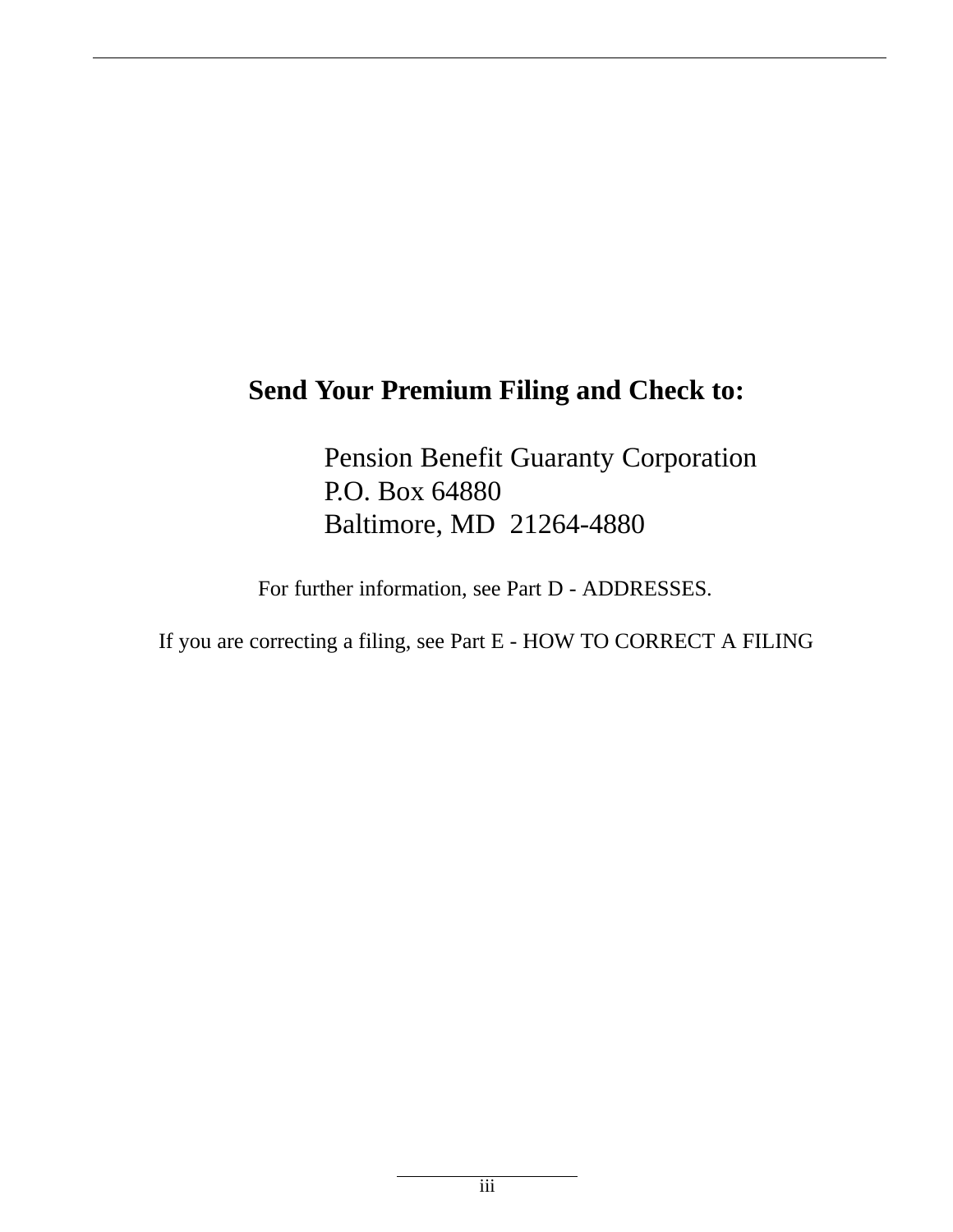**Send Your Premium Filing and Check to:**

Pension Benefit Guaranty Corporation
P.O. Box 64880
Baltimore, MD  21264-4880

For further information, see Part D - ADDRESSES.

If you are correcting a filing, see Part E - HOW TO CORRECT A FILING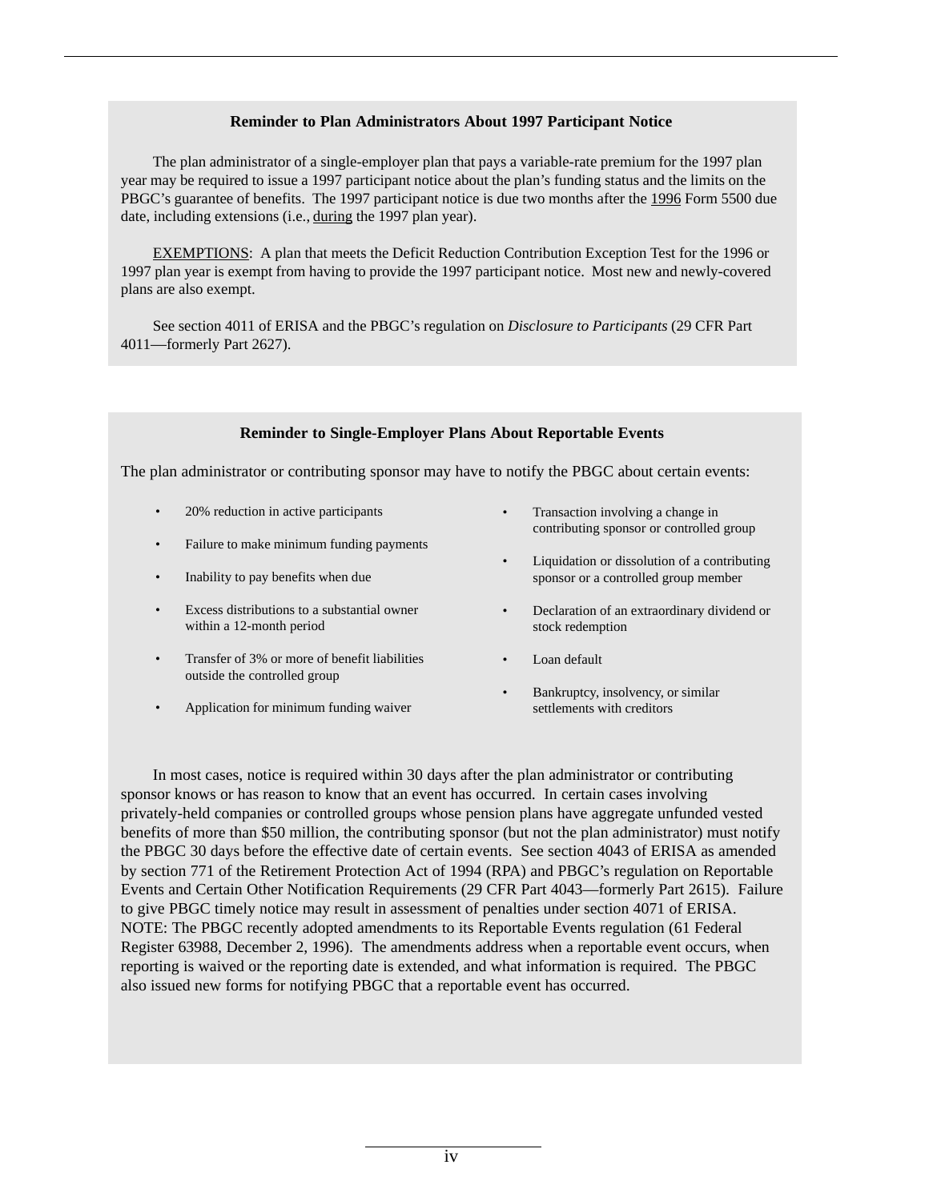### Reminder to Plan Administrators About 1997 Participant Notice

The plan administrator of a single-employer plan that pays a variable-rate premium for the 1997 plan year may be required to issue a 1997 participant notice about the plan's funding status and the limits on the PBGC's guarantee of benefits. The 1997 participant notice is due two months after the <u>1996</u> Form 5500 due date, including extensions (i.e., <u>during</u> the 1997 plan year).

<u>EXEMPTIONS</u>: A plan that meets the Deficit Reduction Contribution Exception Test for the 1996 or 1997 plan year is exempt from having to provide the 1997 participant notice. Most new and newly-covered plans are also exempt.

See section 4011 of ERISA and the PBGC's regulation on *Disclosure to Participants* (29 CFR Part 4011—formerly Part 2627).

### Reminder to Single-Employer Plans About Reportable Events

The plan administrator or contributing sponsor may have to notify the PBGC about certain events:

- 20% reduction in active participants
- Failure to make minimum funding payments
- Inability to pay benefits when due
- Excess distributions to a substantial owner within a 12-month period
- Transfer of 3% or more of benefit liabilities outside the controlled group
- Application for minimum funding waiver
- Transaction involving a change in contributing sponsor or controlled group
- Liquidation or dissolution of a contributing sponsor or a controlled group member
- Declaration of an extraordinary dividend or stock redemption
- Loan default
- Bankruptcy, insolvency, or similar settlements with creditors

In most cases, notice is required within 30 days after the plan administrator or contributing sponsor knows or has reason to know that an event has occurred. In certain cases involving privately-held companies or controlled groups whose pension plans have aggregate unfunded vested benefits of more than $50 million, the contributing sponsor (but not the plan administrator) must notify the PBGC 30 days before the effective date of certain events. See section 4043 of ERISA as amended by section 771 of the Retirement Protection Act of 1994 (RPA) and PBGC's regulation on Reportable Events and Certain Other Notification Requirements (29 CFR Part 4043—formerly Part 2615). Failure to give PBGC timely notice may result in assessment of penalties under section 4071 of ERISA. NOTE: The PBGC recently adopted amendments to its Reportable Events regulation (61 Federal Register 63988, December 2, 1996). The amendments address when a reportable event occurs, when reporting is waived or the reporting date is extended, and what information is required. The PBGC also issued new forms for notifying PBGC that a reportable event has occurred.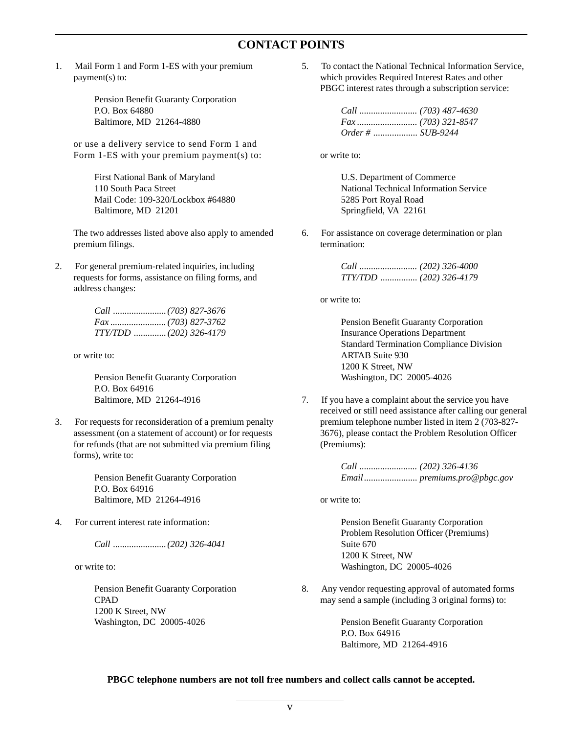# CONTACT POINTS

1. Mail Form 1 and Form 1-ES with your premium payment(s) to:

   Pension Benefit Guaranty Corporation
   P.O. Box 64880
   Baltimore, MD 21264-4880

   or use a delivery service to send Form 1 and Form 1-ES with your premium payment(s) to:

   First National Bank of Maryland
   110 South Paca Street
   Mail Code: 109-320/Lockbox #64880
   Baltimore, MD 21201

   The two addresses listed above also apply to amended premium filings.

2. For general premium-related inquiries, including requests for forms, assistance on filing forms, and address changes:

   *Call ....................... (703) 827-3676*
   *Fax ........................ (703) 827-3762*
   *TTY/TDD ............. (202) 326-4179*

   or write to:

   Pension Benefit Guaranty Corporation
   P.O. Box 64916
   Baltimore, MD 21264-4916

3. For requests for reconsideration of a premium penalty assessment (on a statement of account) or for requests for refunds (that are not submitted via premium filing forms), write to:

   Pension Benefit Guaranty Corporation
   P.O. Box 64916
   Baltimore, MD 21264-4916

4. For current interest rate information:

   *Call ....................... (202) 326-4041*

   or write to:

   Pension Benefit Guaranty Corporation
   CPAD
   1200 K Street, NW
   Washington, DC 20005-4026

5. To contact the National Technical Information Service, which provides Required Interest Rates and other PBGC interest rates through a subscription service:

   *Call ......................... (703) 487-4630*
   *Fax .......................... (703) 321-8547*
   *Order # ................... SUB-9244*

   or write to:

   U.S. Department of Commerce
   National Technical Information Service
   5285 Port Royal Road
   Springfield, VA 22161

6. For assistance on coverage determination or plan termination:

   *Call ......................... (202) 326-4000*
   *TTY/TDD ................ (202) 326-4179*

   or write to:

   Pension Benefit Guaranty Corporation
   Insurance Operations Department
   Standard Termination Compliance Division
   ARTAB Suite 930
   1200 K Street, NW
   Washington, DC 20005-4026

7. If you have a complaint about the service you have received or still need assistance after calling our general premium telephone number listed in item 2 (703-827-3676), please contact the Problem Resolution Officer (Premiums):

   *Call ......................... (202) 326-4136*
   *Email ....................... premiums.pro@pbgc.gov*

   or write to:

   Pension Benefit Guaranty Corporation
   Problem Resolution Officer (Premiums)
   Suite 670
   1200 K Street, NW
   Washington, DC 20005-4026

8. Any vendor requesting approval of automated forms may send a sample (including 3 original forms) to:

   Pension Benefit Guaranty Corporation
   P.O. Box 64916
   Baltimore, MD 21264-4916

**PBGC telephone numbers are not toll free numbers and collect calls cannot be accepted.**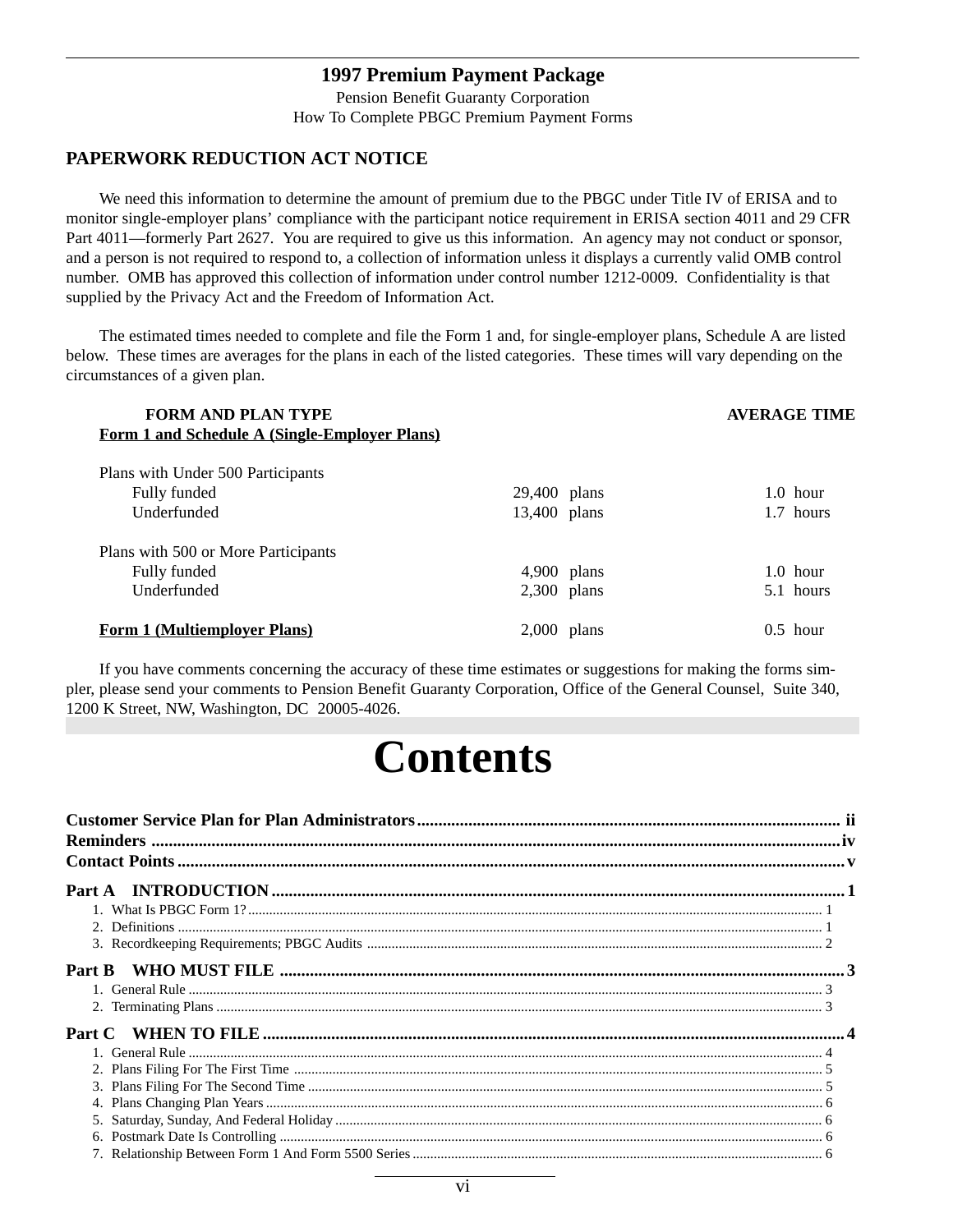# 1997 Premium Payment Package

Pension Benefit Guaranty Corporation
How To Complete PBGC Premium Payment Forms

## PAPERWORK REDUCTION ACT NOTICE

We need this information to determine the amount of premium due to the PBGC under Title IV of ERISA and to monitor single-employer plans' compliance with the participant notice requirement in ERISA section 4011 and 29 CFR Part 4011—formerly Part 2627. You are required to give us this information. An agency may not conduct or sponsor, and a person is not required to respond to, a collection of information unless it displays a currently valid OMB control number. OMB has approved this collection of information under control number 1212-0009. Confidentiality is that supplied by the Privacy Act and the Freedom of Information Act.

The estimated times needed to complete and file the Form 1 and, for single-employer plans, Schedule A are listed below. These times are averages for the plans in each of the listed categories. These times will vary depending on the circumstances of a given plan.

| FORM AND PLAN TYPE | | AVERAGE TIME |
|---|---|---|
| **Form 1 and Schedule A (Single-Employer Plans)** | | |
| Plans with Under 500 Participants | | |
| Fully funded | 29,400 plans | 1.0 hour |
| Underfunded | 13,400 plans | 1.7 hours |
| Plans with 500 or More Participants | | |
| Fully funded | 4,900 plans | 1.0 hour |
| Underfunded | 2,300 plans | 5.1 hours |
| **Form 1 (Multiemployer Plans)** | 2,000 plans | 0.5 hour |

If you have comments concerning the accuracy of these time estimates or suggestions for making the forms simpler, please send your comments to Pension Benefit Guaranty Corporation, Office of the General Counsel, Suite 340, 1200 K Street, NW, Washington, DC 20005-4026.

# Contents

**Customer Service Plan for Plan Administrators** .......... ii
**Reminders** .......... iv
**Contact Points** .......... v

**Part A INTRODUCTION** .......... 1
1. What Is PBGC Form 1? .......... 1
2. Definitions .......... 1
3. Recordkeeping Requirements; PBGC Audits .......... 2

**Part B WHO MUST FILE** .......... 3
1. General Rule .......... 3
2. Terminating Plans .......... 3

**Part C WHEN TO FILE** .......... 4
1. General Rule .......... 4
2. Plans Filing For The First Time .......... 5
3. Plans Filing For The Second Time .......... 5
4. Plans Changing Plan Years .......... 6
5. Saturday, Sunday, And Federal Holiday .......... 6
6. Postmark Date Is Controlling .......... 6
7. Relationship Between Form 1 And Form 5500 Series .......... 6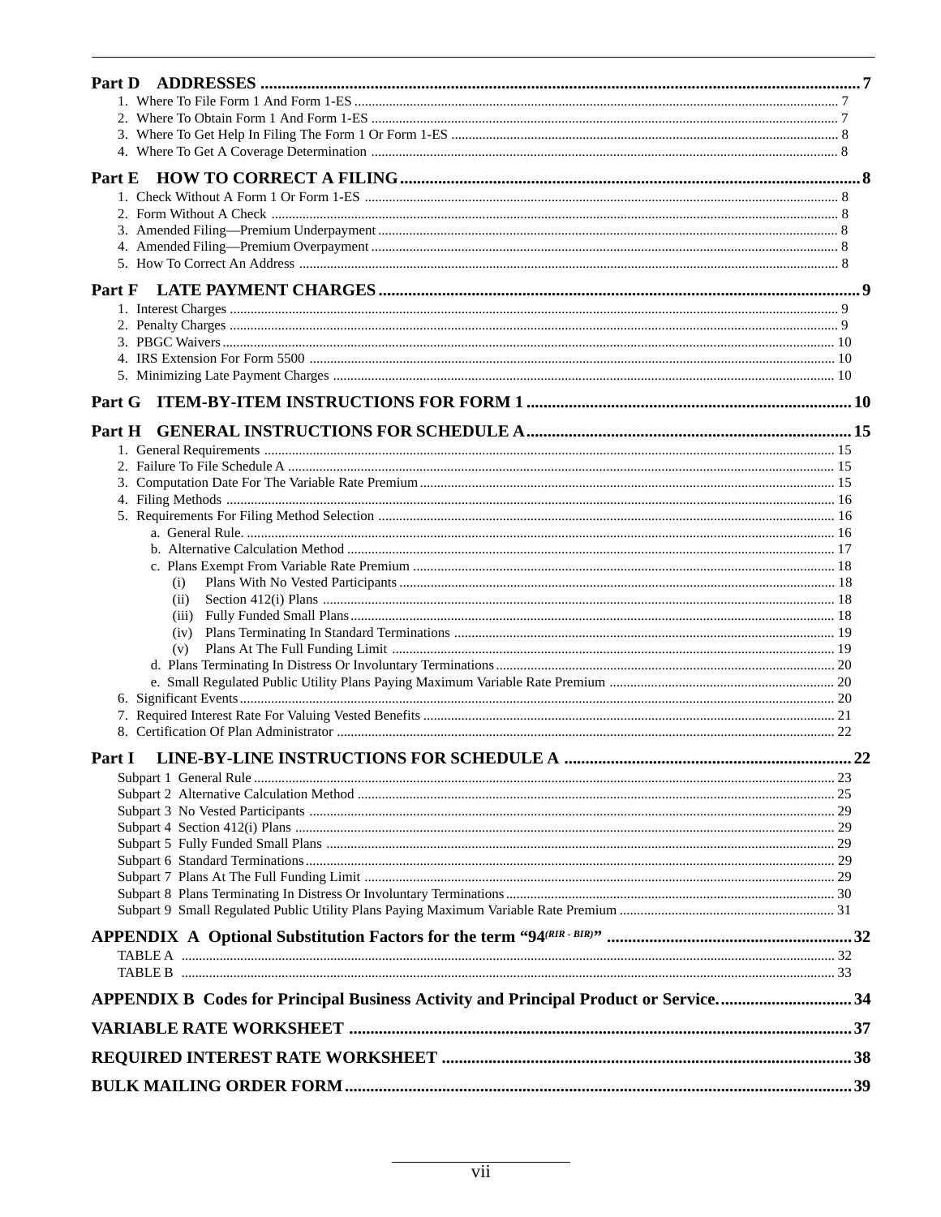**Part D ADDRESSES** .......... 7

1. Where To File Form 1 And Form 1-ES .......... 7
2. Where To Obtain Form 1 And Form 1-ES .......... 7
3. Where To Get Help In Filing The Form 1 Or Form 1-ES .......... 8
4. Where To Get A Coverage Determination .......... 8

**Part E HOW TO CORRECT A FILING** .......... 8

1. Check Without A Form 1 Or Form 1-ES .......... 8
2. Form Without A Check .......... 8
3. Amended Filing—Premium Underpayment .......... 8
4. Amended Filing—Premium Overpayment .......... 8
5. How To Correct An Address .......... 8

**Part F LATE PAYMENT CHARGES** .......... 9

1. Interest Charges .......... 9
2. Penalty Charges .......... 9
3. PBGC Waivers .......... 10
4. IRS Extension For Form 5500 .......... 10
5. Minimizing Late Payment Charges .......... 10

**Part G ITEM-BY-ITEM INSTRUCTIONS FOR FORM 1** .......... 10

**Part H GENERAL INSTRUCTIONS FOR SCHEDULE A** .......... 15

1. General Requirements .......... 15
2. Failure To File Schedule A .......... 15
3. Computation Date For The Variable Rate Premium .......... 15
4. Filing Methods .......... 16
5. Requirements For Filing Method Selection .......... 16
   - a. General Rule. .......... 16
   - b. Alternative Calculation Method .......... 17
   - c. Plans Exempt From Variable Rate Premium .......... 18
     - (i) Plans With No Vested Participants .......... 18
     - (ii) Section 412(i) Plans .......... 18
     - (iii) Fully Funded Small Plans .......... 18
     - (iv) Plans Terminating In Standard Terminations .......... 19
     - (v) Plans At The Full Funding Limit .......... 19
   - d. Plans Terminating In Distress Or Involuntary Terminations .......... 20
   - e. Small Regulated Public Utility Plans Paying Maximum Variable Rate Premium .......... 20
6. Significant Events .......... 20
7. Required Interest Rate For Valuing Vested Benefits .......... 21
8. Certification Of Plan Administrator .......... 22

**Part I LINE-BY-LINE INSTRUCTIONS FOR SCHEDULE A** .......... 22

- Subpart 1 General Rule .......... 23
- Subpart 2 Alternative Calculation Method .......... 25
- Subpart 3 No Vested Participants .......... 29
- Subpart 4 Section 412(i) Plans .......... 29
- Subpart 5 Fully Funded Small Plans .......... 29
- Subpart 6 Standard Terminations .......... 29
- Subpart 7 Plans At The Full Funding Limit .......... 29
- Subpart 8 Plans Terminating In Distress Or Involuntary Terminations .......... 30
- Subpart 9 Small Regulated Public Utility Plans Paying Maximum Variable Rate Premium .......... 31

**APPENDIX A Optional Substitution Factors for the term "$94^{(RIR - BIR)}$"** .......... 32

- TABLE A .......... 32
- TABLE B .......... 33

**APPENDIX B Codes for Principal Business Activity and Principal Product or Service.** .......... 34

**VARIABLE RATE WORKSHEET** .......... 37

**REQUIRED INTEREST RATE WORKSHEET** .......... 38

**BULK MAILING ORDER FORM** .......... 39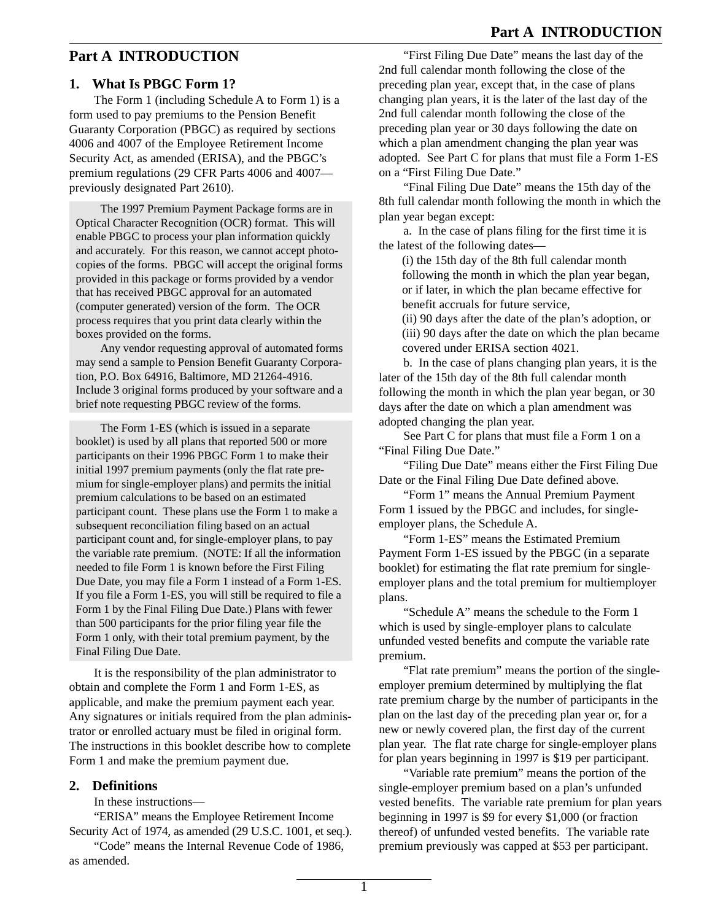# Part A INTRODUCTION

## 1. What Is PBGC Form 1?

The Form 1 (including Schedule A to Form 1) is a form used to pay premiums to the Pension Benefit Guaranty Corporation (PBGC) as required by sections 4006 and 4007 of the Employee Retirement Income Security Act, as amended (ERISA), and the PBGC's premium regulations (29 CFR Parts 4006 and 4007—previously designated Part 2610).

> The 1997 Premium Payment Package forms are in Optical Character Recognition (OCR) format. This will enable PBGC to process your plan information quickly and accurately. For this reason, we cannot accept photocopies of the forms. PBGC will accept the original forms provided in this package or forms provided by a vendor that has received PBGC approval for an automated (computer generated) version of the form. The OCR process requires that you print data clearly within the boxes provided on the forms.
>
> Any vendor requesting approval of automated forms may send a sample to Pension Benefit Guaranty Corporation, P.O. Box 64916, Baltimore, MD 21264-4916. Include 3 original forms produced by your software and a brief note requesting PBGC review of the forms.

> The Form 1-ES (which is issued in a separate booklet) is used by all plans that reported 500 or more participants on their 1996 PBGC Form 1 to make their initial 1997 premium payments (only the flat rate premium for single-employer plans) and permits the initial premium calculations to be based on an estimated participant count. These plans use the Form 1 to make a subsequent reconciliation filing based on an actual participant count and, for single-employer plans, to pay the variable rate premium. (NOTE: If all the information needed to file Form 1 is known before the First Filing Due Date, you may file a Form 1 instead of a Form 1-ES. If you file a Form 1-ES, you will still be required to file a Form 1 by the Final Filing Due Date.) Plans with fewer than 500 participants for the prior filing year file the Form 1 only, with their total premium payment, by the Final Filing Due Date.

It is the responsibility of the plan administrator to obtain and complete the Form 1 and Form 1-ES, as applicable, and make the premium payment each year. Any signatures or initials required from the plan administrator or enrolled actuary must be filed in original form. The instructions in this booklet describe how to complete Form 1 and make the premium payment due.

## 2. Definitions

In these instructions—

"ERISA" means the Employee Retirement Income Security Act of 1974, as amended (29 U.S.C. 1001, et seq.).

"Code" means the Internal Revenue Code of 1986, as amended.

"First Filing Due Date" means the last day of the 2nd full calendar month following the close of the preceding plan year, except that, in the case of plans changing plan years, it is the later of the last day of the 2nd full calendar month following the close of the preceding plan year or 30 days following the date on which a plan amendment changing the plan year was adopted. See Part C for plans that must file a Form 1-ES on a "First Filing Due Date."

"Final Filing Due Date" means the 15th day of the 8th full calendar month following the month in which the plan year began except:

a. In the case of plans filing for the first time it is the latest of the following dates—

(i) the 15th day of the 8th full calendar month following the month in which the plan year began, or if later, in which the plan became effective for benefit accruals for future service,
(ii) 90 days after the date of the plan's adoption, or
(iii) 90 days after the date on which the plan became covered under ERISA section 4021.

b. In the case of plans changing plan years, it is the later of the 15th day of the 8th full calendar month following the month in which the plan year began, or 30 days after the date on which a plan amendment was adopted changing the plan year.

See Part C for plans that must file a Form 1 on a "Final Filing Due Date."

"Filing Due Date" means either the First Filing Due Date or the Final Filing Due Date defined above.

"Form 1" means the Annual Premium Payment Form 1 issued by the PBGC and includes, for single-employer plans, the Schedule A.

"Form 1-ES" means the Estimated Premium Payment Form 1-ES issued by the PBGC (in a separate booklet) for estimating the flat rate premium for single-employer plans and the total premium for multiemployer plans.

"Schedule A" means the schedule to the Form 1 which is used by single-employer plans to calculate unfunded vested benefits and compute the variable rate premium.

"Flat rate premium" means the portion of the single-employer premium determined by multiplying the flat rate premium charge by the number of participants in the plan on the last day of the preceding plan year or, for a new or newly covered plan, the first day of the current plan year. The flat rate charge for single-employer plans for plan years beginning in 1997 is $19 per participant.

"Variable rate premium" means the portion of the single-employer premium based on a plan's unfunded vested benefits. The variable rate premium for plan years beginning in 1997 is $9 for every $1,000 (or fraction thereof) of unfunded vested benefits. The variable rate premium previously was capped at $53 per participant.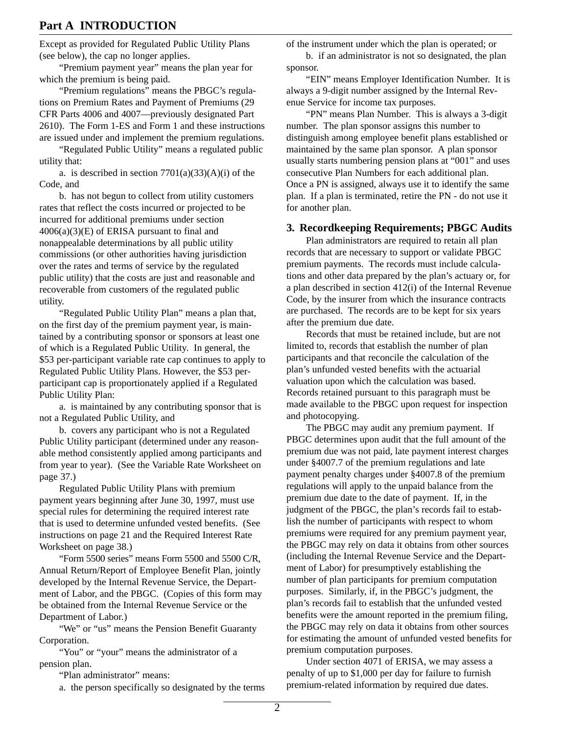Except as provided for Regulated Public Utility Plans (see below), the cap no longer applies.

"Premium payment year" means the plan year for which the premium is being paid.

"Premium regulations" means the PBGC's regulations on Premium Rates and Payment of Premiums (29 CFR Parts 4006 and 4007—previously designated Part 2610). The Form 1-ES and Form 1 and these instructions are issued under and implement the premium regulations.

"Regulated Public Utility" means a regulated public utility that:

a. is described in section 7701(a)(33)(A)(i) of the Code, and

b. has not begun to collect from utility customers rates that reflect the costs incurred or projected to be incurred for additional premiums under section 4006(a)(3)(E) of ERISA pursuant to final and nonappealable determinations by all public utility commissions (or other authorities having jurisdiction over the rates and terms of service by the regulated public utility) that the costs are just and reasonable and recoverable from customers of the regulated public utility.

"Regulated Public Utility Plan" means a plan that, on the first day of the premium payment year, is maintained by a contributing sponsor or sponsors at least one of which is a Regulated Public Utility. In general, the $53 per-participant variable rate cap continues to apply to Regulated Public Utility Plans. However, the $53 per-participant cap is proportionately applied if a Regulated Public Utility Plan:

a. is maintained by any contributing sponsor that is not a Regulated Public Utility, and

b. covers any participant who is not a Regulated Public Utility participant (determined under any reasonable method consistently applied among participants and from year to year). (See the Variable Rate Worksheet on page 37.)

Regulated Public Utility Plans with premium payment years beginning after June 30, 1997, must use special rules for determining the required interest rate that is used to determine unfunded vested benefits. (See instructions on page 21 and the Required Interest Rate Worksheet on page 38.)

"Form 5500 series" means Form 5500 and 5500 C/R, Annual Return/Report of Employee Benefit Plan, jointly developed by the Internal Revenue Service, the Department of Labor, and the PBGC. (Copies of this form may be obtained from the Internal Revenue Service or the Department of Labor.)

"We" or "us" means the Pension Benefit Guaranty Corporation.

"You" or "your" means the administrator of a pension plan.

"Plan administrator" means:

a. the person specifically so designated by the terms of the instrument under which the plan is operated; or

b. if an administrator is not so designated, the plan sponsor.

"EIN" means Employer Identification Number. It is always a 9-digit number assigned by the Internal Revenue Service for income tax purposes.

"PN" means Plan Number. This is always a 3-digit number. The plan sponsor assigns this number to distinguish among employee benefit plans established or maintained by the same plan sponsor. A plan sponsor usually starts numbering pension plans at "001" and uses consecutive Plan Numbers for each additional plan. Once a PN is assigned, always use it to identify the same plan. If a plan is terminated, retire the PN - do not use it for another plan.

### 3. Recordkeeping Requirements; PBGC Audits

Plan administrators are required to retain all plan records that are necessary to support or validate PBGC premium payments. The records must include calculations and other data prepared by the plan's actuary or, for a plan described in section 412(i) of the Internal Revenue Code, by the insurer from which the insurance contracts are purchased. The records are to be kept for six years after the premium due date.

Records that must be retained include, but are not limited to, records that establish the number of plan participants and that reconcile the calculation of the plan's unfunded vested benefits with the actuarial valuation upon which the calculation was based. Records retained pursuant to this paragraph must be made available to the PBGC upon request for inspection and photocopying.

The PBGC may audit any premium payment. If PBGC determines upon audit that the full amount of the premium due was not paid, late payment interest charges under §4007.7 of the premium regulations and late payment penalty charges under §4007.8 of the premium regulations will apply to the unpaid balance from the premium due date to the date of payment. If, in the judgment of the PBGC, the plan's records fail to establish the number of participants with respect to whom premiums were required for any premium payment year, the PBGC may rely on data it obtains from other sources (including the Internal Revenue Service and the Department of Labor) for presumptively establishing the number of plan participants for premium computation purposes. Similarly, if, in the PBGC's judgment, the plan's records fail to establish that the unfunded vested benefits were the amount reported in the premium filing, the PBGC may rely on data it obtains from other sources for estimating the amount of unfunded vested benefits for premium computation purposes.

Under section 4071 of ERISA, we may assess a penalty of up to $1,000 per day for failure to furnish premium-related information by required due dates.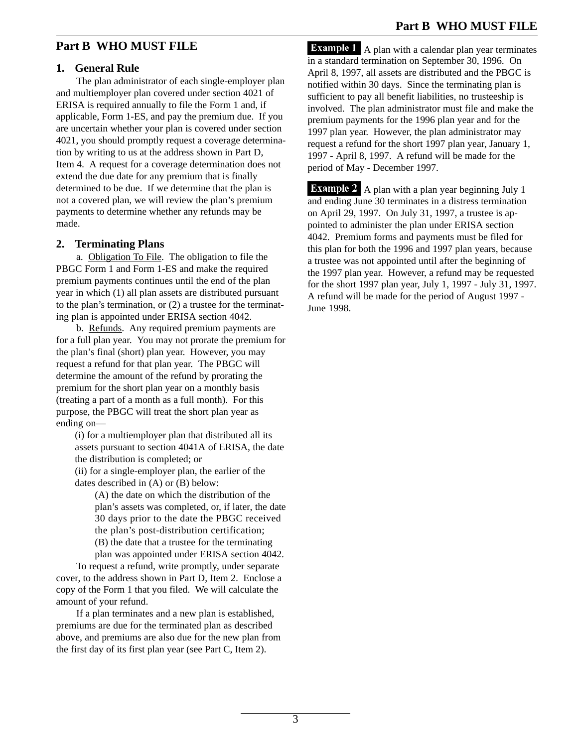## Part B WHO MUST FILE

### 1. General Rule

The plan administrator of each single-employer plan and multiemployer plan covered under section 4021 of ERISA is required annually to file the Form 1 and, if applicable, Form 1-ES, and pay the premium due. If you are uncertain whether your plan is covered under section 4021, you should promptly request a coverage determination by writing to us at the address shown in Part D, Item 4. A request for a coverage determination does not extend the due date for any premium that is finally determined to be due. If we determine that the plan is not a covered plan, we will review the plan's premium payments to determine whether any refunds may be made.

### 2. Terminating Plans

a. Obligation To File. The obligation to file the PBGC Form 1 and Form 1-ES and make the required premium payments continues until the end of the plan year in which (1) all plan assets are distributed pursuant to the plan's termination, or (2) a trustee for the terminating plan is appointed under ERISA section 4042.

b. Refunds. Any required premium payments are for a full plan year. You may not prorate the premium for the plan's final (short) plan year. However, you may request a refund for that plan year. The PBGC will determine the amount of the refund by prorating the premium for the short plan year on a monthly basis (treating a part of a month as a full month). For this purpose, the PBGC will treat the short plan year as ending on—

(i) for a multiemployer plan that distributed all its assets pursuant to section 4041A of ERISA, the date the distribution is completed; or

(ii) for a single-employer plan, the earlier of the dates described in (A) or (B) below:

(A) the date on which the distribution of the plan's assets was completed, or, if later, the date 30 days prior to the date the PBGC received the plan's post-distribution certification;

(B) the date that a trustee for the terminating plan was appointed under ERISA section 4042.

To request a refund, write promptly, under separate cover, to the address shown in Part D, Item 2. Enclose a copy of the Form 1 that you filed. We will calculate the amount of your refund.

If a plan terminates and a new plan is established, premiums are due for the terminated plan as described above, and premiums are also due for the new plan from the first day of its first plan year (see Part C, Item 2).

**Example 1** A plan with a calendar plan year terminates in a standard termination on September 30, 1996. On April 8, 1997, all assets are distributed and the PBGC is notified within 30 days. Since the terminating plan is sufficient to pay all benefit liabilities, no trusteeship is involved. The plan administrator must file and make the premium payments for the 1996 plan year and for the 1997 plan year. However, the plan administrator may request a refund for the short 1997 plan year, January 1, 1997 - April 8, 1997. A refund will be made for the period of May - December 1997.

**Example 2** A plan with a plan year beginning July 1 and ending June 30 terminates in a distress termination on April 29, 1997. On July 31, 1997, a trustee is appointed to administer the plan under ERISA section 4042. Premium forms and payments must be filed for this plan for both the 1996 and 1997 plan years, because a trustee was not appointed until after the beginning of the 1997 plan year. However, a refund may be requested for the short 1997 plan year, July 1, 1997 - July 31, 1997. A refund will be made for the period of August 1997 - June 1998.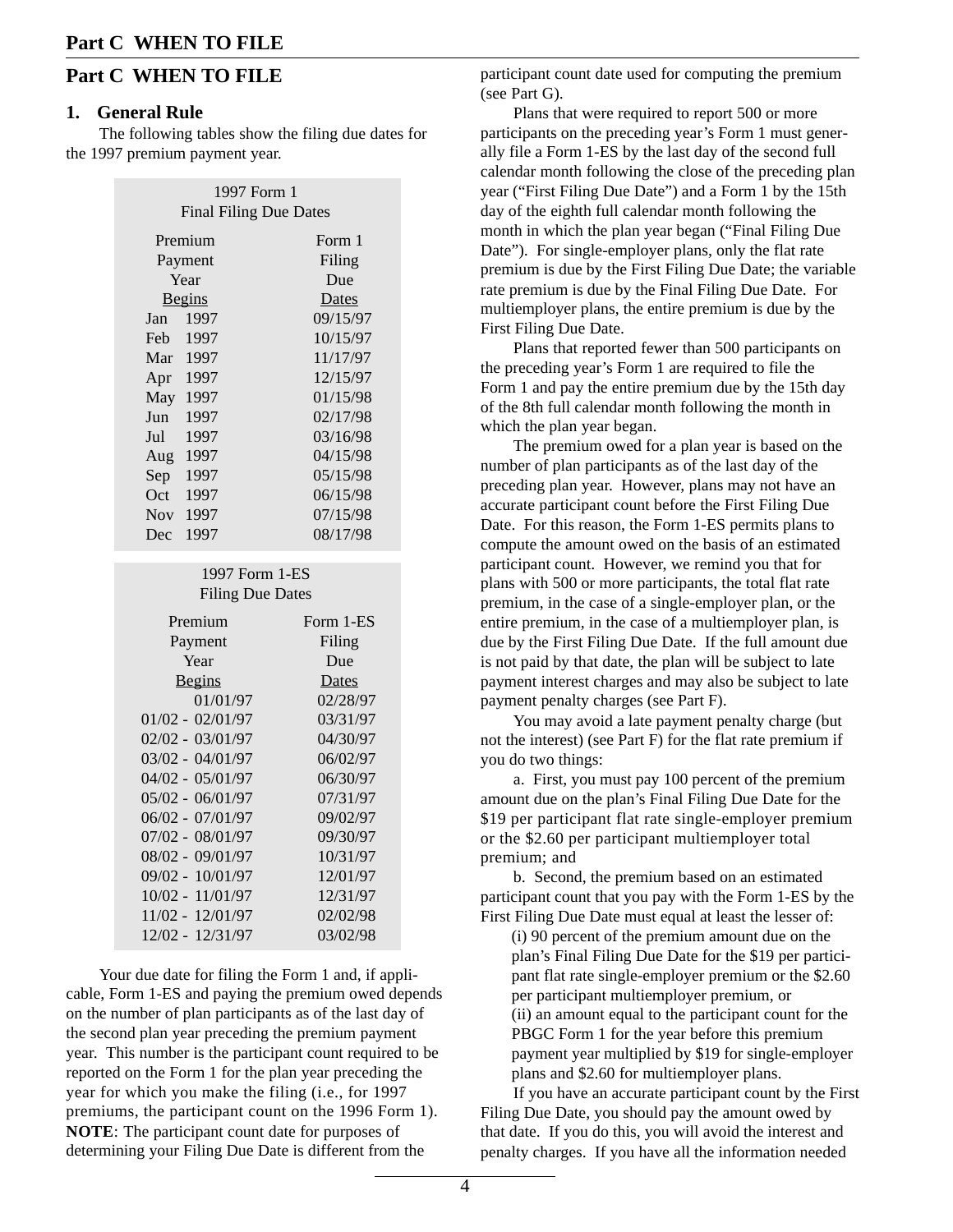## Part C WHEN TO FILE

### 1. General Rule

The following tables show the filing due dates for the 1997 premium payment year.

**1997 Form 1 Final Filing Due Dates**

| Premium Payment Year Begins | Form 1 Filing Due Dates |
|---|---|
| Jan 1997 | 09/15/97 |
| Feb 1997 | 10/15/97 |
| Mar 1997 | 11/17/97 |
| Apr 1997 | 12/15/97 |
| May 1997 | 01/15/98 |
| Jun 1997 | 02/17/98 |
| Jul 1997 | 03/16/98 |
| Aug 1997 | 04/15/98 |
| Sep 1997 | 05/15/98 |
| Oct 1997 | 06/15/98 |
| Nov 1997 | 07/15/98 |
| Dec 1997 | 08/17/98 |

**1997 Form 1-ES Filing Due Dates**

| Premium Payment Year Begins | Form 1-ES Filing Due Dates |
|---|---|
| 01/01/97 | 02/28/97 |
| 01/02 - 02/01/97 | 03/31/97 |
| 02/02 - 03/01/97 | 04/30/97 |
| 03/02 - 04/01/97 | 06/02/97 |
| 04/02 - 05/01/97 | 06/30/97 |
| 05/02 - 06/01/97 | 07/31/97 |
| 06/02 - 07/01/97 | 09/02/97 |
| 07/02 - 08/01/97 | 09/30/97 |
| 08/02 - 09/01/97 | 10/31/97 |
| 09/02 - 10/01/97 | 12/01/97 |
| 10/02 - 11/01/97 | 12/31/97 |
| 11/02 - 12/01/97 | 02/02/98 |
| 12/02 - 12/31/97 | 03/02/98 |

Your due date for filing the Form 1 and, if applicable, Form 1-ES and paying the premium owed depends on the number of plan participants as of the last day of the second plan year preceding the premium payment year. This number is the participant count required to be reported on the Form 1 for the plan year preceding the year for which you make the filing (i.e., for 1997 premiums, the participant count on the 1996 Form 1). **NOTE**: The participant count date for purposes of determining your Filing Due Date is different from the participant count date used for computing the premium (see Part G).

Plans that were required to report 500 or more participants on the preceding year's Form 1 must generally file a Form 1-ES by the last day of the second full calendar month following the close of the preceding plan year ("First Filing Due Date") and a Form 1 by the 15th day of the eighth full calendar month following the month in which the plan year began ("Final Filing Due Date"). For single-employer plans, only the flat rate premium is due by the First Filing Due Date; the variable rate premium is due by the Final Filing Due Date. For multiemployer plans, the entire premium is due by the First Filing Due Date.

Plans that reported fewer than 500 participants on the preceding year's Form 1 are required to file the Form 1 and pay the entire premium due by the 15th day of the 8th full calendar month following the month in which the plan year began.

The premium owed for a plan year is based on the number of plan participants as of the last day of the preceding plan year. However, plans may not have an accurate participant count before the First Filing Due Date. For this reason, the Form 1-ES permits plans to compute the amount owed on the basis of an estimated participant count. However, we remind you that for plans with 500 or more participants, the total flat rate premium, in the case of a single-employer plan, or the entire premium, in the case of a multiemployer plan, is due by the First Filing Due Date. If the full amount due is not paid by that date, the plan will be subject to late payment interest charges and may also be subject to late payment penalty charges (see Part F).

You may avoid a late payment penalty charge (but not the interest) (see Part F) for the flat rate premium if you do two things:

a. First, you must pay 100 percent of the premium amount due on the plan's Final Filing Due Date for the $19 per participant flat rate single-employer premium or the $2.60 per participant multiemployer total premium; and

b. Second, the premium based on an estimated participant count that you pay with the Form 1-ES by the First Filing Due Date must equal at least the lesser of:

(i) 90 percent of the premium amount due on the plan's Final Filing Due Date for the $19 per participant flat rate single-employer premium or the $2.60 per participant multiemployer premium, or

(ii) an amount equal to the participant count for the PBGC Form 1 for the year before this premium payment year multiplied by $19 for single-employer plans and $2.60 for multiemployer plans.

If you have an accurate participant count by the First Filing Due Date, you should pay the amount owed by that date. If you do this, you will avoid the interest and penalty charges. If you have all the information needed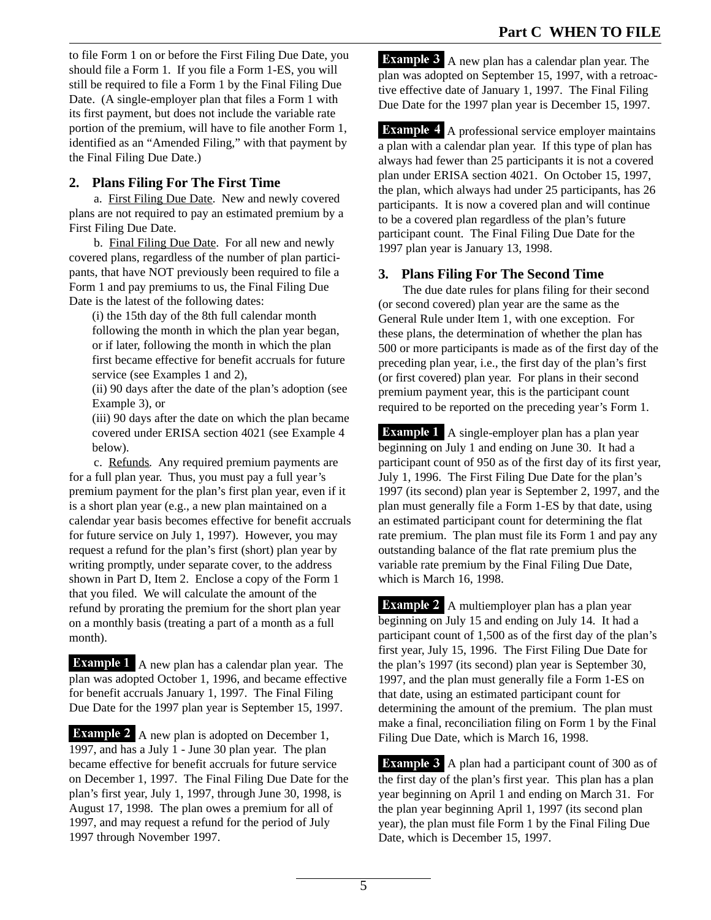to file Form 1 on or before the First Filing Due Date, you should file a Form 1. If you file a Form 1-ES, you will still be required to file a Form 1 by the Final Filing Due Date. (A single-employer plan that files a Form 1 with its first payment, but does not include the variable rate portion of the premium, will have to file another Form 1, identified as an "Amended Filing," with that payment by the Final Filing Due Date.)

## 2. Plans Filing For The First Time

a. First Filing Due Date. New and newly covered plans are not required to pay an estimated premium by a First Filing Due Date.

b. Final Filing Due Date. For all new and newly covered plans, regardless of the number of plan participants, that have NOT previously been required to file a Form 1 and pay premiums to us, the Final Filing Due Date is the latest of the following dates:

(i) the 15th day of the 8th full calendar month following the month in which the plan year began, or if later, following the month in which the plan first became effective for benefit accruals for future service (see Examples 1 and 2),

(ii) 90 days after the date of the plan's adoption (see Example 3), or

(iii) 90 days after the date on which the plan became covered under ERISA section 4021 (see Example 4 below).

c. Refunds. Any required premium payments are for a full plan year. Thus, you must pay a full year's premium payment for the plan's first plan year, even if it is a short plan year (e.g., a new plan maintained on a calendar year basis becomes effective for benefit accruals for future service on July 1, 1997). However, you may request a refund for the plan's first (short) plan year by writing promptly, under separate cover, to the address shown in Part D, Item 2. Enclose a copy of the Form 1 that you filed. We will calculate the amount of the refund by prorating the premium for the short plan year on a monthly basis (treating a part of a month as a full month).

**Example 1** A new plan has a calendar plan year. The plan was adopted October 1, 1996, and became effective for benefit accruals January 1, 1997. The Final Filing Due Date for the 1997 plan year is September 15, 1997.

**Example 2** A new plan is adopted on December 1, 1997, and has a July 1 - June 30 plan year. The plan became effective for benefit accruals for future service on December 1, 1997. The Final Filing Due Date for the plan's first year, July 1, 1997, through June 30, 1998, is August 17, 1998. The plan owes a premium for all of 1997, and may request a refund for the period of July 1997 through November 1997.

**Example 3** A new plan has a calendar plan year. The plan was adopted on September 15, 1997, with a retroactive effective date of January 1, 1997. The Final Filing Due Date for the 1997 plan year is December 15, 1997.

**Example 4** A professional service employer maintains a plan with a calendar plan year. If this type of plan has always had fewer than 25 participants it is not a covered plan under ERISA section 4021. On October 15, 1997, the plan, which always had under 25 participants, has 26 participants. It is now a covered plan and will continue to be a covered plan regardless of the plan's future participant count. The Final Filing Due Date for the 1997 plan year is January 13, 1998.

## 3. Plans Filing For The Second Time

The due date rules for plans filing for their second (or second covered) plan year are the same as the General Rule under Item 1, with one exception. For these plans, the determination of whether the plan has 500 or more participants is made as of the first day of the preceding plan year, i.e., the first day of the plan's first (or first covered) plan year. For plans in their second premium payment year, this is the participant count required to be reported on the preceding year's Form 1.

**Example 1** A single-employer plan has a plan year beginning on July 1 and ending on June 30. It had a participant count of 950 as of the first day of its first year, July 1, 1996. The First Filing Due Date for the plan's 1997 (its second) plan year is September 2, 1997, and the plan must generally file a Form 1-ES by that date, using an estimated participant count for determining the flat rate premium. The plan must file its Form 1 and pay any outstanding balance of the flat rate premium plus the variable rate premium by the Final Filing Due Date, which is March 16, 1998.

**Example 2** A multiemployer plan has a plan year beginning on July 15 and ending on July 14. It had a participant count of 1,500 as of the first day of the plan's first year, July 15, 1996. The First Filing Due Date for the plan's 1997 (its second) plan year is September 30, 1997, and the plan must generally file a Form 1-ES on that date, using an estimated participant count for determining the amount of the premium. The plan must make a final, reconciliation filing on Form 1 by the Final Filing Due Date, which is March 16, 1998.

**Example 3** A plan had a participant count of 300 as of the first day of the plan's first year. This plan has a plan year beginning on April 1 and ending on March 31. For the plan year beginning April 1, 1997 (its second plan year), the plan must file Form 1 by the Final Filing Due Date, which is December 15, 1997.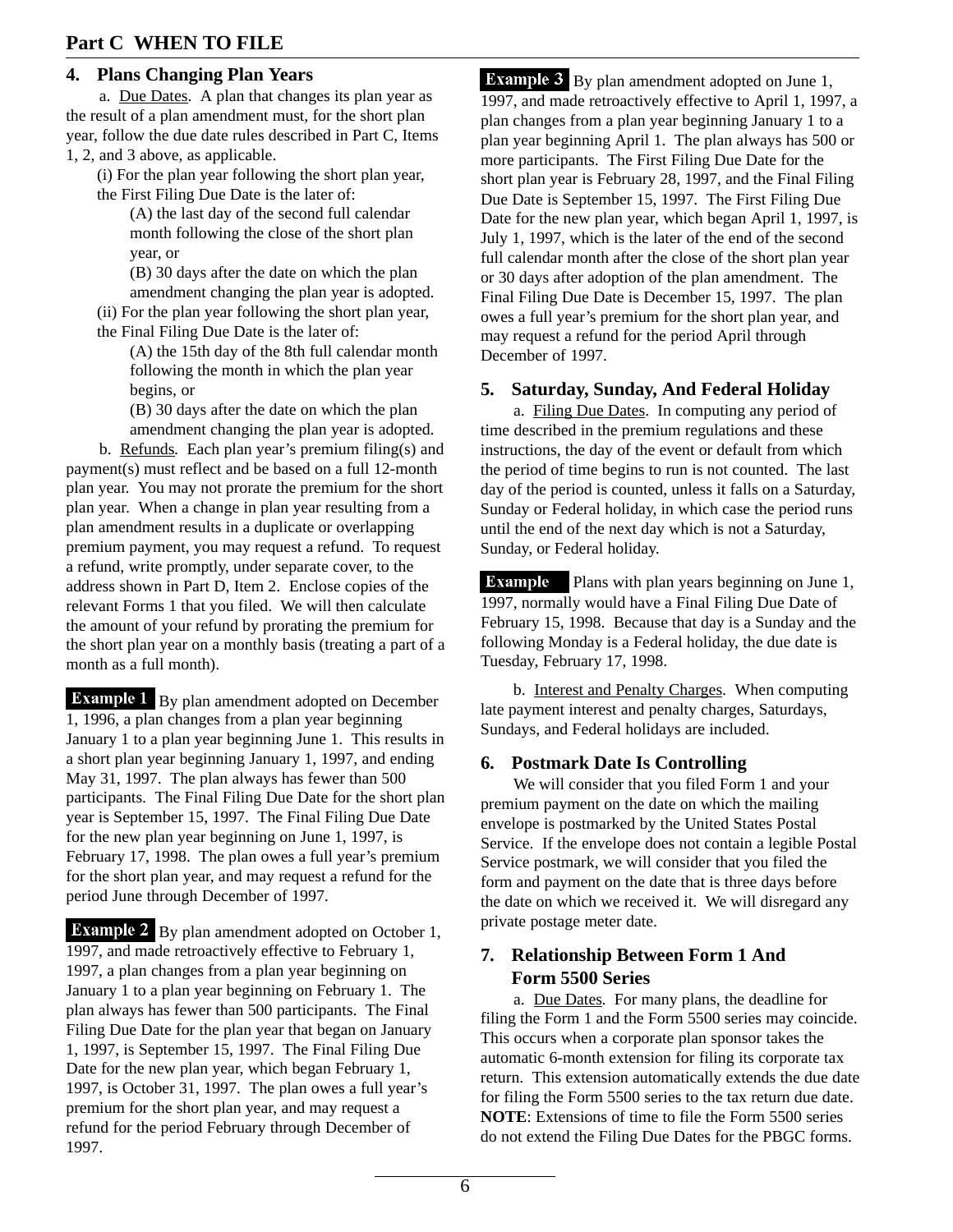## Part C WHEN TO FILE

### 4. Plans Changing Plan Years

a. Due Dates. A plan that changes its plan year as the result of a plan amendment must, for the short plan year, follow the due date rules described in Part C, Items 1, 2, and 3 above, as applicable.

(i) For the plan year following the short plan year, the First Filing Due Date is the later of:

(A) the last day of the second full calendar month following the close of the short plan year, or

(B) 30 days after the date on which the plan amendment changing the plan year is adopted.

(ii) For the plan year following the short plan year, the Final Filing Due Date is the later of:

(A) the 15th day of the 8th full calendar month following the month in which the plan year begins, or

(B) 30 days after the date on which the plan amendment changing the plan year is adopted.

b. Refunds. Each plan year's premium filing(s) and payment(s) must reflect and be based on a full 12-month plan year. You may not prorate the premium for the short plan year. When a change in plan year resulting from a plan amendment results in a duplicate or overlapping premium payment, you may request a refund. To request a refund, write promptly, under separate cover, to the address shown in Part D, Item 2. Enclose copies of the relevant Forms 1 that you filed. We will then calculate the amount of your refund by prorating the premium for the short plan year on a monthly basis (treating a part of a month as a full month).

**Example 1** By plan amendment adopted on December 1, 1996, a plan changes from a plan year beginning January 1 to a plan year beginning June 1. This results in a short plan year beginning January 1, 1997, and ending May 31, 1997. The plan always has fewer than 500 participants. The Final Filing Due Date for the short plan year is September 15, 1997. The Final Filing Due Date for the new plan year beginning on June 1, 1997, is February 17, 1998. The plan owes a full year's premium for the short plan year, and may request a refund for the period June through December of 1997.

**Example 2** By plan amendment adopted on October 1, 1997, and made retroactively effective to February 1, 1997, a plan changes from a plan year beginning on January 1 to a plan year beginning on February 1. The plan always has fewer than 500 participants. The Final Filing Due Date for the plan year that began on January 1, 1997, is September 15, 1997. The Final Filing Due Date for the new plan year, which began February 1, 1997, is October 31, 1997. The plan owes a full year's premium for the short plan year, and may request a refund for the period February through December of 1997.

**Example 3** By plan amendment adopted on June 1, 1997, and made retroactively effective to April 1, 1997, a plan changes from a plan year beginning January 1 to a plan year beginning April 1. The plan always has 500 or more participants. The First Filing Due Date for the short plan year is February 28, 1997, and the Final Filing Due Date is September 15, 1997. The First Filing Due Date for the new plan year, which began April 1, 1997, is July 1, 1997, which is the later of the end of the second full calendar month after the close of the short plan year or 30 days after adoption of the plan amendment. The Final Filing Due Date is December 15, 1997. The plan owes a full year's premium for the short plan year, and may request a refund for the period April through December of 1997.

### 5. Saturday, Sunday, And Federal Holiday

a. Filing Due Dates. In computing any period of time described in the premium regulations and these instructions, the day of the event or default from which the period of time begins to run is not counted. The last day of the period is counted, unless it falls on a Saturday, Sunday or Federal holiday, in which case the period runs until the end of the next day which is not a Saturday, Sunday, or Federal holiday.

**Example** Plans with plan years beginning on June 1, 1997, normally would have a Final Filing Due Date of February 15, 1998. Because that day is a Sunday and the following Monday is a Federal holiday, the due date is Tuesday, February 17, 1998.

b. Interest and Penalty Charges. When computing late payment interest and penalty charges, Saturdays, Sundays, and Federal holidays are included.

### 6. Postmark Date Is Controlling

We will consider that you filed Form 1 and your premium payment on the date on which the mailing envelope is postmarked by the United States Postal Service. If the envelope does not contain a legible Postal Service postmark, we will consider that you filed the form and payment on the date that is three days before the date on which we received it. We will disregard any private postage meter date.

### 7. Relationship Between Form 1 And Form 5500 Series

a. Due Dates. For many plans, the deadline for filing the Form 1 and the Form 5500 series may coincide. This occurs when a corporate plan sponsor takes the automatic 6-month extension for filing its corporate tax return. This extension automatically extends the due date for filing the Form 5500 series to the tax return due date. **NOTE**: Extensions of time to file the Form 5500 series do not extend the Filing Due Dates for the PBGC forms.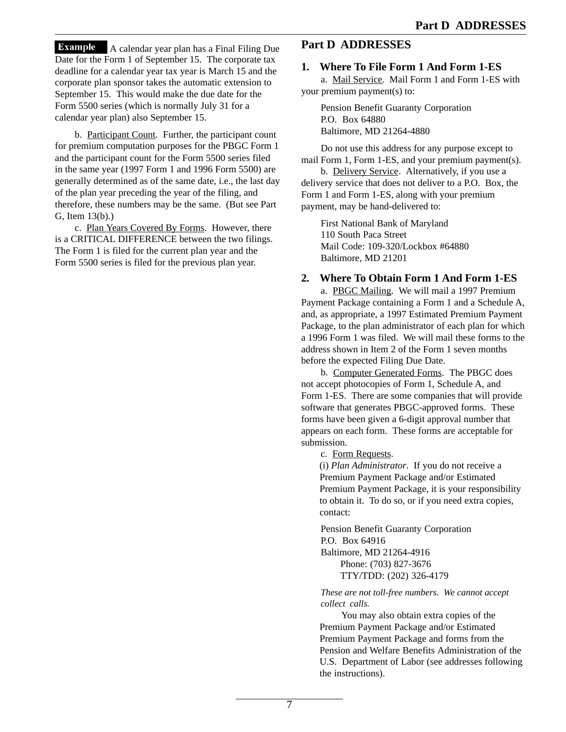**Example** A calendar year plan has a Final Filing Due Date for the Form 1 of September 15. The corporate tax deadline for a calendar year tax year is March 15 and the corporate plan sponsor takes the automatic extension to September 15. This would make the due date for the Form 5500 series (which is normally July 31 for a calendar year plan) also September 15.

b. Participant Count. Further, the participant count for premium computation purposes for the PBGC Form 1 and the participant count for the Form 5500 series filed in the same year (1997 Form 1 and 1996 Form 5500) are generally determined as of the same date, i.e., the last day of the plan year preceding the year of the filing, and therefore, these numbers may be the same. (But see Part G, Item 13(b).)

c. Plan Years Covered By Forms. However, there is a CRITICAL DIFFERENCE between the two filings. The Form 1 is filed for the current plan year and the Form 5500 series is filed for the previous plan year.

## Part D ADDRESSES

### 1. Where To File Form 1 And Form 1-ES

a. Mail Service. Mail Form 1 and Form 1-ES with your premium payment(s) to:

Pension Benefit Guaranty Corporation
P.O. Box 64880
Baltimore, MD 21264-4880

Do not use this address for any purpose except to mail Form 1, Form 1-ES, and your premium payment(s).

b. Delivery Service. Alternatively, if you use a delivery service that does not deliver to a P.O. Box, the Form 1 and Form 1-ES, along with your premium payment, may be hand-delivered to:

First National Bank of Maryland
110 South Paca Street
Mail Code: 109-320/Lockbox #64880
Baltimore, MD 21201

### 2. Where To Obtain Form 1 And Form 1-ES

a. PBGC Mailing. We will mail a 1997 Premium Payment Package containing a Form 1 and a Schedule A, and, as appropriate, a 1997 Estimated Premium Payment Package, to the plan administrator of each plan for which a 1996 Form 1 was filed. We will mail these forms to the address shown in Item 2 of the Form 1 seven months before the expected Filing Due Date.

b. Computer Generated Forms. The PBGC does not accept photocopies of Form 1, Schedule A, and Form 1-ES. There are some companies that will provide software that generates PBGC-approved forms. These forms have been given a 6-digit approval number that appears on each form. These forms are acceptable for submission.

c. Form Requests.

(i) *Plan Administrator*. If you do not receive a Premium Payment Package and/or Estimated Premium Payment Package, it is your responsibility to obtain it. To do so, or if you need extra copies, contact:

Pension Benefit Guaranty Corporation
P.O. Box 64916
Baltimore, MD 21264-4916
Phone: (703) 827-3676
TTY/TDD: (202) 326-4179

*These are not toll-free numbers. We cannot accept collect calls.*

You may also obtain extra copies of the Premium Payment Package and/or Estimated Premium Payment Package and forms from the Pension and Welfare Benefits Administration of the U.S. Department of Labor (see addresses following the instructions).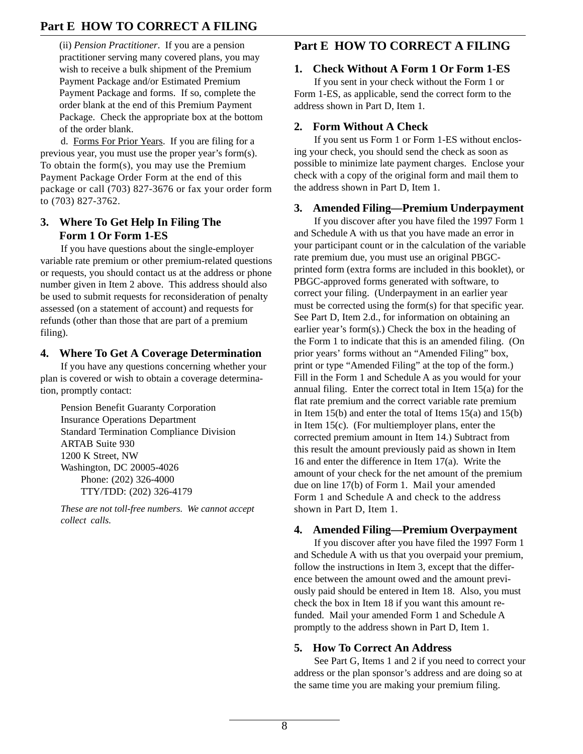(ii) *Pension Practitioner*. If you are a pension practitioner serving many covered plans, you may wish to receive a bulk shipment of the Premium Payment Package and/or Estimated Premium Payment Package and forms. If so, complete the order blank at the end of this Premium Payment Package. Check the appropriate box at the bottom of the order blank.

d. Forms For Prior Years. If you are filing for a previous year, you must use the proper year's form(s). To obtain the form(s), you may use the Premium Payment Package Order Form at the end of this package or call (703) 827-3676 or fax your order form to (703) 827-3762.

### 3. Where To Get Help In Filing The Form 1 Or Form 1-ES

If you have questions about the single-employer variable rate premium or other premium-related questions or requests, you should contact us at the address or phone number given in Item 2 above. This address should also be used to submit requests for reconsideration of penalty assessed (on a statement of account) and requests for refunds (other than those that are part of a premium filing).

### 4. Where To Get A Coverage Determination

If you have any questions concerning whether your plan is covered or wish to obtain a coverage determination, promptly contact:

Pension Benefit Guaranty Corporation
Insurance Operations Department
Standard Termination Compliance Division
ARTAB Suite 930
1200 K Street, NW
Washington, DC 20005-4026
Phone: (202) 326-4000
TTY/TDD: (202) 326-4179

*These are not toll-free numbers. We cannot accept collect calls.*

## Part E HOW TO CORRECT A FILING

### 1. Check Without A Form 1 Or Form 1-ES

If you sent in your check without the Form 1 or Form 1-ES, as applicable, send the correct form to the address shown in Part D, Item 1.

### 2. Form Without A Check

If you sent us Form 1 or Form 1-ES without enclosing your check, you should send the check as soon as possible to minimize late payment charges. Enclose your check with a copy of the original form and mail them to the address shown in Part D, Item 1.

### 3. Amended Filing—Premium Underpayment

If you discover after you have filed the 1997 Form 1 and Schedule A with us that you have made an error in your participant count or in the calculation of the variable rate premium due, you must use an original PBGC-printed form (extra forms are included in this booklet), or PBGC-approved forms generated with software, to correct your filing. (Underpayment in an earlier year must be corrected using the form(s) for that specific year. See Part D, Item 2.d., for information on obtaining an earlier year's form(s).) Check the box in the heading of the Form 1 to indicate that this is an amended filing. (On prior years' forms without an "Amended Filing" box, print or type "Amended Filing" at the top of the form.) Fill in the Form 1 and Schedule A as you would for your annual filing. Enter the correct total in Item 15(a) for the flat rate premium and the correct variable rate premium in Item 15(b) and enter the total of Items 15(a) and 15(b) in Item 15(c). (For multiemployer plans, enter the corrected premium amount in Item 14.) Subtract from this result the amount previously paid as shown in Item 16 and enter the difference in Item 17(a). Write the amount of your check for the net amount of the premium due on line 17(b) of Form 1. Mail your amended Form 1 and Schedule A and check to the address shown in Part D, Item 1.

### 4. Amended Filing—Premium Overpayment

If you discover after you have filed the 1997 Form 1 and Schedule A with us that you overpaid your premium, follow the instructions in Item 3, except that the difference between the amount owed and the amount previously paid should be entered in Item 18. Also, you must check the box in Item 18 if you want this amount refunded. Mail your amended Form 1 and Schedule A promptly to the address shown in Part D, Item 1.

### 5. How To Correct An Address

See Part G, Items 1 and 2 if you need to correct your address or the plan sponsor's address and are doing so at the same time you are making your premium filing.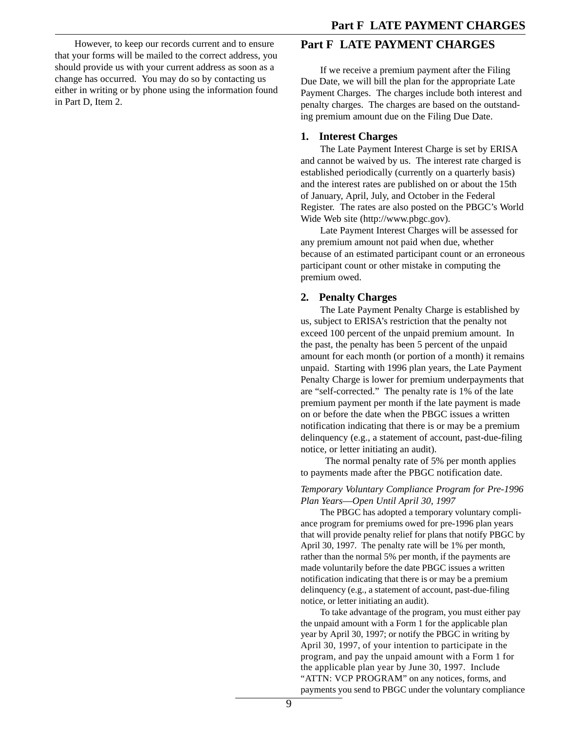However, to keep our records current and to ensure that your forms will be mailed to the correct address, you should provide us with your current address as soon as a change has occurred. You may do so by contacting us either in writing or by phone using the information found in Part D, Item 2.

## Part F LATE PAYMENT CHARGES

If we receive a premium payment after the Filing Due Date, we will bill the plan for the appropriate Late Payment Charges. The charges include both interest and penalty charges. The charges are based on the outstanding premium amount due on the Filing Due Date.

### 1. Interest Charges

The Late Payment Interest Charge is set by ERISA and cannot be waived by us. The interest rate charged is established periodically (currently on a quarterly basis) and the interest rates are published on or about the 15th of January, April, July, and October in the Federal Register. The rates are also posted on the PBGC's World Wide Web site (http://www.pbgc.gov).

Late Payment Interest Charges will be assessed for any premium amount not paid when due, whether because of an estimated participant count or an erroneous participant count or other mistake in computing the premium owed.

### 2. Penalty Charges

The Late Payment Penalty Charge is established by us, subject to ERISA's restriction that the penalty not exceed 100 percent of the unpaid premium amount. In the past, the penalty has been 5 percent of the unpaid amount for each month (or portion of a month) it remains unpaid. Starting with 1996 plan years, the Late Payment Penalty Charge is lower for premium underpayments that are "self-corrected." The penalty rate is 1% of the late premium payment per month if the late payment is made on or before the date when the PBGC issues a written notification indicating that there is or may be a premium delinquency (e.g., a statement of account, past-due-filing notice, or letter initiating an audit).

The normal penalty rate of 5% per month applies to payments made after the PBGC notification date.

*Temporary Voluntary Compliance Program for Pre-1996 Plan Years—Open Until April 30, 1997*

The PBGC has adopted a temporary voluntary compliance program for premiums owed for pre-1996 plan years that will provide penalty relief for plans that notify PBGC by April 30, 1997. The penalty rate will be 1% per month, rather than the normal 5% per month, if the payments are made voluntarily before the date PBGC issues a written notification indicating that there is or may be a premium delinquency (e.g., a statement of account, past-due-filing notice, or letter initiating an audit).

To take advantage of the program, you must either pay the unpaid amount with a Form 1 for the applicable plan year by April 30, 1997; or notify the PBGC in writing by April 30, 1997, of your intention to participate in the program, and pay the unpaid amount with a Form 1 for the applicable plan year by June 30, 1997. Include "ATTN: VCP PROGRAM" on any notices, forms, and payments you send to PBGC under the voluntary compliance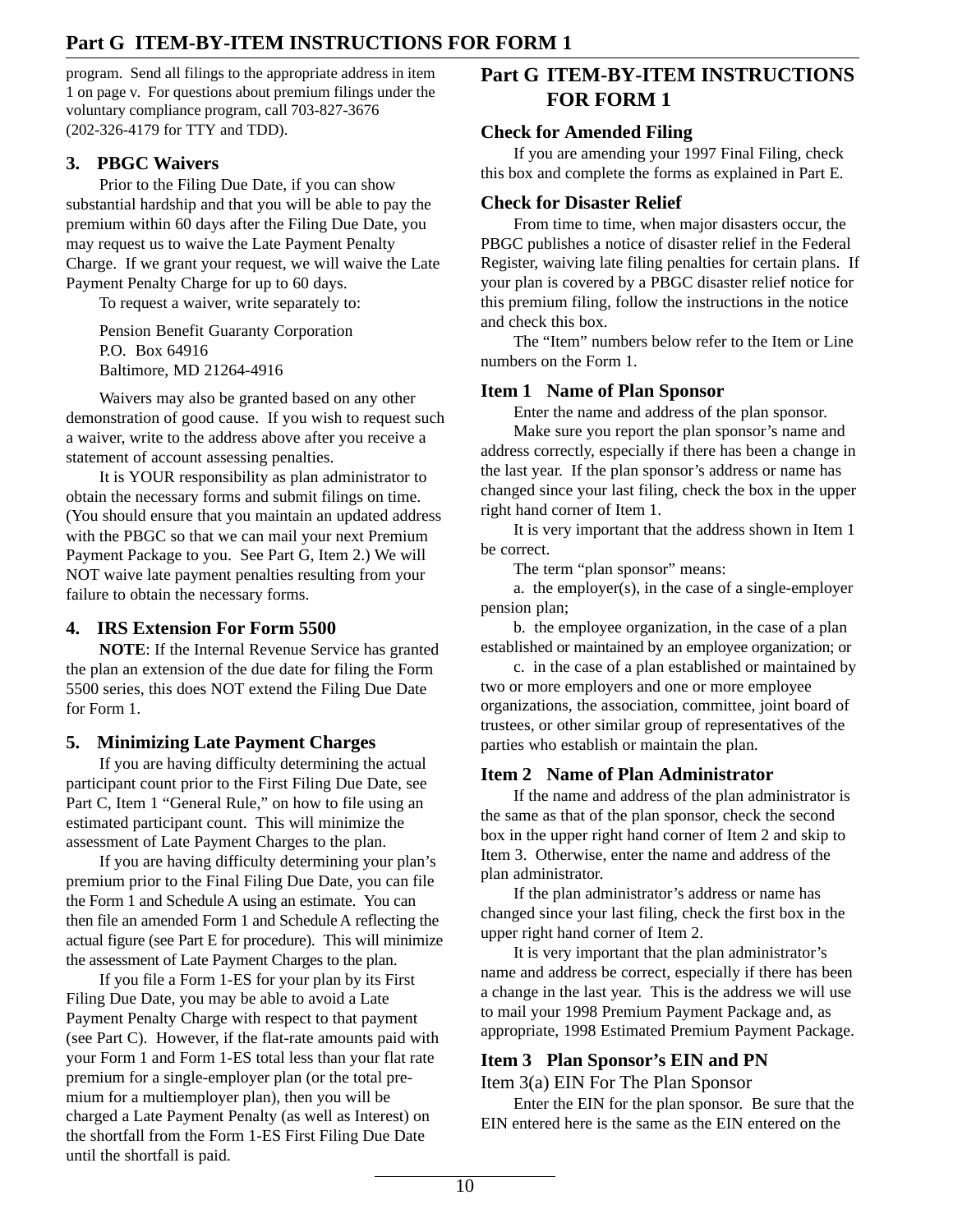program. Send all filings to the appropriate address in item 1 on page v. For questions about premium filings under the voluntary compliance program, call 703-827-3676 (202-326-4179 for TTY and TDD).

### 3. PBGC Waivers

Prior to the Filing Due Date, if you can show substantial hardship and that you will be able to pay the premium within 60 days after the Filing Due Date, you may request us to waive the Late Payment Penalty Charge. If we grant your request, we will waive the Late Payment Penalty Charge for up to 60 days.

To request a waiver, write separately to:

Pension Benefit Guaranty Corporation
P.O. Box 64916
Baltimore, MD 21264-4916

Waivers may also be granted based on any other demonstration of good cause. If you wish to request such a waiver, write to the address above after you receive a statement of account assessing penalties.

It is YOUR responsibility as plan administrator to obtain the necessary forms and submit filings on time. (You should ensure that you maintain an updated address with the PBGC so that we can mail your next Premium Payment Package to you. See Part G, Item 2.) We will NOT waive late payment penalties resulting from your failure to obtain the necessary forms.

### 4. IRS Extension For Form 5500

**NOTE**: If the Internal Revenue Service has granted the plan an extension of the due date for filing the Form 5500 series, this does NOT extend the Filing Due Date for Form 1.

### 5. Minimizing Late Payment Charges

If you are having difficulty determining the actual participant count prior to the First Filing Due Date, see Part C, Item 1 "General Rule," on how to file using an estimated participant count. This will minimize the assessment of Late Payment Charges to the plan.

If you are having difficulty determining your plan's premium prior to the Final Filing Due Date, you can file the Form 1 and Schedule A using an estimate. You can then file an amended Form 1 and Schedule A reflecting the actual figure (see Part E for procedure). This will minimize the assessment of Late Payment Charges to the plan.

If you file a Form 1-ES for your plan by its First Filing Due Date, you may be able to avoid a Late Payment Penalty Charge with respect to that payment (see Part C). However, if the flat-rate amounts paid with your Form 1 and Form 1-ES total less than your flat rate premium for a single-employer plan (or the total premium for a multiemployer plan), then you will be charged a Late Payment Penalty (as well as Interest) on the shortfall from the Form 1-ES First Filing Due Date until the shortfall is paid.

## Part G ITEM-BY-ITEM INSTRUCTIONS FOR FORM 1

### Check for Amended Filing

If you are amending your 1997 Final Filing, check this box and complete the forms as explained in Part E.

### Check for Disaster Relief

From time to time, when major disasters occur, the PBGC publishes a notice of disaster relief in the Federal Register, waiving late filing penalties for certain plans. If your plan is covered by a PBGC disaster relief notice for this premium filing, follow the instructions in the notice and check this box.

The "Item" numbers below refer to the Item or Line numbers on the Form 1.

### Item 1 Name of Plan Sponsor

Enter the name and address of the plan sponsor.

Make sure you report the plan sponsor's name and address correctly, especially if there has been a change in the last year. If the plan sponsor's address or name has changed since your last filing, check the box in the upper right hand corner of Item 1.

It is very important that the address shown in Item 1 be correct.

The term "plan sponsor" means:

a. the employer(s), in the case of a single-employer pension plan;

b. the employee organization, in the case of a plan established or maintained by an employee organization; or

c. in the case of a plan established or maintained by two or more employers and one or more employee organizations, the association, committee, joint board of trustees, or other similar group of representatives of the parties who establish or maintain the plan.

### Item 2 Name of Plan Administrator

If the name and address of the plan administrator is the same as that of the plan sponsor, check the second box in the upper right hand corner of Item 2 and skip to Item 3. Otherwise, enter the name and address of the plan administrator.

If the plan administrator's address or name has changed since your last filing, check the first box in the upper right hand corner of Item 2.

It is very important that the plan administrator's name and address be correct, especially if there has been a change in the last year. This is the address we will use to mail your 1998 Premium Payment Package and, as appropriate, 1998 Estimated Premium Payment Package.

### Item 3 Plan Sponsor's EIN and PN

Item 3(a) EIN For The Plan Sponsor

Enter the EIN for the plan sponsor. Be sure that the EIN entered here is the same as the EIN entered on the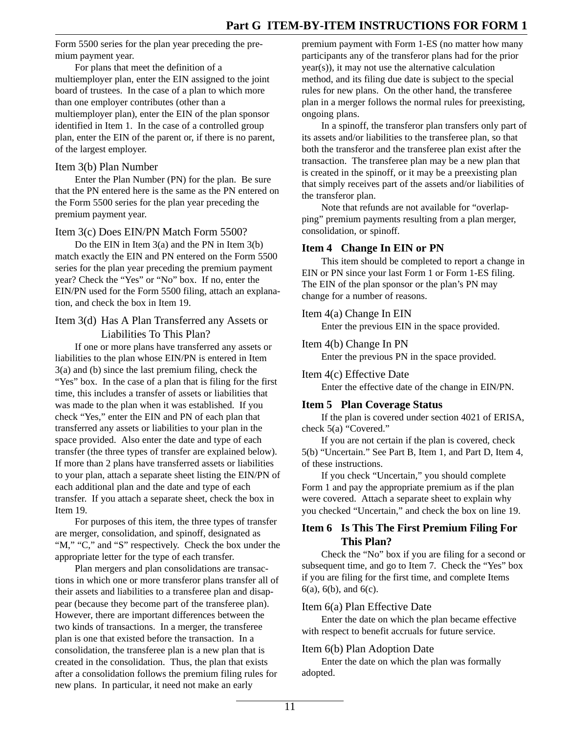Form 5500 series for the plan year preceding the premium payment year.

For plans that meet the definition of a multiemployer plan, enter the EIN assigned to the joint board of trustees. In the case of a plan to which more than one employer contributes (other than a multiemployer plan), enter the EIN of the plan sponsor identified in Item 1. In the case of a controlled group plan, enter the EIN of the parent or, if there is no parent, of the largest employer.

### Item 3(b) Plan Number

Enter the Plan Number (PN) for the plan. Be sure that the PN entered here is the same as the PN entered on the Form 5500 series for the plan year preceding the premium payment year.

### Item 3(c) Does EIN/PN Match Form 5500?

Do the EIN in Item 3(a) and the PN in Item 3(b) match exactly the EIN and PN entered on the Form 5500 series for the plan year preceding the premium payment year? Check the "Yes" or "No" box. If no, enter the EIN/PN used for the Form 5500 filing, attach an explanation, and check the box in Item 19.

### Item 3(d) Has A Plan Transferred any Assets or Liabilities To This Plan?

If one or more plans have transferred any assets or liabilities to the plan whose EIN/PN is entered in Item 3(a) and (b) since the last premium filing, check the "Yes" box. In the case of a plan that is filing for the first time, this includes a transfer of assets or liabilities that was made to the plan when it was established. If you check "Yes," enter the EIN and PN of each plan that transferred any assets or liabilities to your plan in the space provided. Also enter the date and type of each transfer (the three types of transfer are explained below). If more than 2 plans have transferred assets or liabilities to your plan, attach a separate sheet listing the EIN/PN of each additional plan and the date and type of each transfer. If you attach a separate sheet, check the box in Item 19.

For purposes of this item, the three types of transfer are merger, consolidation, and spinoff, designated as "M," "C," and "S" respectively. Check the box under the appropriate letter for the type of each transfer.

Plan mergers and plan consolidations are transactions in which one or more transferor plans transfer all of their assets and liabilities to a transferee plan and disappear (because they become part of the transferee plan). However, there are important differences between the two kinds of transactions. In a merger, the transferee plan is one that existed before the transaction. In a consolidation, the transferee plan is a new plan that is created in the consolidation. Thus, the plan that exists after a consolidation follows the premium filing rules for new plans. In particular, it need not make an early premium payment with Form 1-ES (no matter how many participants any of the transferor plans had for the prior year(s)), it may not use the alternative calculation method, and its filing due date is subject to the special rules for new plans. On the other hand, the transferee plan in a merger follows the normal rules for preexisting, ongoing plans.

In a spinoff, the transferor plan transfers only part of its assets and/or liabilities to the transferee plan, so that both the transferor and the transferee plan exist after the transaction. The transferee plan may be a new plan that is created in the spinoff, or it may be a preexisting plan that simply receives part of the assets and/or liabilities of the transferor plan.

Note that refunds are not available for "overlapping" premium payments resulting from a plan merger, consolidation, or spinoff.

## Item 4 Change In EIN or PN

This item should be completed to report a change in EIN or PN since your last Form 1 or Form 1-ES filing. The EIN of the plan sponsor or the plan's PN may change for a number of reasons.

### Item 4(a) Change In EIN

Enter the previous EIN in the space provided.

### Item 4(b) Change In PN

Enter the previous PN in the space provided.

### Item 4(c) Effective Date

Enter the effective date of the change in EIN/PN.

## Item 5 Plan Coverage Status

If the plan is covered under section 4021 of ERISA, check 5(a) "Covered."

If you are not certain if the plan is covered, check 5(b) "Uncertain." See Part B, Item 1, and Part D, Item 4, of these instructions.

If you check "Uncertain," you should complete Form 1 and pay the appropriate premium as if the plan were covered. Attach a separate sheet to explain why you checked "Uncertain," and check the box on line 19.

## Item 6 Is This The First Premium Filing For This Plan?

Check the "No" box if you are filing for a second or subsequent time, and go to Item 7. Check the "Yes" box if you are filing for the first time, and complete Items 6(a), 6(b), and 6(c).

### Item 6(a) Plan Effective Date

Enter the date on which the plan became effective with respect to benefit accruals for future service.

### Item 6(b) Plan Adoption Date

Enter the date on which the plan was formally adopted.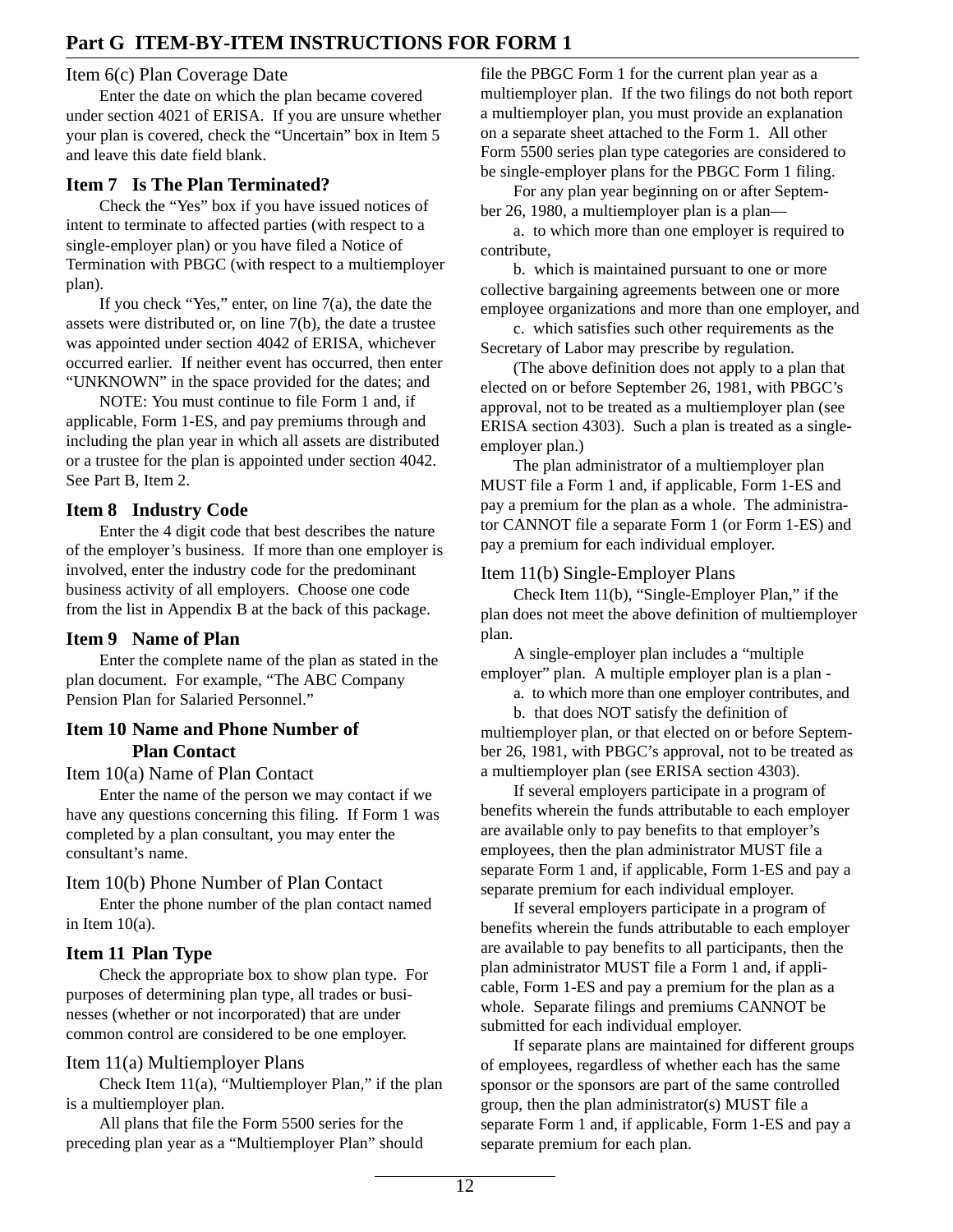## Part G ITEM-BY-ITEM INSTRUCTIONS FOR FORM 1

Item 6(c) Plan Coverage Date

Enter the date on which the plan became covered under section 4021 of ERISA. If you are unsure whether your plan is covered, check the "Uncertain" box in Item 5 and leave this date field blank.

### Item 7 Is The Plan Terminated?

Check the "Yes" box if you have issued notices of intent to terminate to affected parties (with respect to a single-employer plan) or you have filed a Notice of Termination with PBGC (with respect to a multiemployer plan).

If you check "Yes," enter, on line 7(a), the date the assets were distributed or, on line 7(b), the date a trustee was appointed under section 4042 of ERISA, whichever occurred earlier. If neither event has occurred, then enter "UNKNOWN" in the space provided for the dates; and

NOTE: You must continue to file Form 1 and, if applicable, Form 1-ES, and pay premiums through and including the plan year in which all assets are distributed or a trustee for the plan is appointed under section 4042. See Part B, Item 2.

### Item 8 Industry Code

Enter the 4 digit code that best describes the nature of the employer's business. If more than one employer is involved, enter the industry code for the predominant business activity of all employers. Choose one code from the list in Appendix B at the back of this package.

### Item 9 Name of Plan

Enter the complete name of the plan as stated in the plan document. For example, "The ABC Company Pension Plan for Salaried Personnel."

### Item 10 Name and Phone Number of Plan Contact

Item 10(a) Name of Plan Contact

Enter the name of the person we may contact if we have any questions concerning this filing. If Form 1 was completed by a plan consultant, you may enter the consultant's name.

Item 10(b) Phone Number of Plan Contact

Enter the phone number of the plan contact named in Item 10(a).

### Item 11 Plan Type

Check the appropriate box to show plan type. For purposes of determining plan type, all trades or businesses (whether or not incorporated) that are under common control are considered to be one employer.

Item 11(a) Multiemployer Plans

Check Item 11(a), "Multiemployer Plan," if the plan is a multiemployer plan.

All plans that file the Form 5500 series for the preceding plan year as a "Multiemployer Plan" should file the PBGC Form 1 for the current plan year as a multiemployer plan. If the two filings do not both report a multiemployer plan, you must provide an explanation on a separate sheet attached to the Form 1. All other Form 5500 series plan type categories are considered to be single-employer plans for the PBGC Form 1 filing.

For any plan year beginning on or after September 26, 1980, a multiemployer plan is a plan—

a. to which more than one employer is required to contribute,

b. which is maintained pursuant to one or more collective bargaining agreements between one or more employee organizations and more than one employer, and

c. which satisfies such other requirements as the Secretary of Labor may prescribe by regulation.

(The above definition does not apply to a plan that elected on or before September 26, 1981, with PBGC's approval, not to be treated as a multiemployer plan (see ERISA section 4303). Such a plan is treated as a single-employer plan.)

The plan administrator of a multiemployer plan MUST file a Form 1 and, if applicable, Form 1-ES and pay a premium for the plan as a whole. The administrator CANNOT file a separate Form 1 (or Form 1-ES) and pay a premium for each individual employer.

Item 11(b) Single-Employer Plans

Check Item 11(b), "Single-Employer Plan," if the plan does not meet the above definition of multiemployer plan.

A single-employer plan includes a "multiple employer" plan. A multiple employer plan is a plan -

a. to which more than one employer contributes, and

b. that does NOT satisfy the definition of multiemployer plan, or that elected on or before September 26, 1981, with PBGC's approval, not to be treated as a multiemployer plan (see ERISA section 4303).

If several employers participate in a program of benefits wherein the funds attributable to each employer are available only to pay benefits to that employer's employees, then the plan administrator MUST file a separate Form 1 and, if applicable, Form 1-ES and pay a separate premium for each individual employer.

If several employers participate in a program of benefits wherein the funds attributable to each employer are available to pay benefits to all participants, then the plan administrator MUST file a Form 1 and, if applicable, Form 1-ES and pay a premium for the plan as a whole. Separate filings and premiums CANNOT be submitted for each individual employer.

If separate plans are maintained for different groups of employees, regardless of whether each has the same sponsor or the sponsors are part of the same controlled group, then the plan administrator(s) MUST file a separate Form 1 and, if applicable, Form 1-ES and pay a separate premium for each plan.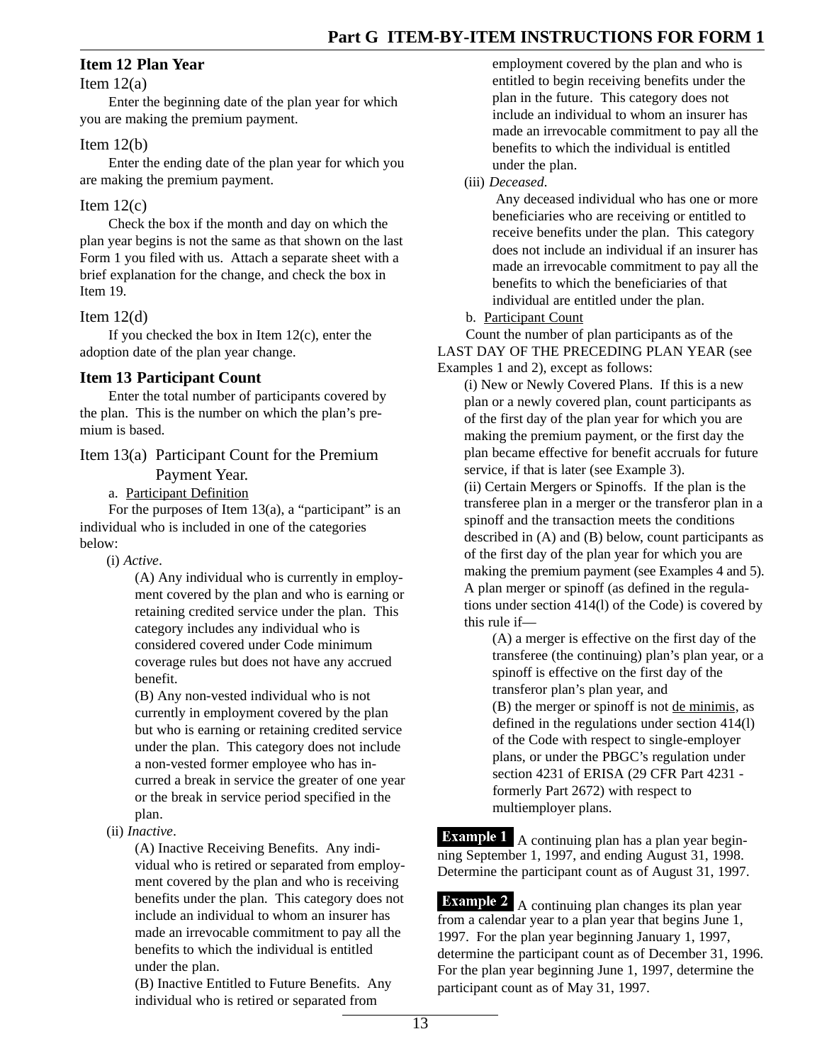## Item 12 Plan Year

Item 12(a)

Enter the beginning date of the plan year for which you are making the premium payment.

Item 12(b)

Enter the ending date of the plan year for which you are making the premium payment.

Item 12(c)

Check the box if the month and day on which the plan year begins is not the same as that shown on the last Form 1 you filed with us. Attach a separate sheet with a brief explanation for the change, and check the box in Item 19.

Item 12(d)

If you checked the box in Item 12(c), enter the adoption date of the plan year change.

## Item 13 Participant Count

Enter the total number of participants covered by the plan. This is the number on which the plan's premium is based.

Item 13(a) Participant Count for the Premium Payment Year.

a. Participant Definition

For the purposes of Item 13(a), a "participant" is an individual who is included in one of the categories below:

(i) *Active*.

(A) Any individual who is currently in employment covered by the plan and who is earning or retaining credited service under the plan. This category includes any individual who is considered covered under Code minimum coverage rules but does not have any accrued benefit.

(B) Any non-vested individual who is not currently in employment covered by the plan but who is earning or retaining credited service under the plan. This category does not include a non-vested former employee who has incurred a break in service the greater of one year or the break in service period specified in the plan.

(ii) *Inactive*.

(A) Inactive Receiving Benefits. Any individual who is retired or separated from employment covered by the plan and who is receiving benefits under the plan. This category does not include an individual to whom an insurer has made an irrevocable commitment to pay all the benefits to which the individual is entitled under the plan.

(B) Inactive Entitled to Future Benefits. Any individual who is retired or separated from employment covered by the plan and who is entitled to begin receiving benefits under the plan in the future. This category does not include an individual to whom an insurer has made an irrevocable commitment to pay all the benefits to which the individual is entitled under the plan.

(iii) *Deceased.*

Any deceased individual who has one or more beneficiaries who are receiving or entitled to receive benefits under the plan. This category does not include an individual if an insurer has made an irrevocable commitment to pay all the benefits to which the beneficiaries of that individual are entitled under the plan.

b. Participant Count

Count the number of plan participants as of the LAST DAY OF THE PRECEDING PLAN YEAR (see Examples 1 and 2), except as follows:

(i) New or Newly Covered Plans. If this is a new plan or a newly covered plan, count participants as of the first day of the plan year for which you are making the premium payment, or the first day the plan became effective for benefit accruals for future service, if that is later (see Example 3).

(ii) Certain Mergers or Spinoffs. If the plan is the transferee plan in a merger or the transferor plan in a spinoff and the transaction meets the conditions described in (A) and (B) below, count participants as of the first day of the plan year for which you are making the premium payment (see Examples 4 and 5). A plan merger or spinoff (as defined in the regulations under section 414(l) of the Code) is covered by this rule if—

(A) a merger is effective on the first day of the transferee (the continuing) plan's plan year, or a spinoff is effective on the first day of the transferor plan's plan year, and

(B) the merger or spinoff is not de minimis, as defined in the regulations under section 414(l) of the Code with respect to single-employer plans, or under the PBGC's regulation under section 4231 of ERISA (29 CFR Part 4231 - formerly Part 2672) with respect to multiemployer plans.

**Example 1** A continuing plan has a plan year beginning September 1, 1997, and ending August 31, 1998. Determine the participant count as of August 31, 1997.

**Example 2** A continuing plan changes its plan year from a calendar year to a plan year that begins June 1, 1997. For the plan year beginning January 1, 1997, determine the participant count as of December 31, 1996. For the plan year beginning June 1, 1997, determine the participant count as of May 31, 1997.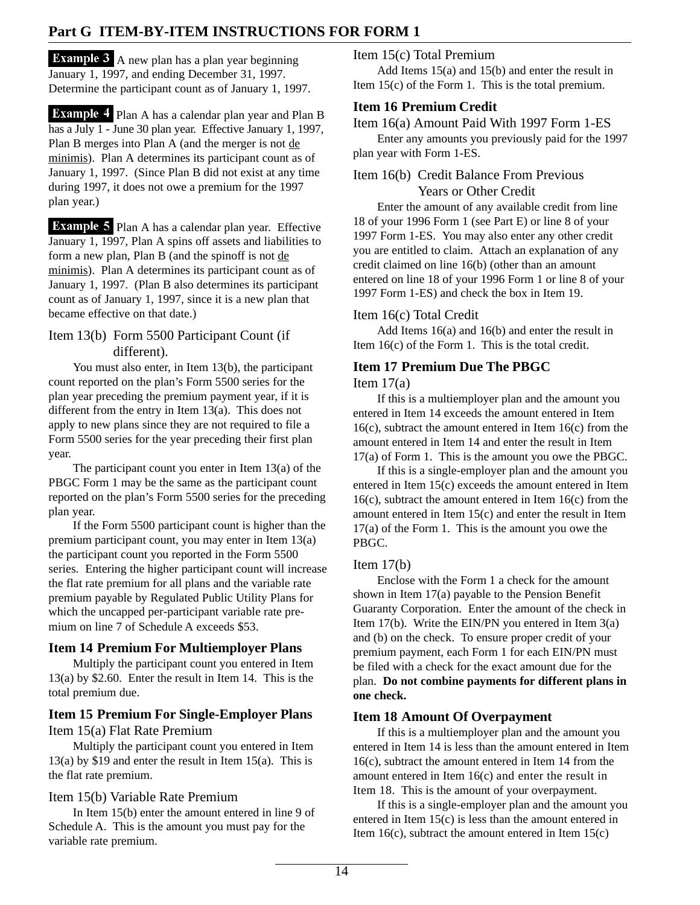## Part G ITEM-BY-ITEM INSTRUCTIONS FOR FORM 1

**Example 3** A new plan has a plan year beginning January 1, 1997, and ending December 31, 1997. Determine the participant count as of January 1, 1997.

**Example 4** Plan A has a calendar plan year and Plan B has a July 1 - June 30 plan year. Effective January 1, 1997, Plan B merges into Plan A (and the merger is not de minimis). Plan A determines its participant count as of January 1, 1997. (Since Plan B did not exist at any time during 1997, it does not owe a premium for the 1997 plan year.)

**Example 5** Plan A has a calendar plan year. Effective January 1, 1997, Plan A spins off assets and liabilities to form a new plan, Plan B (and the spinoff is not de minimis). Plan A determines its participant count as of January 1, 1997. (Plan B also determines its participant count as of January 1, 1997, since it is a new plan that became effective on that date.)

### Item 13(b) Form 5500 Participant Count (if different).

You must also enter, in Item 13(b), the participant count reported on the plan's Form 5500 series for the plan year preceding the premium payment year, if it is different from the entry in Item 13(a). This does not apply to new plans since they are not required to file a Form 5500 series for the year preceding their first plan year.

The participant count you enter in Item 13(a) of the PBGC Form 1 may be the same as the participant count reported on the plan's Form 5500 series for the preceding plan year.

If the Form 5500 participant count is higher than the premium participant count, you may enter in Item 13(a) the participant count you reported in the Form 5500 series. Entering the higher participant count will increase the flat rate premium for all plans and the variable rate premium payable by Regulated Public Utility Plans for which the uncapped per-participant variable rate premium on line 7 of Schedule A exceeds $53.

### Item 14 Premium For Multiemployer Plans

Multiply the participant count you entered in Item 13(a) by $2.60. Enter the result in Item 14. This is the total premium due.

### Item 15 Premium For Single-Employer Plans

#### Item 15(a) Flat Rate Premium

Multiply the participant count you entered in Item 13(a) by $19 and enter the result in Item 15(a). This is the flat rate premium.

#### Item 15(b) Variable Rate Premium

In Item 15(b) enter the amount entered in line 9 of Schedule A. This is the amount you must pay for the variable rate premium.

#### Item 15(c) Total Premium

Add Items 15(a) and 15(b) and enter the result in Item 15(c) of the Form 1. This is the total premium.

### Item 16 Premium Credit

#### Item 16(a) Amount Paid With 1997 Form 1-ES

Enter any amounts you previously paid for the 1997 plan year with Form 1-ES.

#### Item 16(b) Credit Balance From Previous Years or Other Credit

Enter the amount of any available credit from line 18 of your 1996 Form 1 (see Part E) or line 8 of your 1997 Form 1-ES. You may also enter any other credit you are entitled to claim. Attach an explanation of any credit claimed on line 16(b) (other than an amount entered on line 18 of your 1996 Form 1 or line 8 of your 1997 Form 1-ES) and check the box in Item 19.

#### Item 16(c) Total Credit

Add Items 16(a) and 16(b) and enter the result in Item 16(c) of the Form 1. This is the total credit.

### Item 17 Premium Due The PBGC

#### Item 17(a)

If this is a multiemployer plan and the amount you entered in Item 14 exceeds the amount entered in Item 16(c), subtract the amount entered in Item 16(c) from the amount entered in Item 14 and enter the result in Item 17(a) of Form 1. This is the amount you owe the PBGC.

If this is a single-employer plan and the amount you entered in Item 15(c) exceeds the amount entered in Item 16(c), subtract the amount entered in Item 16(c) from the amount entered in Item 15(c) and enter the result in Item 17(a) of the Form 1. This is the amount you owe the PBGC.

#### Item 17(b)

Enclose with the Form 1 a check for the amount shown in Item 17(a) payable to the Pension Benefit Guaranty Corporation. Enter the amount of the check in Item 17(b). Write the EIN/PN you entered in Item 3(a) and (b) on the check. To ensure proper credit of your premium payment, each Form 1 for each EIN/PN must be filed with a check for the exact amount due for the plan. **Do not combine payments for different plans in one check.**

### Item 18 Amount Of Overpayment

If this is a multiemployer plan and the amount you entered in Item 14 is less than the amount entered in Item 16(c), subtract the amount entered in Item 14 from the amount entered in Item 16(c) and enter the result in Item 18. This is the amount of your overpayment.

If this is a single-employer plan and the amount you entered in Item 15(c) is less than the amount entered in Item 16(c), subtract the amount entered in Item 15(c)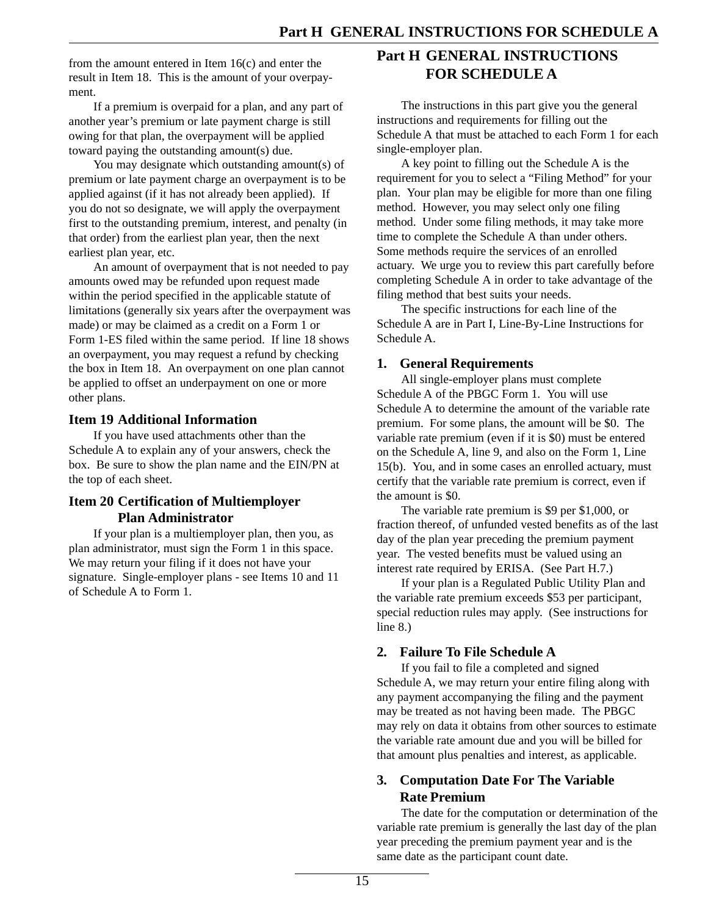from the amount entered in Item 16(c) and enter the result in Item 18. This is the amount of your overpayment.

If a premium is overpaid for a plan, and any part of another year's premium or late payment charge is still owing for that plan, the overpayment will be applied toward paying the outstanding amount(s) due.

You may designate which outstanding amount(s) of premium or late payment charge an overpayment is to be applied against (if it has not already been applied). If you do not so designate, we will apply the overpayment first to the outstanding premium, interest, and penalty (in that order) from the earliest plan year, then the next earliest plan year, etc.

An amount of overpayment that is not needed to pay amounts owed may be refunded upon request made within the period specified in the applicable statute of limitations (generally six years after the overpayment was made) or may be claimed as a credit on a Form 1 or Form 1-ES filed within the same period. If line 18 shows an overpayment, you may request a refund by checking the box in Item 18. An overpayment on one plan cannot be applied to offset an underpayment on one or more other plans.

### Item 19 Additional Information

If you have used attachments other than the Schedule A to explain any of your answers, check the box. Be sure to show the plan name and the EIN/PN at the top of each sheet.

### Item 20 Certification of Multiemployer Plan Administrator

If your plan is a multiemployer plan, then you, as plan administrator, must sign the Form 1 in this space. We may return your filing if it does not have your signature. Single-employer plans - see Items 10 and 11 of Schedule A to Form 1.

## Part H GENERAL INSTRUCTIONS FOR SCHEDULE A

The instructions in this part give you the general instructions and requirements for filling out the Schedule A that must be attached to each Form 1 for each single-employer plan.

A key point to filling out the Schedule A is the requirement for you to select a "Filing Method" for your plan. Your plan may be eligible for more than one filing method. However, you may select only one filing method. Under some filing methods, it may take more time to complete the Schedule A than under others. Some methods require the services of an enrolled actuary. We urge you to review this part carefully before completing Schedule A in order to take advantage of the filing method that best suits your needs.

The specific instructions for each line of the Schedule A are in Part I, Line-By-Line Instructions for Schedule A.

### 1. General Requirements

All single-employer plans must complete Schedule A of the PBGC Form 1. You will use Schedule A to determine the amount of the variable rate premium. For some plans, the amount will be $0. The variable rate premium (even if it is $0) must be entered on the Schedule A, line 9, and also on the Form 1, Line 15(b). You, and in some cases an enrolled actuary, must certify that the variable rate premium is correct, even if the amount is $0.

The variable rate premium is $9 per $1,000, or fraction thereof, of unfunded vested benefits as of the last day of the plan year preceding the premium payment year. The vested benefits must be valued using an interest rate required by ERISA. (See Part H.7.)

If your plan is a Regulated Public Utility Plan and the variable rate premium exceeds $53 per participant, special reduction rules may apply. (See instructions for line 8.)

### 2. Failure To File Schedule A

If you fail to file a completed and signed Schedule A, we may return your entire filing along with any payment accompanying the filing and the payment may be treated as not having been made. The PBGC may rely on data it obtains from other sources to estimate the variable rate amount due and you will be billed for that amount plus penalties and interest, as applicable.

### 3. Computation Date For The Variable Rate Premium

The date for the computation or determination of the variable rate premium is generally the last day of the plan year preceding the premium payment year and is the same date as the participant count date.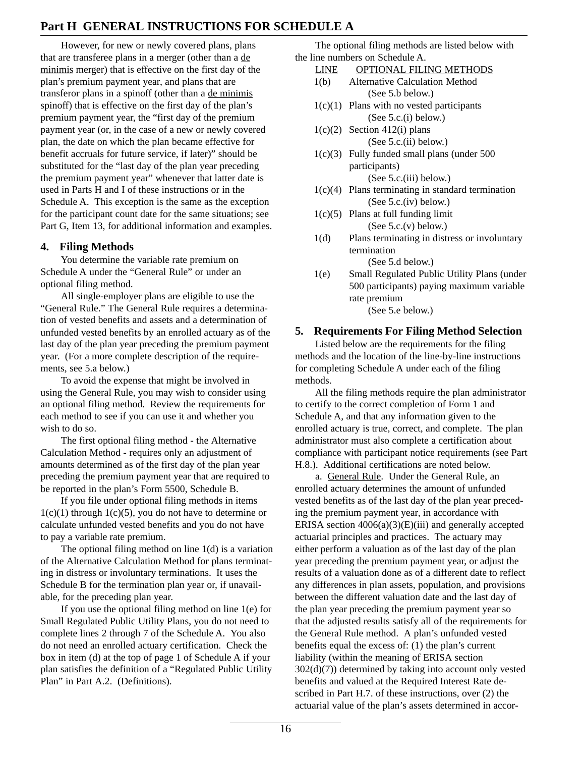## Part H GENERAL INSTRUCTIONS FOR SCHEDULE A

However, for new or newly covered plans, plans that are transferee plans in a merger (other than a de minimis merger) that is effective on the first day of the plan's premium payment year, and plans that are transferor plans in a spinoff (other than a de minimis spinoff) that is effective on the first day of the plan's premium payment year, the "first day of the premium payment year (or, in the case of a new or newly covered plan, the date on which the plan became effective for benefit accruals for future service, if later)" should be substituted for the "last day of the plan year preceding the premium payment year" whenever that latter date is used in Parts H and I of these instructions or in the Schedule A. This exception is the same as the exception for the participant count date for the same situations; see Part G, Item 13, for additional information and examples.

### 4. Filing Methods

You determine the variable rate premium on Schedule A under the "General Rule" or under an optional filing method.

All single-employer plans are eligible to use the "General Rule." The General Rule requires a determination of vested benefits and assets and a determination of unfunded vested benefits by an enrolled actuary as of the last day of the plan year preceding the premium payment year. (For a more complete description of the requirements, see 5.a below.)

To avoid the expense that might be involved in using the General Rule, you may wish to consider using an optional filing method. Review the requirements for each method to see if you can use it and whether you wish to do so.

The first optional filing method - the Alternative Calculation Method - requires only an adjustment of amounts determined as of the first day of the plan year preceding the premium payment year that are required to be reported in the plan's Form 5500, Schedule B.

If you file under optional filing methods in items 1(c)(1) through 1(c)(5), you do not have to determine or calculate unfunded vested benefits and you do not have to pay a variable rate premium.

The optional filing method on line 1(d) is a variation of the Alternative Calculation Method for plans terminating in distress or involuntary terminations. It uses the Schedule B for the termination plan year or, if unavailable, for the preceding plan year.

If you use the optional filing method on line 1(e) for Small Regulated Public Utility Plans, you do not need to complete lines 2 through 7 of the Schedule A. You also do not need an enrolled actuary certification. Check the box in item (d) at the top of page 1 of Schedule A if your plan satisfies the definition of a "Regulated Public Utility Plan" in Part A.2. (Definitions).

The optional filing methods are listed below with the line numbers on Schedule A.

| LINE | OPTIONAL FILING METHODS |
|---|---|
| 1(b) | Alternative Calculation Method (See 5.b below.) |
| 1(c)(1) | Plans with no vested participants (See 5.c.(i) below.) |
| 1(c)(2) | Section 412(i) plans (See 5.c.(ii) below.) |
| 1(c)(3) | Fully funded small plans (under 500 participants) (See 5.c.(iii) below.) |
| 1(c)(4) | Plans terminating in standard termination (See 5.c.(iv) below.) |
| 1(c)(5) | Plans at full funding limit (See 5.c.(v) below.) |
| 1(d) | Plans terminating in distress or involuntary termination (See 5.d below.) |
| 1(e) | Small Regulated Public Utility Plans (under 500 participants) paying maximum variable rate premium (See 5.e below.) |

### 5. Requirements For Filing Method Selection

Listed below are the requirements for the filing methods and the location of the line-by-line instructions for completing Schedule A under each of the filing methods.

All the filing methods require the plan administrator to certify to the correct completion of Form 1 and Schedule A, and that any information given to the enrolled actuary is true, correct, and complete. The plan administrator must also complete a certification about compliance with participant notice requirements (see Part H.8.). Additional certifications are noted below.

a. General Rule. Under the General Rule, an enrolled actuary determines the amount of unfunded vested benefits as of the last day of the plan year preceding the premium payment year, in accordance with ERISA section 4006(a)(3)(E)(iii) and generally accepted actuarial principles and practices. The actuary may either perform a valuation as of the last day of the plan year preceding the premium payment year, or adjust the results of a valuation done as of a different date to reflect any differences in plan assets, population, and provisions between the different valuation date and the last day of the plan year preceding the premium payment year so that the adjusted results satisfy all of the requirements for the General Rule method. A plan's unfunded vested benefits equal the excess of: (1) the plan's current liability (within the meaning of ERISA section 302(d)(7)) determined by taking into account only vested benefits and valued at the Required Interest Rate described in Part H.7. of these instructions, over (2) the actuarial value of the plan's assets determined in accor-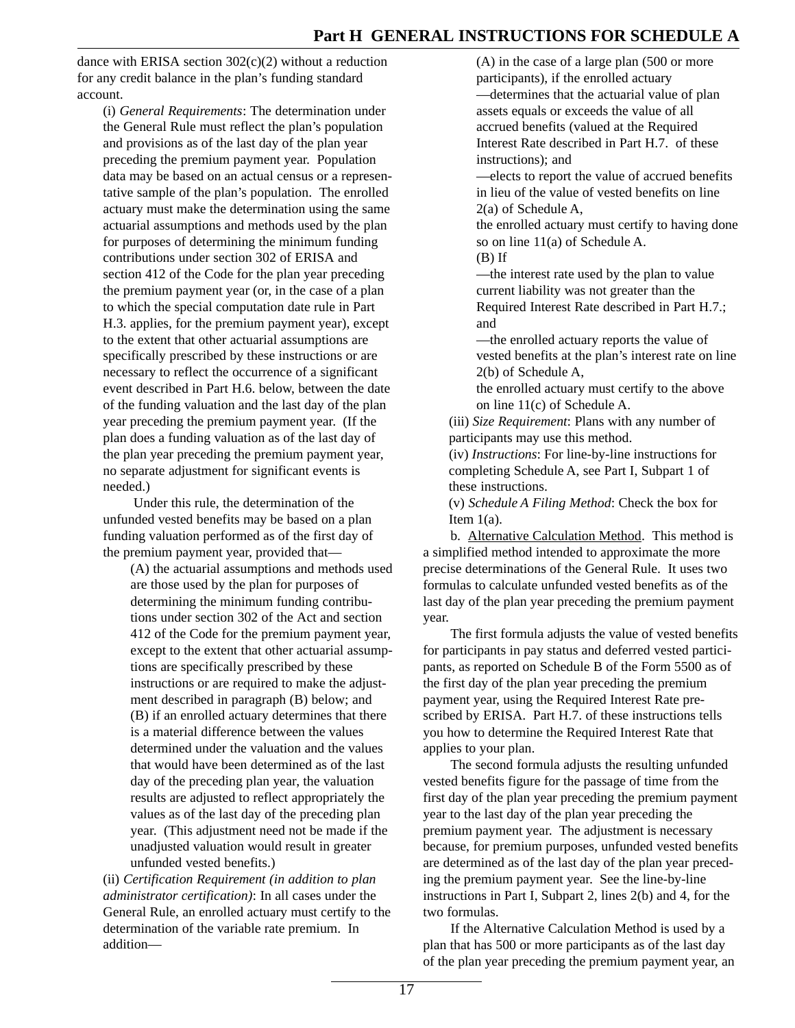dance with ERISA section 302(c)(2) without a reduction for any credit balance in the plan's funding standard account.

(i) *General Requirements*: The determination under the General Rule must reflect the plan's population and provisions as of the last day of the plan year preceding the premium payment year. Population data may be based on an actual census or a representative sample of the plan's population. The enrolled actuary must make the determination using the same actuarial assumptions and methods used by the plan for purposes of determining the minimum funding contributions under section 302 of ERISA and section 412 of the Code for the plan year preceding the premium payment year (or, in the case of a plan to which the special computation date rule in Part H.3. applies, for the premium payment year), except to the extent that other actuarial assumptions are specifically prescribed by these instructions or are necessary to reflect the occurrence of a significant event described in Part H.6. below, between the date of the funding valuation and the last day of the plan year preceding the premium payment year. (If the plan does a funding valuation as of the last day of the plan year preceding the premium payment year, no separate adjustment for significant events is needed.)

Under this rule, the determination of the unfunded vested benefits may be based on a plan funding valuation performed as of the first day of the premium payment year, provided that—

(A) the actuarial assumptions and methods used are those used by the plan for purposes of determining the minimum funding contributions under section 302 of the Act and section 412 of the Code for the premium payment year, except to the extent that other actuarial assumptions are specifically prescribed by these instructions or are required to make the adjustment described in paragraph (B) below; and

(B) if an enrolled actuary determines that there is a material difference between the values determined under the valuation and the values that would have been determined as of the last day of the preceding plan year, the valuation results are adjusted to reflect appropriately the values as of the last day of the preceding plan year. (This adjustment need not be made if the unadjusted valuation would result in greater unfunded vested benefits.)

(ii) *Certification Requirement (in addition to plan administrator certification)*: In all cases under the General Rule, an enrolled actuary must certify to the determination of the variable rate premium. In addition—

(A) in the case of a large plan (500 or more participants), if the enrolled actuary

—determines that the actuarial value of plan assets equals or exceeds the value of all accrued benefits (valued at the Required Interest Rate described in Part H.7. of these instructions); and

—elects to report the value of accrued benefits in lieu of the value of vested benefits on line 2(a) of Schedule A,

the enrolled actuary must certify to having done so on line 11(a) of Schedule A.

(B) If

—the interest rate used by the plan to value current liability was not greater than the Required Interest Rate described in Part H.7.; and

—the enrolled actuary reports the value of vested benefits at the plan's interest rate on line 2(b) of Schedule A,

the enrolled actuary must certify to the above on line 11(c) of Schedule A.

(iii) *Size Requirement*: Plans with any number of participants may use this method.

(iv) *Instructions*: For line-by-line instructions for completing Schedule A, see Part I, Subpart 1 of these instructions.

(v) *Schedule A Filing Method*: Check the box for Item 1(a).

b. Alternative Calculation Method. This method is a simplified method intended to approximate the more precise determinations of the General Rule. It uses two formulas to calculate unfunded vested benefits as of the last day of the plan year preceding the premium payment year.

The first formula adjusts the value of vested benefits for participants in pay status and deferred vested participants, as reported on Schedule B of the Form 5500 as of the first day of the plan year preceding the premium payment year, using the Required Interest Rate prescribed by ERISA. Part H.7. of these instructions tells you how to determine the Required Interest Rate that applies to your plan.

The second formula adjusts the resulting unfunded vested benefits figure for the passage of time from the first day of the plan year preceding the premium payment year to the last day of the plan year preceding the premium payment year. The adjustment is necessary because, for premium purposes, unfunded vested benefits are determined as of the last day of the plan year preceding the premium payment year. See the line-by-line instructions in Part I, Subpart 2, lines 2(b) and 4, for the two formulas.

If the Alternative Calculation Method is used by a plan that has 500 or more participants as of the last day of the plan year preceding the premium payment year, an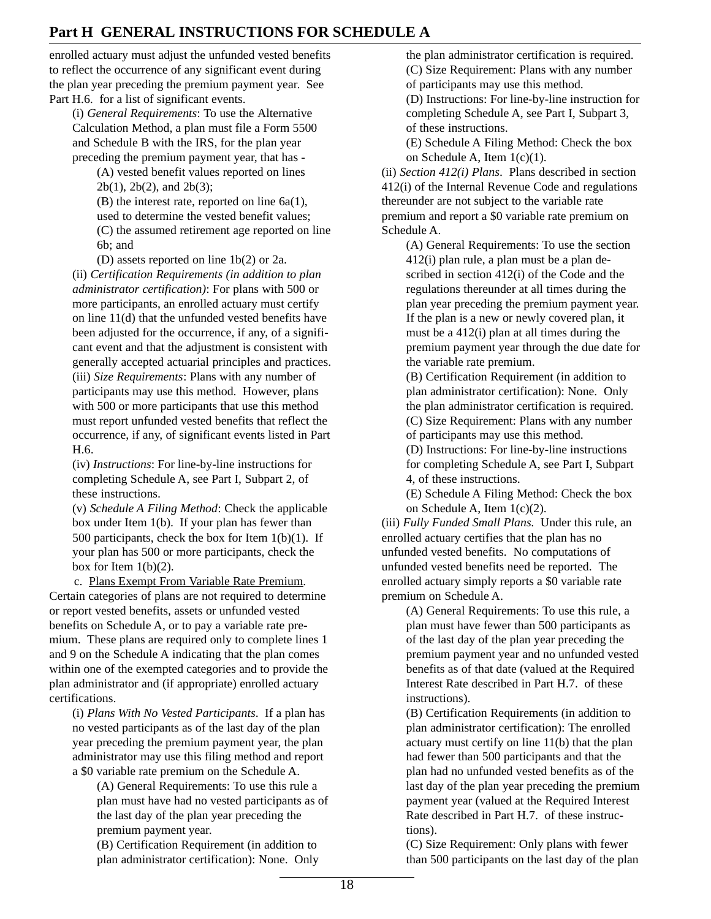enrolled actuary must adjust the unfunded vested benefits to reflect the occurrence of any significant event during the plan year preceding the premium payment year. See Part H.6. for a list of significant events.

(i) *General Requirements*: To use the Alternative Calculation Method, a plan must file a Form 5500 and Schedule B with the IRS, for the plan year preceding the premium payment year, that has -

(A) vested benefit values reported on lines 2b(1), 2b(2), and 2b(3);

(B) the interest rate, reported on line 6a(1), used to determine the vested benefit values;

(C) the assumed retirement age reported on line 6b; and

(D) assets reported on line 1b(2) or 2a.

(ii) *Certification Requirements (in addition to plan administrator certification)*: For plans with 500 or more participants, an enrolled actuary must certify on line 11(d) that the unfunded vested benefits have been adjusted for the occurrence, if any, of a significant event and that the adjustment is consistent with generally accepted actuarial principles and practices.

(iii) *Size Requirements*: Plans with any number of participants may use this method. However, plans with 500 or more participants that use this method must report unfunded vested benefits that reflect the occurrence, if any, of significant events listed in Part H.6.

(iv) *Instructions*: For line-by-line instructions for completing Schedule A, see Part I, Subpart 2, of these instructions.

(v) *Schedule A Filing Method*: Check the applicable box under Item 1(b). If your plan has fewer than 500 participants, check the box for Item 1(b)(1). If your plan has 500 or more participants, check the box for Item 1(b)(2).

c. Plans Exempt From Variable Rate Premium. Certain categories of plans are not required to determine or report vested benefits, assets or unfunded vested benefits on Schedule A, or to pay a variable rate premium. These plans are required only to complete lines 1 and 9 on the Schedule A indicating that the plan comes within one of the exempted categories and to provide the plan administrator and (if appropriate) enrolled actuary certifications.

(i) *Plans With No Vested Participants*. If a plan has no vested participants as of the last day of the plan year preceding the premium payment year, the plan administrator may use this filing method and report a $0 variable rate premium on the Schedule A.

(A) General Requirements: To use this rule a plan must have had no vested participants as of the last day of the plan year preceding the premium payment year.

(B) Certification Requirement (in addition to plan administrator certification): None. Only the plan administrator certification is required.

(C) Size Requirement: Plans with any number of participants may use this method.

(D) Instructions: For line-by-line instruction for completing Schedule A, see Part I, Subpart 3, of these instructions.

(E) Schedule A Filing Method: Check the box on Schedule A, Item 1(c)(1).

(ii) *Section 412(i) Plans*. Plans described in section 412(i) of the Internal Revenue Code and regulations thereunder are not subject to the variable rate premium and report a $0 variable rate premium on Schedule A.

(A) General Requirements: To use the section 412(i) plan rule, a plan must be a plan described in section 412(i) of the Code and the regulations thereunder at all times during the plan year preceding the premium payment year. If the plan is a new or newly covered plan, it must be a 412(i) plan at all times during the premium payment year through the due date for the variable rate premium.

(B) Certification Requirement (in addition to plan administrator certification): None. Only the plan administrator certification is required.

(C) Size Requirement: Plans with any number of participants may use this method.

(D) Instructions: For line-by-line instructions for completing Schedule A, see Part I, Subpart 4, of these instructions.

(E) Schedule A Filing Method: Check the box on Schedule A, Item 1(c)(2).

(iii) *Fully Funded Small Plans.* Under this rule, an enrolled actuary certifies that the plan has no unfunded vested benefits. No computations of unfunded vested benefits need be reported. The enrolled actuary simply reports a $0 variable rate premium on Schedule A.

(A) General Requirements: To use this rule, a plan must have fewer than 500 participants as of the last day of the plan year preceding the premium payment year and no unfunded vested benefits as of that date (valued at the Required Interest Rate described in Part H.7. of these instructions).

(B) Certification Requirements (in addition to plan administrator certification): The enrolled actuary must certify on line 11(b) that the plan had fewer than 500 participants and that the plan had no unfunded vested benefits as of the last day of the plan year preceding the premium payment year (valued at the Required Interest Rate described in Part H.7. of these instructions).

(C) Size Requirement: Only plans with fewer than 500 participants on the last day of the plan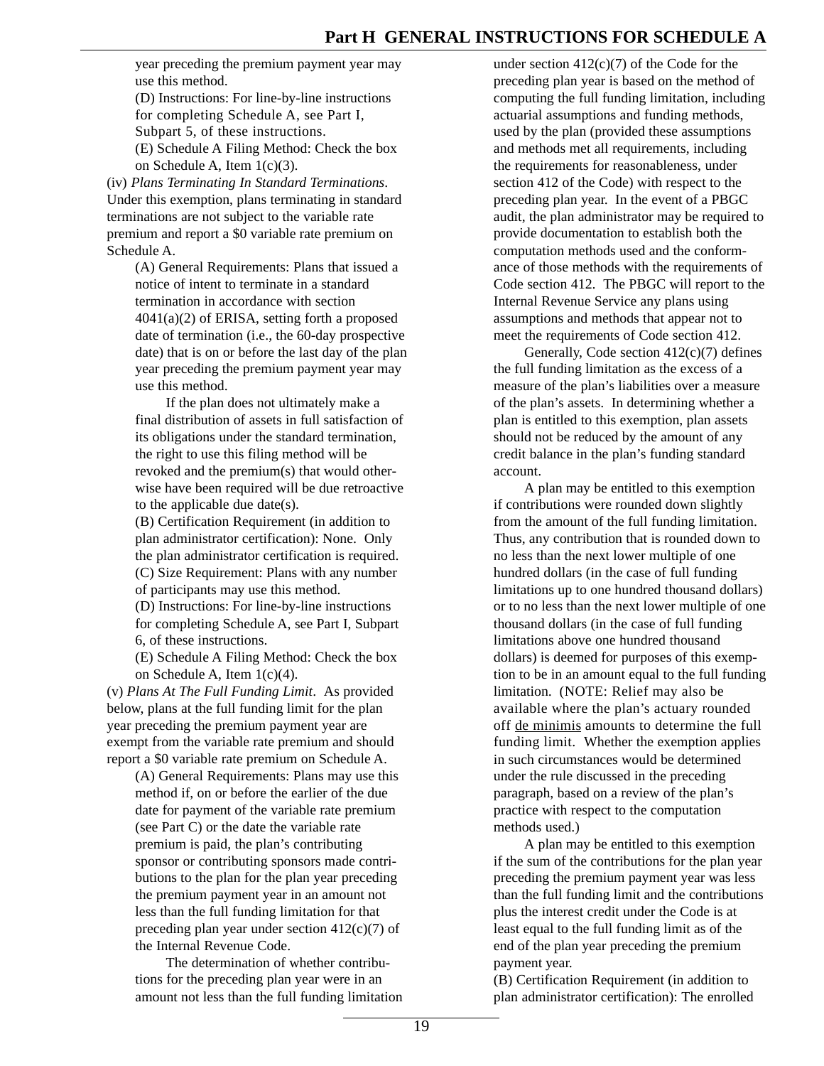year preceding the premium payment year may use this method.

(D) Instructions: For line-by-line instructions for completing Schedule A, see Part I, Subpart 5, of these instructions.

(E) Schedule A Filing Method: Check the box on Schedule A, Item 1(c)(3).

(iv) *Plans Terminating In Standard Terminations*. Under this exemption, plans terminating in standard terminations are not subject to the variable rate premium and report a $0 variable rate premium on Schedule A.

(A) General Requirements: Plans that issued a notice of intent to terminate in a standard termination in accordance with section 4041(a)(2) of ERISA, setting forth a proposed date of termination (i.e., the 60-day prospective date) that is on or before the last day of the plan year preceding the premium payment year may use this method.

If the plan does not ultimately make a final distribution of assets in full satisfaction of its obligations under the standard termination, the right to use this filing method will be revoked and the premium(s) that would otherwise have been required will be due retroactive to the applicable due date(s).

(B) Certification Requirement (in addition to plan administrator certification): None. Only the plan administrator certification is required.

(C) Size Requirement: Plans with any number of participants may use this method.

(D) Instructions: For line-by-line instructions for completing Schedule A, see Part I, Subpart 6, of these instructions.

(E) Schedule A Filing Method: Check the box on Schedule A, Item 1(c)(4).

(v) *Plans At The Full Funding Limit*. As provided below, plans at the full funding limit for the plan year preceding the premium payment year are exempt from the variable rate premium and should report a $0 variable rate premium on Schedule A.

(A) General Requirements: Plans may use this method if, on or before the earlier of the due date for payment of the variable rate premium (see Part C) or the date the variable rate premium is paid, the plan's contributing sponsor or contributing sponsors made contributions to the plan for the plan year preceding the premium payment year in an amount not less than the full funding limitation for that preceding plan year under section 412(c)(7) of the Internal Revenue Code.

The determination of whether contributions for the preceding plan year were in an amount not less than the full funding limitation under section 412(c)(7) of the Code for the preceding plan year is based on the method of computing the full funding limitation, including actuarial assumptions and funding methods, used by the plan (provided these assumptions and methods met all requirements, including the requirements for reasonableness, under section 412 of the Code) with respect to the preceding plan year. In the event of a PBGC audit, the plan administrator may be required to provide documentation to establish both the computation methods used and the conformance of those methods with the requirements of Code section 412. The PBGC will report to the Internal Revenue Service any plans using assumptions and methods that appear not to meet the requirements of Code section 412.

Generally, Code section 412(c)(7) defines the full funding limitation as the excess of a measure of the plan's liabilities over a measure of the plan's assets. In determining whether a plan is entitled to this exemption, plan assets should not be reduced by the amount of any credit balance in the plan's funding standard account.

A plan may be entitled to this exemption if contributions were rounded down slightly from the amount of the full funding limitation. Thus, any contribution that is rounded down to no less than the next lower multiple of one hundred dollars (in the case of full funding limitations up to one hundred thousand dollars) or to no less than the next lower multiple of one thousand dollars (in the case of full funding limitations above one hundred thousand dollars) is deemed for purposes of this exemption to be in an amount equal to the full funding limitation. (NOTE: Relief may also be available where the plan's actuary rounded off de minimis amounts to determine the full funding limit. Whether the exemption applies in such circumstances would be determined under the rule discussed in the preceding paragraph, based on a review of the plan's practice with respect to the computation methods used.)

A plan may be entitled to this exemption if the sum of the contributions for the plan year preceding the premium payment year was less than the full funding limit and the contributions plus the interest credit under the Code is at least equal to the full funding limit as of the end of the plan year preceding the premium payment year.

(B) Certification Requirement (in addition to plan administrator certification): The enrolled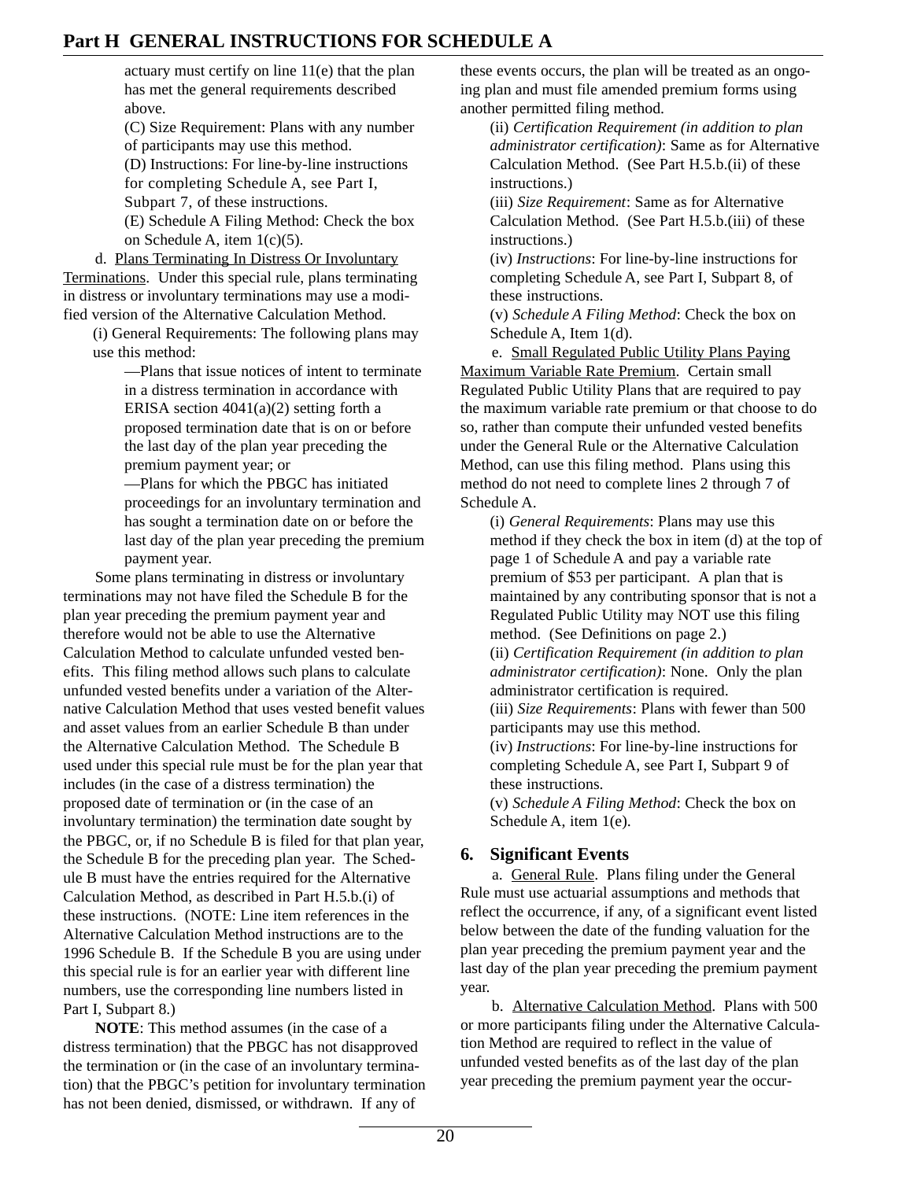actuary must certify on line 11(e) that the plan has met the general requirements described above.

(C) Size Requirement: Plans with any number of participants may use this method.

(D) Instructions: For line-by-line instructions for completing Schedule A, see Part I, Subpart 7, of these instructions.

(E) Schedule A Filing Method: Check the box on Schedule A, item 1(c)(5).

d. Plans Terminating In Distress Or Involuntary Terminations. Under this special rule, plans terminating in distress or involuntary terminations may use a modified version of the Alternative Calculation Method.

(i) General Requirements: The following plans may use this method:

—Plans that issue notices of intent to terminate in a distress termination in accordance with ERISA section 4041(a)(2) setting forth a proposed termination date that is on or before the last day of the plan year preceding the premium payment year; or

—Plans for which the PBGC has initiated proceedings for an involuntary termination and has sought a termination date on or before the last day of the plan year preceding the premium payment year.

Some plans terminating in distress or involuntary terminations may not have filed the Schedule B for the plan year preceding the premium payment year and therefore would not be able to use the Alternative Calculation Method to calculate unfunded vested benefits. This filing method allows such plans to calculate unfunded vested benefits under a variation of the Alternative Calculation Method that uses vested benefit values and asset values from an earlier Schedule B than under the Alternative Calculation Method. The Schedule B used under this special rule must be for the plan year that includes (in the case of a distress termination) the proposed date of termination or (in the case of an involuntary termination) the termination date sought by the PBGC, or, if no Schedule B is filed for that plan year, the Schedule B for the preceding plan year. The Schedule B must have the entries required for the Alternative Calculation Method, as described in Part H.5.b.(i) of these instructions. (NOTE: Line item references in the Alternative Calculation Method instructions are to the 1996 Schedule B. If the Schedule B you are using under this special rule is for an earlier year with different line numbers, use the corresponding line numbers listed in Part I, Subpart 8.)

**NOTE**: This method assumes (in the case of a distress termination) that the PBGC has not disapproved the termination or (in the case of an involuntary termination) that the PBGC's petition for involuntary termination has not been denied, dismissed, or withdrawn. If any of these events occurs, the plan will be treated as an ongoing plan and must file amended premium forms using another permitted filing method.

(ii) *Certification Requirement (in addition to plan administrator certification)*: Same as for Alternative Calculation Method. (See Part H.5.b.(ii) of these instructions.)

(iii) *Size Requirement*: Same as for Alternative Calculation Method. (See Part H.5.b.(iii) of these instructions.)

(iv) *Instructions*: For line-by-line instructions for completing Schedule A, see Part I, Subpart 8, of these instructions.

(v) *Schedule A Filing Method*: Check the box on Schedule A, Item 1(d).

e. Small Regulated Public Utility Plans Paying Maximum Variable Rate Premium. Certain small Regulated Public Utility Plans that are required to pay the maximum variable rate premium or that choose to do so, rather than compute their unfunded vested benefits under the General Rule or the Alternative Calculation Method, can use this filing method. Plans using this method do not need to complete lines 2 through 7 of Schedule A.

(i) *General Requirements*: Plans may use this method if they check the box in item (d) at the top of page 1 of Schedule A and pay a variable rate premium of $53 per participant. A plan that is maintained by any contributing sponsor that is not a Regulated Public Utility may NOT use this filing method. (See Definitions on page 2.)

(ii) *Certification Requirement (in addition to plan administrator certification)*: None. Only the plan administrator certification is required.

(iii) *Size Requirements*: Plans with fewer than 500 participants may use this method.

(iv) *Instructions*: For line-by-line instructions for completing Schedule A, see Part I, Subpart 9 of these instructions.

(v) *Schedule A Filing Method*: Check the box on Schedule A, item 1(e).

## 6. Significant Events

a. General Rule. Plans filing under the General Rule must use actuarial assumptions and methods that reflect the occurrence, if any, of a significant event listed below between the date of the funding valuation for the plan year preceding the premium payment year and the last day of the plan year preceding the premium payment year.

b. Alternative Calculation Method. Plans with 500 or more participants filing under the Alternative Calculation Method are required to reflect in the value of unfunded vested benefits as of the last day of the plan year preceding the premium payment year the occur-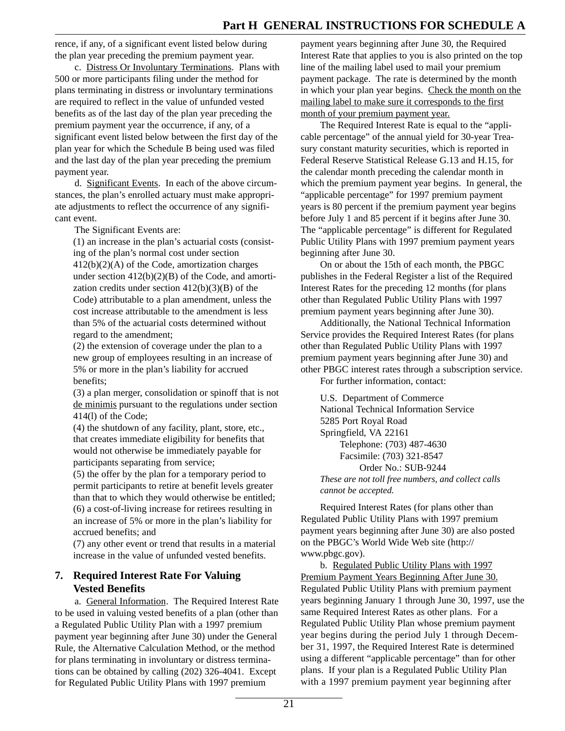rence, if any, of a significant event listed below during the plan year preceding the premium payment year.

c. Distress Or Involuntary Terminations. Plans with 500 or more participants filing under the method for plans terminating in distress or involuntary terminations are required to reflect in the value of unfunded vested benefits as of the last day of the plan year preceding the premium payment year the occurrence, if any, of a significant event listed below between the first day of the plan year for which the Schedule B being used was filed and the last day of the plan year preceding the premium payment year.

d. Significant Events. In each of the above circumstances, the plan's enrolled actuary must make appropriate adjustments to reflect the occurrence of any significant event.

The Significant Events are:

(1) an increase in the plan's actuarial costs (consisting of the plan's normal cost under section 412(b)(2)(A) of the Code, amortization charges under section 412(b)(2)(B) of the Code, and amortization credits under section 412(b)(3)(B) of the Code) attributable to a plan amendment, unless the cost increase attributable to the amendment is less than 5% of the actuarial costs determined without regard to the amendment;

(2) the extension of coverage under the plan to a new group of employees resulting in an increase of 5% or more in the plan's liability for accrued benefits;

(3) a plan merger, consolidation or spinoff that is not de minimis pursuant to the regulations under section 414(l) of the Code;

(4) the shutdown of any facility, plant, store, etc., that creates immediate eligibility for benefits that would not otherwise be immediately payable for participants separating from service;

(5) the offer by the plan for a temporary period to permit participants to retire at benefit levels greater than that to which they would otherwise be entitled;

(6) a cost-of-living increase for retirees resulting in an increase of 5% or more in the plan's liability for accrued benefits; and

(7) any other event or trend that results in a material increase in the value of unfunded vested benefits.

## 7. Required Interest Rate For Valuing Vested Benefits

a. General Information. The Required Interest Rate to be used in valuing vested benefits of a plan (other than a Regulated Public Utility Plan with a 1997 premium payment year beginning after June 30) under the General Rule, the Alternative Calculation Method, or the method for plans terminating in involuntary or distress terminations can be obtained by calling (202) 326-4041. Except for Regulated Public Utility Plans with 1997 premium payment years beginning after June 30, the Required Interest Rate that applies to you is also printed on the top line of the mailing label used to mail your premium payment package. The rate is determined by the month in which your plan year begins. Check the month on the mailing label to make sure it corresponds to the first month of your premium payment year.

The Required Interest Rate is equal to the "applicable percentage" of the annual yield for 30-year Treasury constant maturity securities, which is reported in Federal Reserve Statistical Release G.13 and H.15, for the calendar month preceding the calendar month in which the premium payment year begins. In general, the "applicable percentage" for 1997 premium payment years is 80 percent if the premium payment year begins before July 1 and 85 percent if it begins after June 30. The "applicable percentage" is different for Regulated Public Utility Plans with 1997 premium payment years beginning after June 30.

On or about the 15th of each month, the PBGC publishes in the Federal Register a list of the Required Interest Rates for the preceding 12 months (for plans other than Regulated Public Utility Plans with 1997 premium payment years beginning after June 30).

Additionally, the National Technical Information Service provides the Required Interest Rates (for plans other than Regulated Public Utility Plans with 1997 premium payment years beginning after June 30) and other PBGC interest rates through a subscription service.

For further information, contact:

U.S. Department of Commerce
National Technical Information Service
5285 Port Royal Road
Springfield, VA 22161
Telephone: (703) 487-4630
Facsimile: (703) 321-8547
Order No.: SUB-9244

*These are not toll free numbers, and collect calls cannot be accepted.*

Required Interest Rates (for plans other than Regulated Public Utility Plans with 1997 premium payment years beginning after June 30) are also posted on the PBGC's World Wide Web site (http://www.pbgc.gov).

b. Regulated Public Utility Plans with 1997 Premium Payment Years Beginning After June 30. Regulated Public Utility Plans with premium payment years beginning January 1 through June 30, 1997, use the same Required Interest Rates as other plans. For a Regulated Public Utility Plan whose premium payment year begins during the period July 1 through December 31, 1997, the Required Interest Rate is determined using a different "applicable percentage" than for other plans. If your plan is a Regulated Public Utility Plan with a 1997 premium payment year beginning after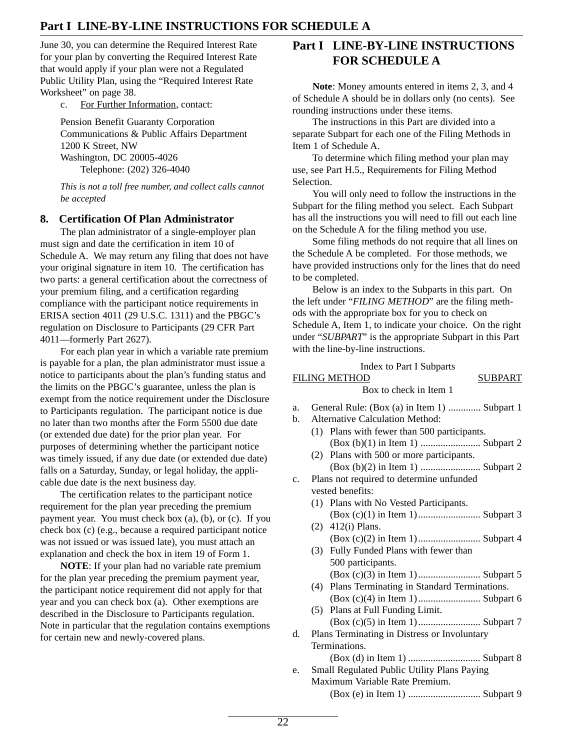June 30, you can determine the Required Interest Rate for your plan by converting the Required Interest Rate that would apply if your plan were not a Regulated Public Utility Plan, using the "Required Interest Rate Worksheet" on page 38.

c. For Further Information, contact:

Pension Benefit Guaranty Corporation
Communications & Public Affairs Department
1200 K Street, NW
Washington, DC 20005-4026
Telephone: (202) 326-4040

*This is not a toll free number, and collect calls cannot be accepted*

### 8. Certification Of Plan Administrator

The plan administrator of a single-employer plan must sign and date the certification in item 10 of Schedule A. We may return any filing that does not have your original signature in item 10. The certification has two parts: a general certification about the correctness of your premium filing, and a certification regarding compliance with the participant notice requirements in ERISA section 4011 (29 U.S.C. 1311) and the PBGC's regulation on Disclosure to Participants (29 CFR Part 4011—formerly Part 2627).

For each plan year in which a variable rate premium is payable for a plan, the plan administrator must issue a notice to participants about the plan's funding status and the limits on the PBGC's guarantee, unless the plan is exempt from the notice requirement under the Disclosure to Participants regulation. The participant notice is due no later than two months after the Form 5500 due date (or extended due date) for the prior plan year. For purposes of determining whether the participant notice was timely issued, if any due date (or extended due date) falls on a Saturday, Sunday, or legal holiday, the applicable due date is the next business day.

The certification relates to the participant notice requirement for the plan year preceding the premium payment year. You must check box (a), (b), or (c). If you check box (c) (e.g., because a required participant notice was not issued or was issued late), you must attach an explanation and check the box in item 19 of Form 1.

**NOTE**: If your plan had no variable rate premium for the plan year preceding the premium payment year, the participant notice requirement did not apply for that year and you can check box (a). Other exemptions are described in the Disclosure to Participants regulation. Note in particular that the regulation contains exemptions for certain new and newly-covered plans.

# Part I LINE-BY-LINE INSTRUCTIONS FOR SCHEDULE A

**Note**: Money amounts entered in items 2, 3, and 4 of Schedule A should be in dollars only (no cents). See rounding instructions under these items.

The instructions in this Part are divided into a separate Subpart for each one of the Filing Methods in Item 1 of Schedule A.

To determine which filing method your plan may use, see Part H.5., Requirements for Filing Method Selection.

You will only need to follow the instructions in the Subpart for the filing method you select. Each Subpart has all the instructions you will need to fill out each line on the Schedule A for the filing method you use.

Some filing methods do not require that all lines on the Schedule A be completed. For those methods, we have provided instructions only for the lines that do need to be completed.

Below is an index to the Subparts in this part. On the left under "*FILING METHOD*" are the filing methods with the appropriate box for you to check on Schedule A, Item 1, to indicate your choice. On the right under "*SUBPART*" is the appropriate Subpart in this Part with the line-by-line instructions.

Index to Part I Subparts

| FILING METHOD<br>Box to check in Item 1 | SUBPART |
|---|---|
| a. General Rule: (Box (a) in Item 1) | Subpart 1 |
| b. Alternative Calculation Method: | |
| (1) Plans with fewer than 500 participants. (Box (b)(1) in Item 1) | Subpart 2 |
| (2) Plans with 500 or more participants. (Box (b)(2) in Item 1) | Subpart 2 |
| c. Plans not required to determine unfunded vested benefits: | |
| (1) Plans with No Vested Participants. (Box (c)(1) in Item 1) | Subpart 3 |
| (2) 412(i) Plans. (Box (c)(2) in Item 1) | Subpart 4 |
| (3) Fully Funded Plans with fewer than 500 participants. (Box (c)(3) in Item 1) | Subpart 5 |
| (4) Plans Terminating in Standard Terminations. (Box (c)(4) in Item 1) | Subpart 6 |
| (5) Plans at Full Funding Limit. (Box (c)(5) in Item 1) | Subpart 7 |
| d. Plans Terminating in Distress or Involuntary Terminations. (Box (d) in Item 1) | Subpart 8 |
| e. Small Regulated Public Utility Plans Paying Maximum Variable Rate Premium. (Box (e) in Item 1) | Subpart 9 |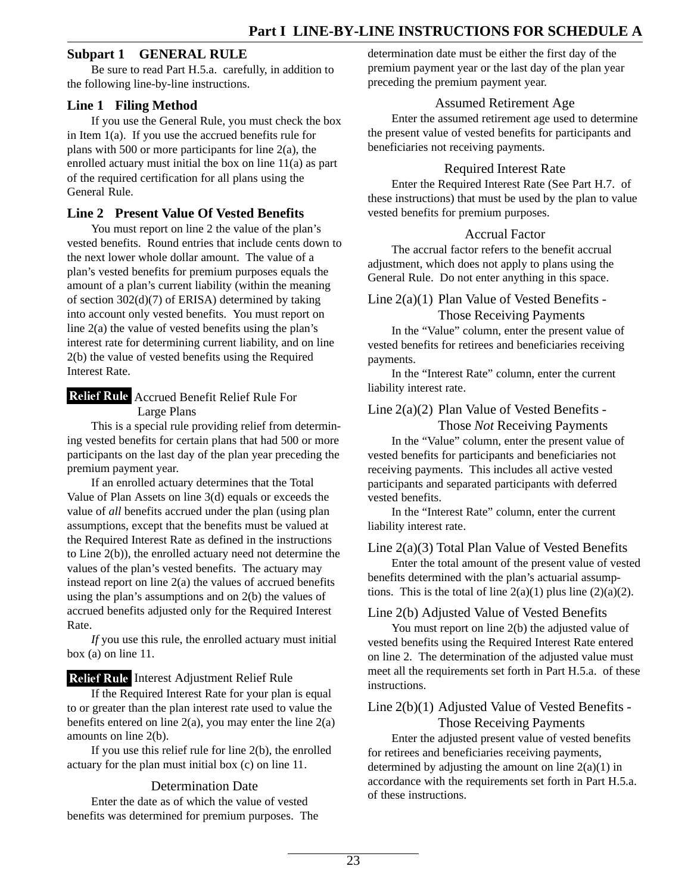# Part I LINE-BY-LINE INSTRUCTIONS FOR SCHEDULE A

## Subpart 1 GENERAL RULE

Be sure to read Part H.5.a. carefully, in addition to the following line-by-line instructions.

### Line 1 Filing Method

If you use the General Rule, you must check the box in Item 1(a). If you use the accrued benefits rule for plans with 500 or more participants for line 2(a), the enrolled actuary must initial the box on line 11(a) as part of the required certification for all plans using the General Rule.

### Line 2 Present Value Of Vested Benefits

You must report on line 2 the value of the plan's vested benefits. Round entries that include cents down to the next lower whole dollar amount. The value of a plan's vested benefits for premium purposes equals the amount of a plan's current liability (within the meaning of section 302(d)(7) of ERISA) determined by taking into account only vested benefits. You must report on line 2(a) the value of vested benefits using the plan's interest rate for determining current liability, and on line 2(b) the value of vested benefits using the Required Interest Rate.

**Relief Rule** Accrued Benefit Relief Rule For Large Plans

This is a special rule providing relief from determining vested benefits for certain plans that had 500 or more participants on the last day of the plan year preceding the premium payment year.

If an enrolled actuary determines that the Total Value of Plan Assets on line 3(d) equals or exceeds the value of *all* benefits accrued under the plan (using plan assumptions, except that the benefits must be valued at the Required Interest Rate as defined in the instructions to Line 2(b)), the enrolled actuary need not determine the values of the plan's vested benefits. The actuary may instead report on line 2(a) the values of accrued benefits using the plan's assumptions and on 2(b) the values of accrued benefits adjusted only for the Required Interest Rate.

*If* you use this rule, the enrolled actuary must initial box (a) on line 11.

**Relief Rule** Interest Adjustment Relief Rule

If the Required Interest Rate for your plan is equal to or greater than the plan interest rate used to value the benefits entered on line 2(a), you may enter the line 2(a) amounts on line 2(b).

If you use this relief rule for line 2(b), the enrolled actuary for the plan must initial box (c) on line 11.

Determination Date

Enter the date as of which the value of vested benefits was determined for premium purposes. The determination date must be either the first day of the premium payment year or the last day of the plan year preceding the premium payment year.

Assumed Retirement Age

Enter the assumed retirement age used to determine the present value of vested benefits for participants and beneficiaries not receiving payments.

Required Interest Rate

Enter the Required Interest Rate (See Part H.7. of these instructions) that must be used by the plan to value vested benefits for premium purposes.

Accrual Factor

The accrual factor refers to the benefit accrual adjustment, which does not apply to plans using the General Rule. Do not enter anything in this space.

Line 2(a)(1) Plan Value of Vested Benefits - Those Receiving Payments

In the "Value" column, enter the present value of vested benefits for retirees and beneficiaries receiving payments.

In the "Interest Rate" column, enter the current liability interest rate.

Line 2(a)(2) Plan Value of Vested Benefits - Those *Not* Receiving Payments

In the "Value" column, enter the present value of vested benefits for participants and beneficiaries not receiving payments. This includes all active vested participants and separated participants with deferred vested benefits.

In the "Interest Rate" column, enter the current liability interest rate.

Line 2(a)(3) Total Plan Value of Vested Benefits

Enter the total amount of the present value of vested benefits determined with the plan's actuarial assumptions. This is the total of line 2(a)(1) plus line (2)(a)(2).

Line 2(b) Adjusted Value of Vested Benefits

You must report on line 2(b) the adjusted value of vested benefits using the Required Interest Rate entered on line 2. The determination of the adjusted value must meet all the requirements set forth in Part H.5.a. of these instructions.

Line 2(b)(1) Adjusted Value of Vested Benefits - Those Receiving Payments

Enter the adjusted present value of vested benefits for retirees and beneficiaries receiving payments, determined by adjusting the amount on line 2(a)(1) in accordance with the requirements set forth in Part H.5.a. of these instructions.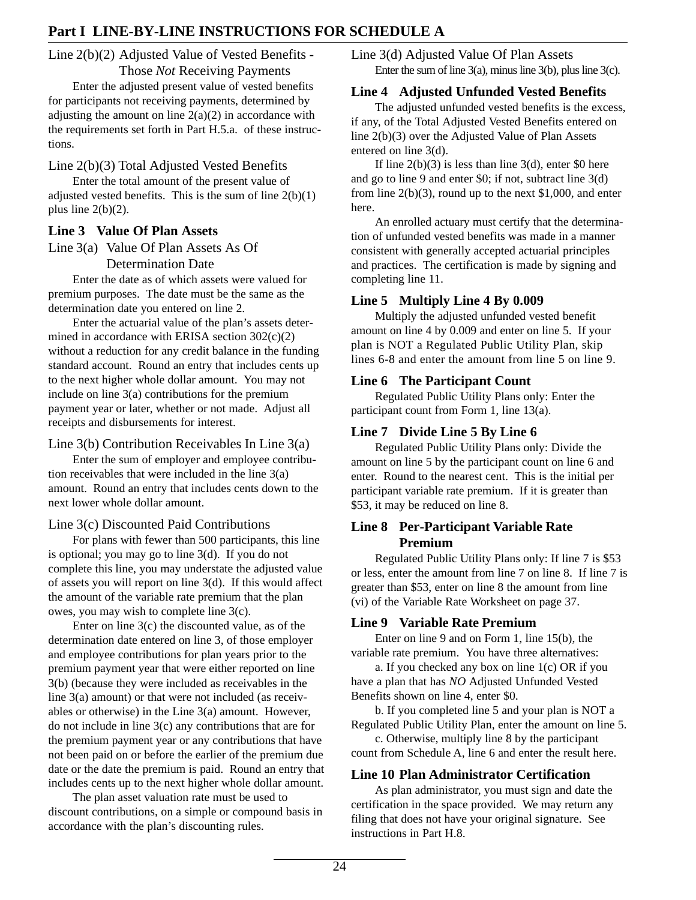# Part I LINE-BY-LINE INSTRUCTIONS FOR SCHEDULE A

### Line 2(b)(2) Adjusted Value of Vested Benefits - Those *Not* Receiving Payments

Enter the adjusted present value of vested benefits for participants not receiving payments, determined by adjusting the amount on line 2(a)(2) in accordance with the requirements set forth in Part H.5.a. of these instructions.

### Line 2(b)(3) Total Adjusted Vested Benefits

Enter the total amount of the present value of adjusted vested benefits. This is the sum of line 2(b)(1) plus line 2(b)(2).

## Line 3 Value Of Plan Assets

### Line 3(a) Value Of Plan Assets As Of Determination Date

Enter the date as of which assets were valued for premium purposes. The date must be the same as the determination date you entered on line 2.

Enter the actuarial value of the plan's assets determined in accordance with ERISA section 302(c)(2) without a reduction for any credit balance in the funding standard account. Round an entry that includes cents up to the next higher whole dollar amount. You may not include on line 3(a) contributions for the premium payment year or later, whether or not made. Adjust all receipts and disbursements for interest.

### Line 3(b) Contribution Receivables In Line 3(a)

Enter the sum of employer and employee contribution receivables that were included in the line 3(a) amount. Round an entry that includes cents down to the next lower whole dollar amount.

### Line 3(c) Discounted Paid Contributions

For plans with fewer than 500 participants, this line is optional; you may go to line 3(d). If you do not complete this line, you may understate the adjusted value of assets you will report on line 3(d). If this would affect the amount of the variable rate premium that the plan owes, you may wish to complete line 3(c).

Enter on line 3(c) the discounted value, as of the determination date entered on line 3, of those employer and employee contributions for plan years prior to the premium payment year that were either reported on line 3(b) (because they were included as receivables in the line 3(a) amount) or that were not included (as receivables or otherwise) in the Line 3(a) amount. However, do not include in line 3(c) any contributions that are for the premium payment year or any contributions that have not been paid on or before the earlier of the premium due date or the date the premium is paid. Round an entry that includes cents up to the next higher whole dollar amount.

The plan asset valuation rate must be used to discount contributions, on a simple or compound basis in accordance with the plan's discounting rules.

### Line 3(d) Adjusted Value Of Plan Assets

Enter the sum of line 3(a), minus line 3(b), plus line 3(c).

## Line 4 Adjusted Unfunded Vested Benefits

The adjusted unfunded vested benefits is the excess, if any, of the Total Adjusted Vested Benefits entered on line 2(b)(3) over the Adjusted Value of Plan Assets entered on line 3(d).

If line 2(b)(3) is less than line 3(d), enter $0 here and go to line 9 and enter $0; if not, subtract line 3(d) from line 2(b)(3), round up to the next $1,000, and enter here.

An enrolled actuary must certify that the determination of unfunded vested benefits was made in a manner consistent with generally accepted actuarial principles and practices. The certification is made by signing and completing line 11.

## Line 5 Multiply Line 4 By 0.009

Multiply the adjusted unfunded vested benefit amount on line 4 by 0.009 and enter on line 5. If your plan is NOT a Regulated Public Utility Plan, skip lines 6-8 and enter the amount from line 5 on line 9.

## Line 6 The Participant Count

Regulated Public Utility Plans only: Enter the participant count from Form 1, line 13(a).

## Line 7 Divide Line 5 By Line 6

Regulated Public Utility Plans only: Divide the amount on line 5 by the participant count on line 6 and enter. Round to the nearest cent. This is the initial per participant variable rate premium. If it is greater than $53, it may be reduced on line 8.

## Line 8 Per-Participant Variable Rate Premium

Regulated Public Utility Plans only: If line 7 is $53 or less, enter the amount from line 7 on line 8. If line 7 is greater than $53, enter on line 8 the amount from line (vi) of the Variable Rate Worksheet on page 37.

## Line 9 Variable Rate Premium

Enter on line 9 and on Form 1, line 15(b), the variable rate premium. You have three alternatives:

a. If you checked any box on line 1(c) OR if you have a plan that has *NO* Adjusted Unfunded Vested Benefits shown on line 4, enter $0.

b. If you completed line 5 and your plan is NOT a Regulated Public Utility Plan, enter the amount on line 5.

c. Otherwise, multiply line 8 by the participant count from Schedule A, line 6 and enter the result here.

## Line 10 Plan Administrator Certification

As plan administrator, you must sign and date the certification in the space provided. We may return any filing that does not have your original signature. See instructions in Part H.8.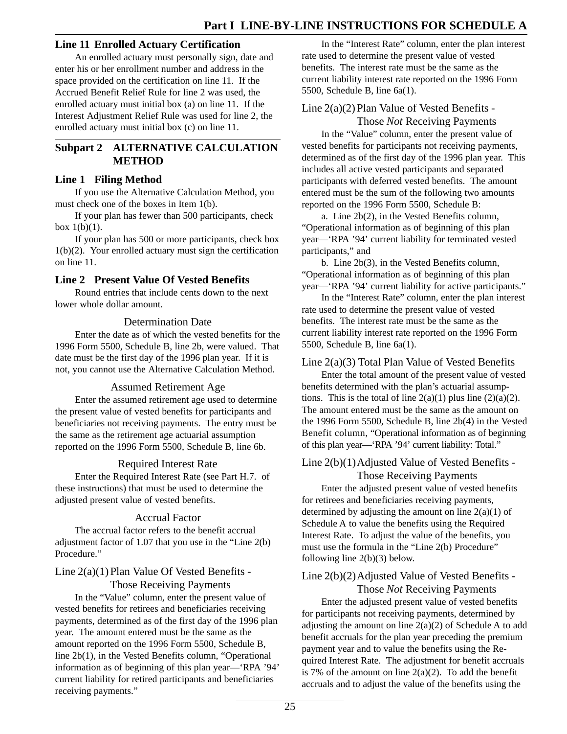### Line 11 Enrolled Actuary Certification

An enrolled actuary must personally sign, date and enter his or her enrollment number and address in the space provided on the certification on line 11. If the Accrued Benefit Relief Rule for line 2 was used, the enrolled actuary must initial box (a) on line 11. If the Interest Adjustment Relief Rule was used for line 2, the enrolled actuary must initial box (c) on line 11.

## Subpart 2 ALTERNATIVE CALCULATION METHOD

### Line 1 Filing Method

If you use the Alternative Calculation Method, you must check one of the boxes in Item 1(b).

If your plan has fewer than 500 participants, check box 1(b)(1).

If your plan has 500 or more participants, check box 1(b)(2). Your enrolled actuary must sign the certification on line 11.

### Line 2 Present Value Of Vested Benefits

Round entries that include cents down to the next lower whole dollar amount.

#### Determination Date

Enter the date as of which the vested benefits for the 1996 Form 5500, Schedule B, line 2b, were valued. That date must be the first day of the 1996 plan year. If it is not, you cannot use the Alternative Calculation Method.

#### Assumed Retirement Age

Enter the assumed retirement age used to determine the present value of vested benefits for participants and beneficiaries not receiving payments. The entry must be the same as the retirement age actuarial assumption reported on the 1996 Form 5500, Schedule B, line 6b.

#### Required Interest Rate

Enter the Required Interest Rate (see Part H.7. of these instructions) that must be used to determine the adjusted present value of vested benefits.

#### Accrual Factor

The accrual factor refers to the benefit accrual adjustment factor of 1.07 that you use in the "Line 2(b) Procedure."

#### Line 2(a)(1) Plan Value Of Vested Benefits - Those Receiving Payments

In the "Value" column, enter the present value of vested benefits for retirees and beneficiaries receiving payments, determined as of the first day of the 1996 plan year. The amount entered must be the same as the amount reported on the 1996 Form 5500, Schedule B, line 2b(1), in the Vested Benefits column, "Operational information as of beginning of this plan year—'RPA '94' current liability for retired participants and beneficiaries receiving payments."

In the "Interest Rate" column, enter the plan interest rate used to determine the present value of vested benefits. The interest rate must be the same as the current liability interest rate reported on the 1996 Form 5500, Schedule B, line 6a(1).

#### Line 2(a)(2) Plan Value of Vested Benefits - Those *Not* Receiving Payments

In the "Value" column, enter the present value of vested benefits for participants not receiving payments, determined as of the first day of the 1996 plan year. This includes all active vested participants and separated participants with deferred vested benefits. The amount entered must be the sum of the following two amounts reported on the 1996 Form 5500, Schedule B:

a. Line 2b(2), in the Vested Benefits column, "Operational information as of beginning of this plan year—'RPA '94' current liability for terminated vested participants," and

b. Line 2b(3), in the Vested Benefits column, "Operational information as of beginning of this plan year—'RPA '94' current liability for active participants."

In the "Interest Rate" column, enter the plan interest rate used to determine the present value of vested benefits. The interest rate must be the same as the current liability interest rate reported on the 1996 Form 5500, Schedule B, line 6a(1).

#### Line 2(a)(3) Total Plan Value of Vested Benefits

Enter the total amount of the present value of vested benefits determined with the plan's actuarial assumptions. This is the total of line 2(a)(1) plus line (2)(a)(2). The amount entered must be the same as the amount on the 1996 Form 5500, Schedule B, line 2b(4) in the Vested Benefit column, "Operational information as of beginning of this plan year—'RPA '94' current liability: Total."

#### Line 2(b)(1) Adjusted Value of Vested Benefits - Those Receiving Payments

Enter the adjusted present value of vested benefits for retirees and beneficiaries receiving payments, determined by adjusting the amount on line 2(a)(1) of Schedule A to value the benefits using the Required Interest Rate. To adjust the value of the benefits, you must use the formula in the "Line 2(b) Procedure" following line 2(b)(3) below.

#### Line 2(b)(2) Adjusted Value of Vested Benefits - Those *Not* Receiving Payments

Enter the adjusted present value of vested benefits for participants not receiving payments, determined by adjusting the amount on line 2(a)(2) of Schedule A to add benefit accruals for the plan year preceding the premium payment year and to value the benefits using the Required Interest Rate. The adjustment for benefit accruals is 7% of the amount on line 2(a)(2). To add the benefit accruals and to adjust the value of the benefits using the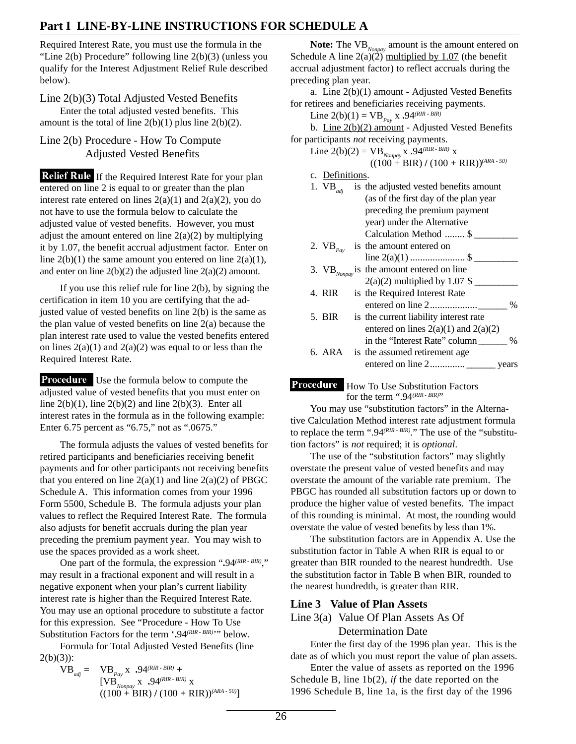## Part I LINE-BY-LINE INSTRUCTIONS FOR SCHEDULE A

Required Interest Rate, you must use the formula in the "Line 2(b) Procedure" following line 2(b)(3) (unless you qualify for the Interest Adjustment Relief Rule described below).

### Line 2(b)(3) Total Adjusted Vested Benefits

Enter the total adjusted vested benefits. This amount is the total of line 2(b)(1) plus line 2(b)(2).

### Line 2(b) Procedure - How To Compute Adjusted Vested Benefits

**Relief Rule** If the Required Interest Rate for your plan entered on line 2 is equal to or greater than the plan interest rate entered on lines 2(a)(1) and 2(a)(2), you do not have to use the formula below to calculate the adjusted value of vested benefits. However, you must adjust the amount entered on line 2(a)(2) by multiplying it by 1.07, the benefit accrual adjustment factor. Enter on line 2(b)(1) the same amount you entered on line 2(a)(1), and enter on line 2(b)(2) the adjusted line 2(a)(2) amount.

If you use this relief rule for line 2(b), by signing the certification in item 10 you are certifying that the adjusted value of vested benefits on line 2(b) is the same as the plan value of vested benefits on line 2(a) because the plan interest rate used to value the vested benefits entered on lines 2(a)(1) and 2(a)(2) was equal to or less than the Required Interest Rate.

**Procedure** Use the formula below to compute the adjusted value of vested benefits that you must enter on line 2(b)(1), line 2(b)(2) and line 2(b)(3). Enter all interest rates in the formula as in the following example: Enter 6.75 percent as "6.75," not as ".0675."

The formula adjusts the values of vested benefits for retired participants and beneficiaries receiving benefit payments and for other participants not receiving benefits that you entered on line 2(a)(1) and line 2(a)(2) of PBGC Schedule A. This information comes from your 1996 Form 5500, Schedule B. The formula adjusts your plan values to reflect the Required Interest Rate. The formula also adjusts for benefit accruals during the plan year preceding the premium payment year. You may wish to use the spaces provided as a work sheet.

One part of the formula, the expression "$.94^{(RIR - BIR)}$," may result in a fractional exponent and will result in a negative exponent when your plan's current liability interest rate is higher than the Required Interest Rate. You may use an optional procedure to substitute a factor for this expression. See "Procedure - How To Use Substitution Factors for the term '$.94^{(RIR - BIR)}$'" below.

Formula for Total Adjusted Vested Benefits (line 2(b)(3)):

$$VB_{adj} = VB_{Pay} \times .94^{(RIR - BIR)} + [VB_{Nonpay} \times .94^{(RIR - BIR)} \times ((100 + BIR) / (100 + RIR))^{(ARA - 50)}]$$

**Note:** The $VB_{Nonpay}$ amount is the amount entered on Schedule A line 2(a)(2) multiplied by 1.07 (the benefit accrual adjustment factor) to reflect accruals during the preceding plan year.

a. Line 2(b)(1) amount - Adjusted Vested Benefits for retirees and beneficiaries receiving payments.

$$\text{Line 2(b)(1)} = VB_{Pay} \times .94^{(RIR - BIR)}$$

b. Line 2(b)(2) amount - Adjusted Vested Benefits for participants *not* receiving payments.

$$\text{Line 2(b)(2)} = VB_{Nonpay} \times .94^{(RIR - BIR)} \times ((100 + BIR) / (100 + RIR))^{(ARA - 50)}$$

c. Definitions.

1. $VB_{adj}$ is the adjusted vested benefits amount (as of the first day of the plan year preceding the premium payment year) under the Alternative Calculation Method ........ $ _________
2. $VB_{Pay}$ is the amount entered on line 2(a)(1) ..................... $ _________
3. $VB_{Nonpay}$ is the amount entered on line 2(a)(2) multiplied by 1.07 $ _________
4. RIR is the Required Interest Rate entered on line 2.................. ______ %
5. BIR is the current liability interest rate entered on lines 2(a)(1) and 2(a)(2) in the "Interest Rate" column ______ %
6. ARA is the assumed retirement age entered on line 2............. ______ years

**Procedure** How To Use Substitution Factors for the term "$.94^{(RIR - BIR)}$"

You may use "substitution factors" in the Alternative Calculation Method interest rate adjustment formula to replace the term "$.94^{(RIR - BIR)}$." The use of the "substitution factors" is *not* required; it is *optional*.

The use of the "substitution factors" may slightly overstate the present value of vested benefits and may overstate the amount of the variable rate premium. The PBGC has rounded all substitution factors up or down to produce the higher value of vested benefits. The impact of this rounding is minimal. At most, the rounding would overstate the value of vested benefits by less than 1%.

The substitution factors are in Appendix A. Use the substitution factor in Table A when RIR is equal to or greater than BIR rounded to the nearest hundredth. Use the substitution factor in Table B when BIR, rounded to the nearest hundredth, is greater than RIR.

### Line 3 Value of Plan Assets

### Line 3(a) Value Of Plan Assets As Of Determination Date

Enter the first day of the 1996 plan year. This is the date as of which you must report the value of plan assets.

Enter the value of assets as reported on the 1996 Schedule B, line 1b(2), *if* the date reported on the 1996 Schedule B, line 1a, is the first day of the 1996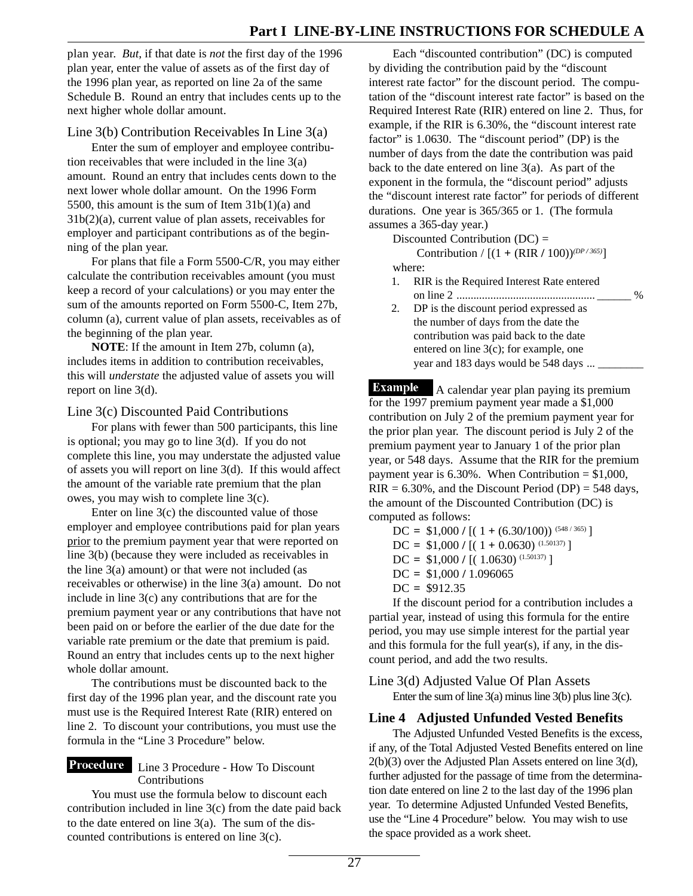plan year. *But*, if that date is *not* the first day of the 1996 plan year, enter the value of assets as of the first day of the 1996 plan year, as reported on line 2a of the same Schedule B. Round an entry that includes cents up to the next higher whole dollar amount.

### Line 3(b) Contribution Receivables In Line 3(a)

Enter the sum of employer and employee contribution receivables that were included in the line 3(a) amount. Round an entry that includes cents down to the next lower whole dollar amount. On the 1996 Form 5500, this amount is the sum of Item 31b(1)(a) and 31b(2)(a), current value of plan assets, receivables for employer and participant contributions as of the beginning of the plan year.

For plans that file a Form 5500-C/R, you may either calculate the contribution receivables amount (you must keep a record of your calculations) or you may enter the sum of the amounts reported on Form 5500-C, Item 27b, column (a), current value of plan assets, receivables as of the beginning of the plan year.

**NOTE**: If the amount in Item 27b, column (a), includes items in addition to contribution receivables, this will *understate* the adjusted value of assets you will report on line 3(d).

### Line 3(c) Discounted Paid Contributions

For plans with fewer than 500 participants, this line is optional; you may go to line 3(d). If you do not complete this line, you may understate the adjusted value of assets you will report on line 3(d). If this would affect the amount of the variable rate premium that the plan owes, you may wish to complete line 3(c).

Enter on line 3(c) the discounted value of those employer and employee contributions paid for plan years prior to the premium payment year that were reported on line 3(b) (because they were included as receivables in the line 3(a) amount) or that were not included (as receivables or otherwise) in the line 3(a) amount. Do not include in line 3(c) any contributions that are for the premium payment year or any contributions that have not been paid on or before the earlier of the due date for the variable rate premium or the date that premium is paid. Round an entry that includes cents up to the next higher whole dollar amount.

The contributions must be discounted back to the first day of the 1996 plan year, and the discount rate you must use is the Required Interest Rate (RIR) entered on line 2. To discount your contributions, you must use the formula in the "Line 3 Procedure" below.

**Procedure** Line 3 Procedure - How To Discount Contributions

You must use the formula below to discount each contribution included in line 3(c) from the date paid back to the date entered on line 3(a). The sum of the discounted contributions is entered on line 3(c).

Each "discounted contribution" (DC) is computed by dividing the contribution paid by the "discount interest rate factor" for the discount period. The computation of the "discount interest rate factor" is based on the Required Interest Rate (RIR) entered on line 2. Thus, for example, if the RIR is 6.30%, the "discount interest rate factor" is 1.0630. The "discount period" (DP) is the number of days from the date the contribution was paid back to the date entered on line 3(a). As part of the exponent in the formula, the "discount period" adjusts the "discount interest rate factor" for periods of different durations. One year is 365/365 or 1. (The formula assumes a 365-day year.)

Discounted Contribution (DC) =

$$\text{Contribution} / [(1 + (\text{RIR} / 100))^{(DP / 365)}]$$

where:

1. RIR is the Required Interest Rate entered on line 2 ................................................ ______ %
2. DP is the discount period expressed as the number of days from the date the contribution was paid back to the date entered on line 3(c); for example, one year and 183 days would be 548 days ... ________

**Example** A calendar year plan paying its premium for the 1997 premium payment year made a $1,000 contribution on July 2 of the premium payment year for the prior plan year. The discount period is July 2 of the premium payment year to January 1 of the prior plan year, or 548 days. Assume that the RIR for the premium payment year is 6.30%. When Contribution = $1,000, RIR = 6.30%, and the Discount Period (DP) = 548 days, the amount of the Discounted Contribution (DC) is computed as follows:

$$DC = \$1{,}000 / [( 1 + (6.30/100))^{(548 / 365)}]$$
$$DC = \$1{,}000 / [( 1 + 0.0630)^{(1.50137)}]$$
$$DC = \$1{,}000 / [( 1.0630)^{(1.50137)}]$$
$$DC = \$1{,}000 / 1.096065$$
$$DC = \$912.35$$

If the discount period for a contribution includes a partial year, instead of using this formula for the entire period, you may use simple interest for the partial year and this formula for the full year(s), if any, in the discount period, and add the two results.

### Line 3(d) Adjusted Value Of Plan Assets

Enter the sum of line 3(a) minus line 3(b) plus line 3(c).

## Line 4 Adjusted Unfunded Vested Benefits

The Adjusted Unfunded Vested Benefits is the excess, if any, of the Total Adjusted Vested Benefits entered on line 2(b)(3) over the Adjusted Plan Assets entered on line 3(d), further adjusted for the passage of time from the determination date entered on line 2 to the last day of the 1996 plan year. To determine Adjusted Unfunded Vested Benefits, use the "Line 4 Procedure" below. You may wish to use the space provided as a work sheet.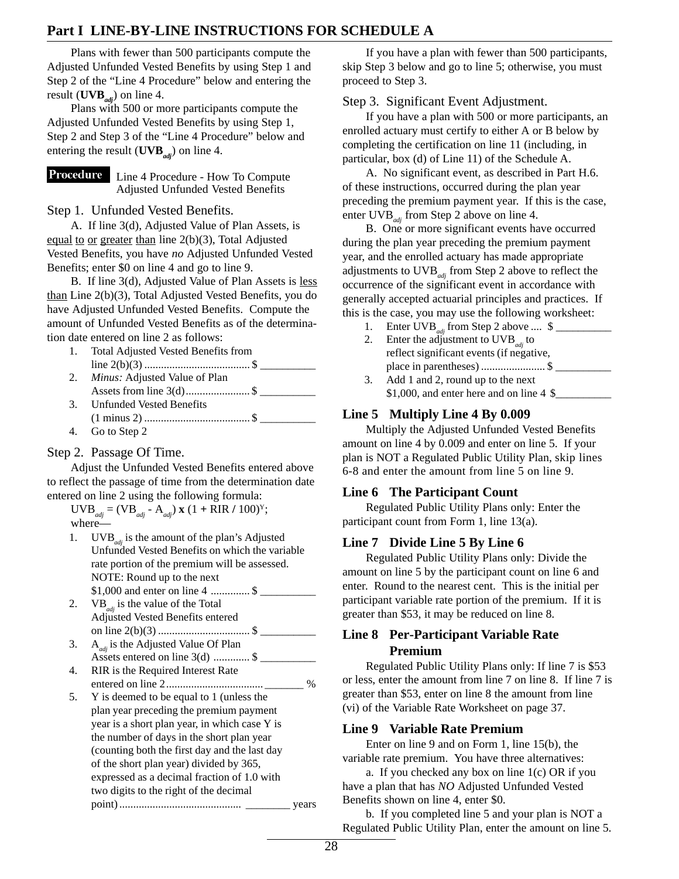## Part I LINE-BY-LINE INSTRUCTIONS FOR SCHEDULE A

Plans with fewer than 500 participants compute the Adjusted Unfunded Vested Benefits by using Step 1 and Step 2 of the "Line 4 Procedure" below and entering the result (**$UVB_{adj}$**) on line 4.

Plans with 500 or more participants compute the Adjusted Unfunded Vested Benefits by using Step 1, Step 2 and Step 3 of the "Line 4 Procedure" below and entering the result (**$UVB_{adj}$**) on line 4.

**Procedure** Line 4 Procedure - How To Compute Adjusted Unfunded Vested Benefits

### Step 1. Unfunded Vested Benefits.

A. If line 3(d), Adjusted Value of Plan Assets, is equal to or greater than line 2(b)(3), Total Adjusted Vested Benefits, you have *no* Adjusted Unfunded Vested Benefits; enter $0 on line 4 and go to line 9.

B. If line 3(d), Adjusted Value of Plan Assets is less than Line 2(b)(3), Total Adjusted Vested Benefits, you do have Adjusted Unfunded Vested Benefits. Compute the amount of Unfunded Vested Benefits as of the determination date entered on line 2 as follows:

1. Total Adjusted Vested Benefits from line 2(b)(3) ...................................... $ __________
2. *Minus:* Adjusted Value of Plan Assets from line 3(d)....................... $ __________
3. Unfunded Vested Benefits (1 minus 2) ...................................... $ __________
4. Go to Step 2

### Step 2. Passage Of Time.

Adjust the Unfunded Vested Benefits entered above to reflect the passage of time from the determination date entered on line 2 using the following formula:

$UVB_{adj} = (VB_{adj} - A_{adj})$ **x** $(1 + RIR / 100)^{Y}$; where—

1. $UVB_{adj}$ is the amount of the plan's Adjusted Unfunded Vested Benefits on which the variable rate portion of the premium will be assessed. NOTE: Round up to the next $1,000 and enter on line 4 .............. $ __________
2. $VB_{adj}$ is the value of the Total Adjusted Vested Benefits entered on line 2(b)(3) ................................. $ __________
3. $A_{adj}$ is the Adjusted Value Of Plan Assets entered on line 3(d) ............. $ __________
4. RIR is the Required Interest Rate entered on line 2.................................. _______ %
5. Y is deemed to be equal to 1 (unless the plan year preceding the premium payment year is a short plan year, in which case Y is the number of days in the short plan year (counting both the first day and the last day of the short plan year) divided by 365, expressed as a decimal fraction of 1.0 with two digits to the right of the decimal point)............................................ ________ years

If you have a plan with fewer than 500 participants, skip Step 3 below and go to line 5; otherwise, you must proceed to Step 3.

### Step 3. Significant Event Adjustment.

If you have a plan with 500 or more participants, an enrolled actuary must certify to either A or B below by completing the certification on line 11 (including, in particular, box (d) of Line 11) of the Schedule A.

A. No significant event, as described in Part H.6. of these instructions, occurred during the plan year preceding the premium payment year. If this is the case, enter $UVB_{adj}$ from Step 2 above on line 4.

B. One or more significant events have occurred during the plan year preceding the premium payment year, and the enrolled actuary has made appropriate adjustments to $UVB_{adj}$ from Step 2 above to reflect the occurrence of the significant event in accordance with generally accepted actuarial principles and practices. If this is the case, you may use the following worksheet:

1. Enter $UVB_{adj}$ from Step 2 above .... $ __________
2. Enter the adjustment to $UVB_{adj}$ to reflect significant events (if negative, place in parentheses) ....................... $ __________
3. Add 1 and 2, round up to the next $1,000, and enter here and on line 4 $__________

### Line 5 Multiply Line 4 By 0.009

Multiply the Adjusted Unfunded Vested Benefits amount on line 4 by 0.009 and enter on line 5. If your plan is NOT a Regulated Public Utility Plan, skip lines 6-8 and enter the amount from line 5 on line 9.

### Line 6 The Participant Count

Regulated Public Utility Plans only: Enter the participant count from Form 1, line 13(a).

### Line 7 Divide Line 5 By Line 6

Regulated Public Utility Plans only: Divide the amount on line 5 by the participant count on line 6 and enter. Round to the nearest cent. This is the initial per participant variable rate portion of the premium. If it is greater than $53, it may be reduced on line 8.

### Line 8 Per-Participant Variable Rate Premium

Regulated Public Utility Plans only: If line 7 is $53 or less, enter the amount from line 7 on line 8. If line 7 is greater than $53, enter on line 8 the amount from line (vi) of the Variable Rate Worksheet on page 37.

### Line 9 Variable Rate Premium

Enter on line 9 and on Form 1, line 15(b), the variable rate premium. You have three alternatives:

a. If you checked any box on line 1(c) OR if you have a plan that has *NO* Adjusted Unfunded Vested Benefits shown on line 4, enter $0.

b. If you completed line 5 and your plan is NOT a Regulated Public Utility Plan, enter the amount on line 5.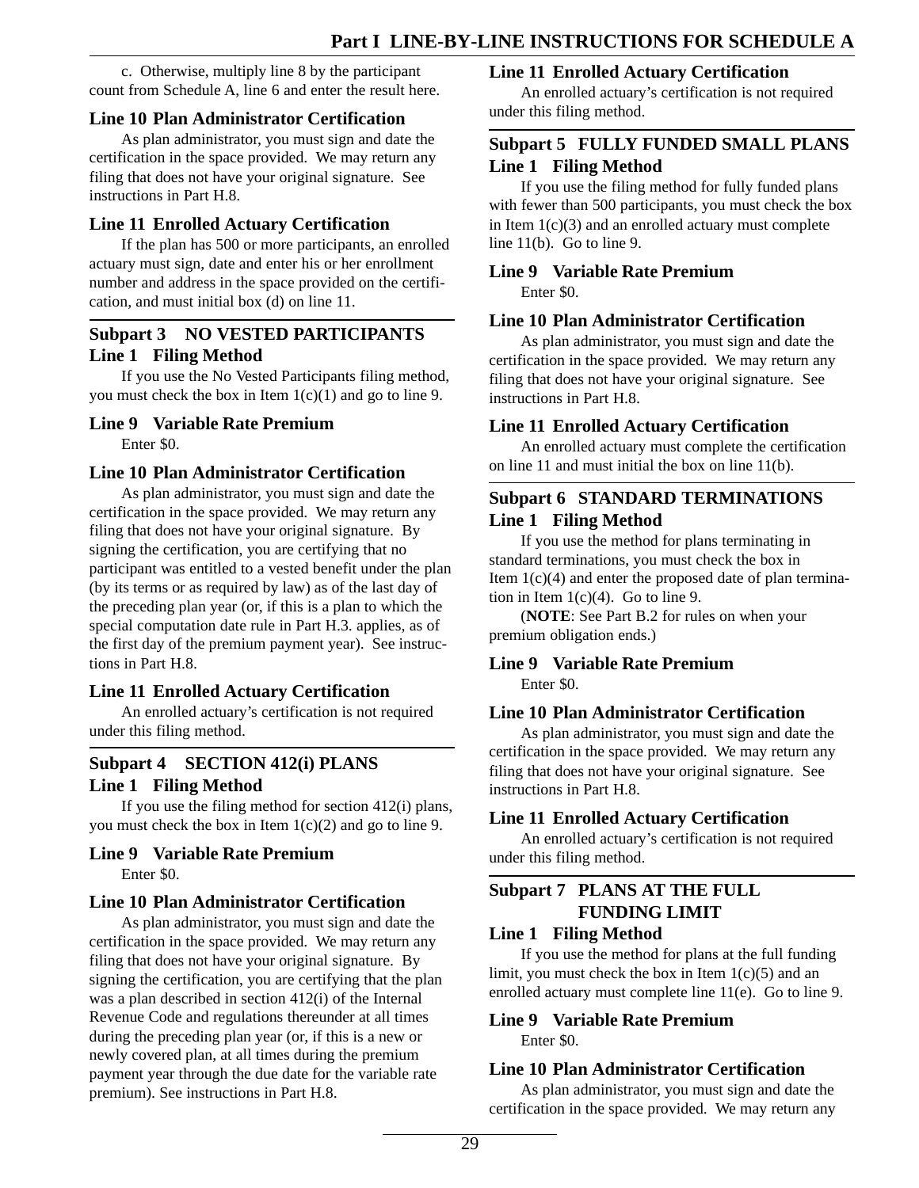c. Otherwise, multiply line 8 by the participant count from Schedule A, line 6 and enter the result here.

### Line 10 Plan Administrator Certification

As plan administrator, you must sign and date the certification in the space provided. We may return any filing that does not have your original signature. See instructions in Part H.8.

### Line 11 Enrolled Actuary Certification

If the plan has 500 or more participants, an enrolled actuary must sign, date and enter his or her enrollment number and address in the space provided on the certification, and must initial box (d) on line 11.

## Subpart 3 NO VESTED PARTICIPANTS

### Line 1 Filing Method

If you use the No Vested Participants filing method, you must check the box in Item 1(c)(1) and go to line 9.

### Line 9 Variable Rate Premium

Enter $0.

### Line 10 Plan Administrator Certification

As plan administrator, you must sign and date the certification in the space provided. We may return any filing that does not have your original signature. By signing the certification, you are certifying that no participant was entitled to a vested benefit under the plan (by its terms or as required by law) as of the last day of the preceding plan year (or, if this is a plan to which the special computation date rule in Part H.3. applies, as of the first day of the premium payment year). See instructions in Part H.8.

### Line 11 Enrolled Actuary Certification

An enrolled actuary's certification is not required under this filing method.

## Subpart 4 SECTION 412(i) PLANS

### Line 1 Filing Method

If you use the filing method for section 412(i) plans, you must check the box in Item 1(c)(2) and go to line 9.

### Line 9 Variable Rate Premium

Enter $0.

### Line 10 Plan Administrator Certification

As plan administrator, you must sign and date the certification in the space provided. We may return any filing that does not have your original signature. By signing the certification, you are certifying that the plan was a plan described in section 412(i) of the Internal Revenue Code and regulations thereunder at all times during the preceding plan year (or, if this is a new or newly covered plan, at all times during the premium payment year through the due date for the variable rate premium). See instructions in Part H.8.

### Line 11 Enrolled Actuary Certification

An enrolled actuary's certification is not required under this filing method.

## Subpart 5 FULLY FUNDED SMALL PLANS

### Line 1 Filing Method

If you use the filing method for fully funded plans with fewer than 500 participants, you must check the box in Item 1(c)(3) and an enrolled actuary must complete line 11(b). Go to line 9.

### Line 9 Variable Rate Premium

Enter $0.

### Line 10 Plan Administrator Certification

As plan administrator, you must sign and date the certification in the space provided. We may return any filing that does not have your original signature. See instructions in Part H.8.

### Line 11 Enrolled Actuary Certification

An enrolled actuary must complete the certification on line 11 and must initial the box on line 11(b).

## Subpart 6 STANDARD TERMINATIONS

### Line 1 Filing Method

If you use the method for plans terminating in standard terminations, you must check the box in Item 1(c)(4) and enter the proposed date of plan termination in Item 1(c)(4). Go to line 9.

(**NOTE**: See Part B.2 for rules on when your premium obligation ends.)

### Line 9 Variable Rate Premium

Enter $0.

### Line 10 Plan Administrator Certification

As plan administrator, you must sign and date the certification in the space provided. We may return any filing that does not have your original signature. See instructions in Part H.8.

### Line 11 Enrolled Actuary Certification

An enrolled actuary's certification is not required under this filing method.

## Subpart 7 PLANS AT THE FULL FUNDING LIMIT

### Line 1 Filing Method

If you use the method for plans at the full funding limit, you must check the box in Item 1(c)(5) and an enrolled actuary must complete line 11(e). Go to line 9.

### Line 9 Variable Rate Premium

Enter $0.

### Line 10 Plan Administrator Certification

As plan administrator, you must sign and date the certification in the space provided. We may return any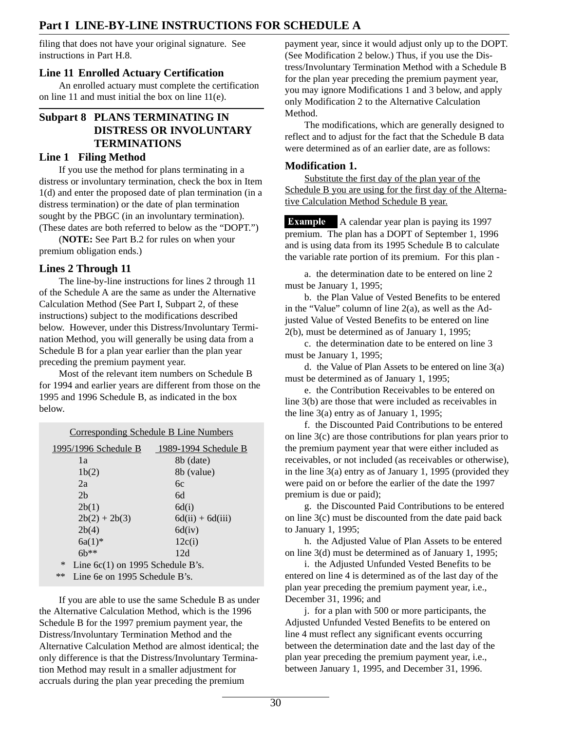filing that does not have your original signature. See instructions in Part H.8.

### Line 11 Enrolled Actuary Certification

An enrolled actuary must complete the certification on line 11 and must initial the box on line 11(e).

## Subpart 8 PLANS TERMINATING IN DISTRESS OR INVOLUNTARY TERMINATIONS

### Line 1 Filing Method

If you use the method for plans terminating in a distress or involuntary termination, check the box in Item 1(d) and enter the proposed date of plan termination (in a distress termination) or the date of plan termination sought by the PBGC (in an involuntary termination). (These dates are both referred to below as the "DOPT.")

(**NOTE:** See Part B.2 for rules on when your premium obligation ends.)

### Lines 2 Through 11

The line-by-line instructions for lines 2 through 11 of the Schedule A are the same as under the Alternative Calculation Method (See Part I, Subpart 2, of these instructions) subject to the modifications described below. However, under this Distress/Involuntary Termination Method, you will generally be using data from a Schedule B for a plan year earlier than the plan year preceding the premium payment year.

Most of the relevant item numbers on Schedule B for 1994 and earlier years are different from those on the 1995 and 1996 Schedule B, as indicated in the box below.

Corresponding Schedule B Line Numbers

| 1995/1996 Schedule B | 1989-1994 Schedule B |
|---|---|
| 1a | 8b (date) |
| 1b(2) | 8b (value) |
| 2a | 6c |
| 2b | 6d |
| 2b(1) | 6d(i) |
| 2b(2) + 2b(3) | 6d(ii) + 6d(iii) |
| 2b(4) | 6d(iv) |
| 6a(1)* | 12c(i) |
| 6b** | 12d |

\* Line 6c(1) on 1995 Schedule B's.
** Line 6e on 1995 Schedule B's.

If you are able to use the same Schedule B as under the Alternative Calculation Method, which is the 1996 Schedule B for the 1997 premium payment year, the Distress/Involuntary Termination Method and the Alternative Calculation Method are almost identical; the only difference is that the Distress/Involuntary Termination Method may result in a smaller adjustment for accruals during the plan year preceding the premium payment year, since it would adjust only up to the DOPT. (See Modification 2 below.) Thus, if you use the Distress/Involuntary Termination Method with a Schedule B for the plan year preceding the premium payment year, you may ignore Modifications 1 and 3 below, and apply only Modification 2 to the Alternative Calculation Method.

The modifications, which are generally designed to reflect and to adjust for the fact that the Schedule B data were determined as of an earlier date, are as follows:

### Modification 1.

Substitute the first day of the plan year of the Schedule B you are using for the first day of the Alternative Calculation Method Schedule B year.

**Example** A calendar year plan is paying its 1997 premium. The plan has a DOPT of September 1, 1996 and is using data from its 1995 Schedule B to calculate the variable rate portion of its premium. For this plan -

a. the determination date to be entered on line 2 must be January 1, 1995;

b. the Plan Value of Vested Benefits to be entered in the "Value" column of line 2(a), as well as the Adjusted Value of Vested Benefits to be entered on line 2(b), must be determined as of January 1, 1995;

c. the determination date to be entered on line 3 must be January 1, 1995;

d. the Value of Plan Assets to be entered on line 3(a) must be determined as of January 1, 1995;

e. the Contribution Receivables to be entered on line 3(b) are those that were included as receivables in the line 3(a) entry as of January 1, 1995;

f. the Discounted Paid Contributions to be entered on line 3(c) are those contributions for plan years prior to the premium payment year that were either included as receivables, or not included (as receivables or otherwise), in the line 3(a) entry as of January 1, 1995 (provided they were paid on or before the earlier of the date the 1997 premium is due or paid);

g. the Discounted Paid Contributions to be entered on line 3(c) must be discounted from the date paid back to January 1, 1995;

h. the Adjusted Value of Plan Assets to be entered on line 3(d) must be determined as of January 1, 1995;

i. the Adjusted Unfunded Vested Benefits to be entered on line 4 is determined as of the last day of the plan year preceding the premium payment year, i.e., December 31, 1996; and

j. for a plan with 500 or more participants, the Adjusted Unfunded Vested Benefits to be entered on line 4 must reflect any significant events occurring between the determination date and the last day of the plan year preceding the premium payment year, i.e., between January 1, 1995, and December 31, 1996.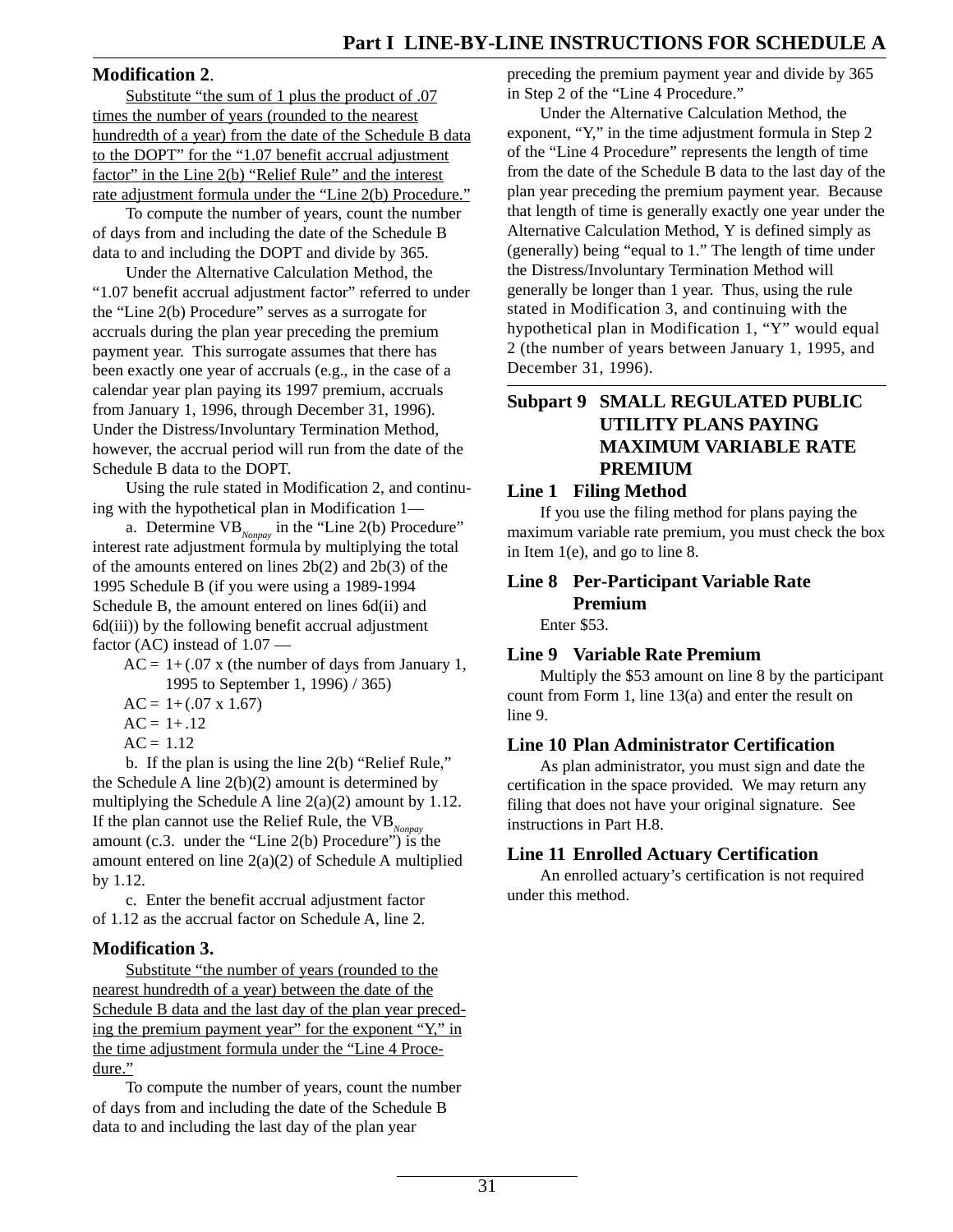**Modification 2**.

Substitute "the sum of 1 plus the product of .07 times the number of years (rounded to the nearest hundredth of a year) from the date of the Schedule B data to the DOPT" for the "1.07 benefit accrual adjustment factor" in the Line 2(b) "Relief Rule" and the interest rate adjustment formula under the "Line 2(b) Procedure."

To compute the number of years, count the number of days from and including the date of the Schedule B data to and including the DOPT and divide by 365.

Under the Alternative Calculation Method, the "1.07 benefit accrual adjustment factor" referred to under the "Line 2(b) Procedure" serves as a surrogate for accruals during the plan year preceding the premium payment year. This surrogate assumes that there has been exactly one year of accruals (e.g., in the case of a calendar year plan paying its 1997 premium, accruals from January 1, 1996, through December 31, 1996). Under the Distress/Involuntary Termination Method, however, the accrual period will run from the date of the Schedule B data to the DOPT.

Using the rule stated in Modification 2, and continuing with the hypothetical plan in Modification 1—

a. Determine $VB_{Nonpay}$ in the "Line 2(b) Procedure" interest rate adjustment formula by multiplying the total of the amounts entered on lines 2b(2) and 2b(3) of the 1995 Schedule B (if you were using a 1989-1994 Schedule B, the amount entered on lines 6d(ii) and 6d(iii)) by the following benefit accrual adjustment factor (AC) instead of 1.07 —

AC = 1+(.07 x (the number of days from January 1, 1995 to September 1, 1996) / 365)

AC = 1+(.07 x 1.67)

AC = 1+.12

AC = 1.12

b. If the plan is using the line 2(b) "Relief Rule," the Schedule A line 2(b)(2) amount is determined by multiplying the Schedule A line 2(a)(2) amount by 1.12. If the plan cannot use the Relief Rule, the $VB_{Nonpay}$ amount (c.3. under the "Line 2(b) Procedure") is the amount entered on line 2(a)(2) of Schedule A multiplied by 1.12.

c. Enter the benefit accrual adjustment factor of 1.12 as the accrual factor on Schedule A, line 2.

**Modification 3.**

Substitute "the number of years (rounded to the nearest hundredth of a year) between the date of the Schedule B data and the last day of the plan year preceding the premium payment year" for the exponent "Y," in the time adjustment formula under the "Line 4 Procedure."

To compute the number of years, count the number of days from and including the date of the Schedule B data to and including the last day of the plan year preceding the premium payment year and divide by 365 in Step 2 of the "Line 4 Procedure."

Under the Alternative Calculation Method, the exponent, "Y," in the time adjustment formula in Step 2 of the "Line 4 Procedure" represents the length of time from the date of the Schedule B data to the last day of the plan year preceding the premium payment year. Because that length of time is generally exactly one year under the Alternative Calculation Method, Y is defined simply as (generally) being "equal to 1." The length of time under the Distress/Involuntary Termination Method will generally be longer than 1 year. Thus, using the rule stated in Modification 3, and continuing with the hypothetical plan in Modification 1, "Y" would equal 2 (the number of years between January 1, 1995, and December 31, 1996).

## Subpart 9 SMALL REGULATED PUBLIC UTILITY PLANS PAYING MAXIMUM VARIABLE RATE PREMIUM

### Line 1 Filing Method

If you use the filing method for plans paying the maximum variable rate premium, you must check the box in Item 1(e), and go to line 8.

### Line 8 Per-Participant Variable Rate Premium

Enter $53.

### Line 9 Variable Rate Premium

Multiply the $53 amount on line 8 by the participant count from Form 1, line 13(a) and enter the result on line 9.

### Line 10 Plan Administrator Certification

As plan administrator, you must sign and date the certification in the space provided. We may return any filing that does not have your original signature. See instructions in Part H.8.

### Line 11 Enrolled Actuary Certification

An enrolled actuary's certification is not required under this method.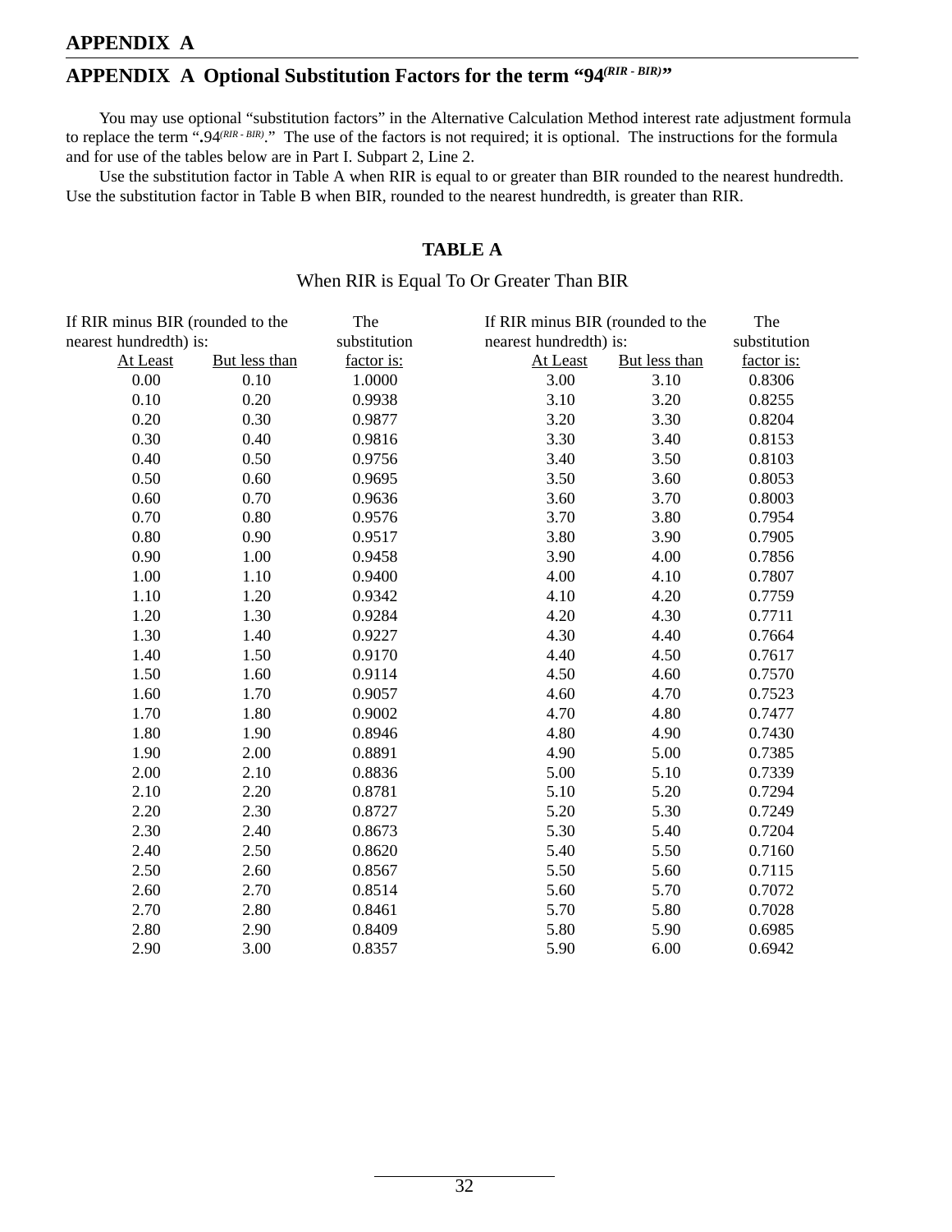# APPENDIX A

## APPENDIX A Optional Substitution Factors for the term "$94^{(RIR - BIR)}$"

You may use optional "substitution factors" in the Alternative Calculation Method interest rate adjustment formula to replace the term "$.94^{(RIR - BIR)}$." The use of the factors is not required; it is optional. The instructions for the formula and for use of the tables below are in Part I. Subpart 2, Line 2.

Use the substitution factor in Table A when RIR is equal to or greater than BIR rounded to the nearest hundredth. Use the substitution factor in Table B when BIR, rounded to the nearest hundredth, is greater than RIR.

### TABLE A

When RIR is Equal To Or Greater Than BIR

| If RIR minus BIR (rounded to the nearest hundredth) is: | | The substitution factor is: |
|---|---|---|
| At Least | But less than | |
| 0.00 | 0.10 | 1.0000 |
| 0.10 | 0.20 | 0.9938 |
| 0.20 | 0.30 | 0.9877 |
| 0.30 | 0.40 | 0.9816 |
| 0.40 | 0.50 | 0.9756 |
| 0.50 | 0.60 | 0.9695 |
| 0.60 | 0.70 | 0.9636 |
| 0.70 | 0.80 | 0.9576 |
| 0.80 | 0.90 | 0.9517 |
| 0.90 | 1.00 | 0.9458 |
| 1.00 | 1.10 | 0.9400 |
| 1.10 | 1.20 | 0.9342 |
| 1.20 | 1.30 | 0.9284 |
| 1.30 | 1.40 | 0.9227 |
| 1.40 | 1.50 | 0.9170 |
| 1.50 | 1.60 | 0.9114 |
| 1.60 | 1.70 | 0.9057 |
| 1.70 | 1.80 | 0.9002 |
| 1.80 | 1.90 | 0.8946 |
| 1.90 | 2.00 | 0.8891 |
| 2.00 | 2.10 | 0.8836 |
| 2.10 | 2.20 | 0.8781 |
| 2.20 | 2.30 | 0.8727 |
| 2.30 | 2.40 | 0.8673 |
| 2.40 | 2.50 | 0.8620 |
| 2.50 | 2.60 | 0.8567 |
| 2.60 | 2.70 | 0.8514 |
| 2.70 | 2.80 | 0.8461 |
| 2.80 | 2.90 | 0.8409 |
| 2.90 | 3.00 | 0.8357 |
| 3.00 | 3.10 | 0.8306 |
| 3.10 | 3.20 | 0.8255 |
| 3.20 | 3.30 | 0.8204 |
| 3.30 | 3.40 | 0.8153 |
| 3.40 | 3.50 | 0.8103 |
| 3.50 | 3.60 | 0.8053 |
| 3.60 | 3.70 | 0.8003 |
| 3.70 | 3.80 | 0.7954 |
| 3.80 | 3.90 | 0.7905 |
| 3.90 | 4.00 | 0.7856 |
| 4.00 | 4.10 | 0.7807 |
| 4.10 | 4.20 | 0.7759 |
| 4.20 | 4.30 | 0.7711 |
| 4.30 | 4.40 | 0.7664 |
| 4.40 | 4.50 | 0.7617 |
| 4.50 | 4.60 | 0.7570 |
| 4.60 | 4.70 | 0.7523 |
| 4.70 | 4.80 | 0.7477 |
| 4.80 | 4.90 | 0.7430 |
| 4.90 | 5.00 | 0.7385 |
| 5.00 | 5.10 | 0.7339 |
| 5.10 | 5.20 | 0.7294 |
| 5.20 | 5.30 | 0.7249 |
| 5.30 | 5.40 | 0.7204 |
| 5.40 | 5.50 | 0.7160 |
| 5.50 | 5.60 | 0.7115 |
| 5.60 | 5.70 | 0.7072 |
| 5.70 | 5.80 | 0.7028 |
| 5.80 | 5.90 | 0.6985 |
| 5.90 | 6.00 | 0.6942 |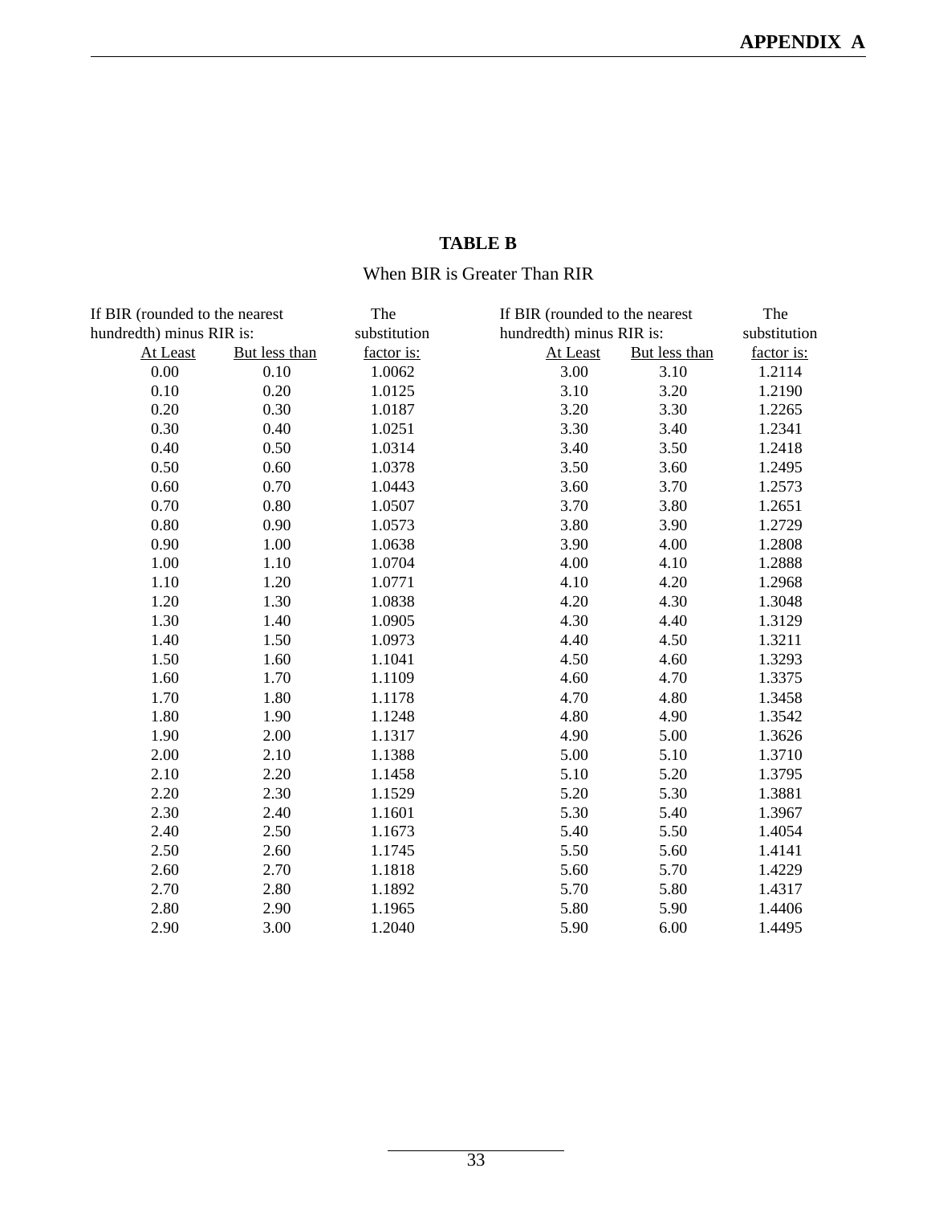## TABLE B

When BIR is Greater Than RIR

| If BIR (rounded to the nearest hundredth) minus RIR is: At Least | But less than | The substitution factor is: | If BIR (rounded to the nearest hundredth) minus RIR is: At Least | But less than | The substitution factor is: |
|---|---|---|---|---|---|
| 0.00 | 0.10 | 1.0062 | 3.00 | 3.10 | 1.2114 |
| 0.10 | 0.20 | 1.0125 | 3.10 | 3.20 | 1.2190 |
| 0.20 | 0.30 | 1.0187 | 3.20 | 3.30 | 1.2265 |
| 0.30 | 0.40 | 1.0251 | 3.30 | 3.40 | 1.2341 |
| 0.40 | 0.50 | 1.0314 | 3.40 | 3.50 | 1.2418 |
| 0.50 | 0.60 | 1.0378 | 3.50 | 3.60 | 1.2495 |
| 0.60 | 0.70 | 1.0443 | 3.60 | 3.70 | 1.2573 |
| 0.70 | 0.80 | 1.0507 | 3.70 | 3.80 | 1.2651 |
| 0.80 | 0.90 | 1.0573 | 3.80 | 3.90 | 1.2729 |
| 0.90 | 1.00 | 1.0638 | 3.90 | 4.00 | 1.2808 |
| 1.00 | 1.10 | 1.0704 | 4.00 | 4.10 | 1.2888 |
| 1.10 | 1.20 | 1.0771 | 4.10 | 4.20 | 1.2968 |
| 1.20 | 1.30 | 1.0838 | 4.20 | 4.30 | 1.3048 |
| 1.30 | 1.40 | 1.0905 | 4.30 | 4.40 | 1.3129 |
| 1.40 | 1.50 | 1.0973 | 4.40 | 4.50 | 1.3211 |
| 1.50 | 1.60 | 1.1041 | 4.50 | 4.60 | 1.3293 |
| 1.60 | 1.70 | 1.1109 | 4.60 | 4.70 | 1.3375 |
| 1.70 | 1.80 | 1.1178 | 4.70 | 4.80 | 1.3458 |
| 1.80 | 1.90 | 1.1248 | 4.80 | 4.90 | 1.3542 |
| 1.90 | 2.00 | 1.1317 | 4.90 | 5.00 | 1.3626 |
| 2.00 | 2.10 | 1.1388 | 5.00 | 5.10 | 1.3710 |
| 2.10 | 2.20 | 1.1458 | 5.10 | 5.20 | 1.3795 |
| 2.20 | 2.30 | 1.1529 | 5.20 | 5.30 | 1.3881 |
| 2.30 | 2.40 | 1.1601 | 5.30 | 5.40 | 1.3967 |
| 2.40 | 2.50 | 1.1673 | 5.40 | 5.50 | 1.4054 |
| 2.50 | 2.60 | 1.1745 | 5.50 | 5.60 | 1.4141 |
| 2.60 | 2.70 | 1.1818 | 5.60 | 5.70 | 1.4229 |
| 2.70 | 2.80 | 1.1892 | 5.70 | 5.80 | 1.4317 |
| 2.80 | 2.90 | 1.1965 | 5.80 | 5.90 | 1.4406 |
| 2.90 | 3.00 | 1.2040 | 5.90 | 6.00 | 1.4495 |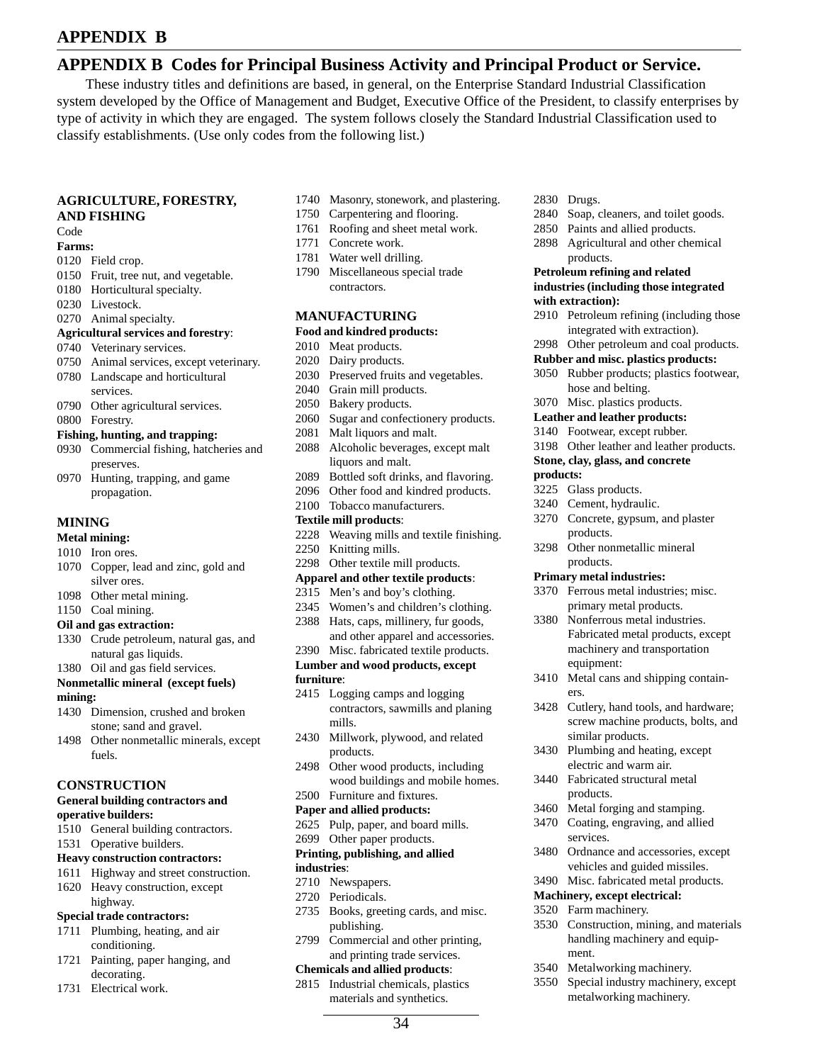# APPENDIX B

## APPENDIX B Codes for Principal Business Activity and Principal Product or Service.

These industry titles and definitions are based, in general, on the Enterprise Standard Industrial Classification system developed by the Office of Management and Budget, Executive Office of the President, to classify enterprises by type of activity in which they are engaged. The system follows closely the Standard Industrial Classification used to classify establishments. (Use only codes from the following list.)

### AGRICULTURE, FORESTRY, AND FISHING

Code

**Farms:**

0120 Field crop.
0150 Fruit, tree nut, and vegetable.
0180 Horticultural specialty.
0230 Livestock.
0270 Animal specialty.

**Agricultural services and forestry**:

0740 Veterinary services.
0750 Animal services, except veterinary.
0780 Landscape and horticultural services.
0790 Other agricultural services.
0800 Forestry.

**Fishing, hunting, and trapping:**

0930 Commercial fishing, hatcheries and preserves.
0970 Hunting, trapping, and game propagation.

### MINING

**Metal mining:**

1010 Iron ores.
1070 Copper, lead and zinc, gold and silver ores.
1098 Other metal mining.
1150 Coal mining.

**Oil and gas extraction:**

1330 Crude petroleum, natural gas, and natural gas liquids.
1380 Oil and gas field services.

**Nonmetallic mineral (except fuels) mining:**

1430 Dimension, crushed and broken stone; sand and gravel.
1498 Other nonmetallic minerals, except fuels.

### CONSTRUCTION

**General building contractors and operative builders:**

1510 General building contractors.
1531 Operative builders.

**Heavy construction contractors:**

1611 Highway and street construction.
1620 Heavy construction, except highway.

**Special trade contractors:**

1711 Plumbing, heating, and air conditioning.
1721 Painting, paper hanging, and decorating.
1731 Electrical work.
1740 Masonry, stonework, and plastering.
1750 Carpentering and flooring.
1761 Roofing and sheet metal work.
1771 Concrete work.
1781 Water well drilling.
1790 Miscellaneous special trade contractors.

### MANUFACTURING

**Food and kindred products:**

2010 Meat products.
2020 Dairy products.
2030 Preserved fruits and vegetables.
2040 Grain mill products.
2050 Bakery products.
2060 Sugar and confectionery products.
2081 Malt liquors and malt.
2088 Alcoholic beverages, except malt liquors and malt.
2089 Bottled soft drinks, and flavoring.
2096 Other food and kindred products.
2100 Tobacco manufacturers.

**Textile mill products**:

2228 Weaving mills and textile finishing.
2250 Knitting mills.
2298 Other textile mill products.

**Apparel and other textile products**:

2315 Men's and boy's clothing.
2345 Women's and children's clothing.
2388 Hats, caps, millinery, fur goods, and other apparel and accessories.
2390 Misc. fabricated textile products.

**Lumber and wood products, except furniture**:

2415 Logging camps and logging contractors, sawmills and planing mills.
2430 Millwork, plywood, and related products.
2498 Other wood products, including wood buildings and mobile homes.
2500 Furniture and fixtures.

**Paper and allied products:**

2625 Pulp, paper, and board mills.
2699 Other paper products.

**Printing, publishing, and allied industries**:

2710 Newspapers.
2720 Periodicals.
2735 Books, greeting cards, and misc. publishing.
2799 Commercial and other printing, and printing trade services.

**Chemicals and allied products**:

2815 Industrial chemicals, plastics materials and synthetics.
2830 Drugs.
2840 Soap, cleaners, and toilet goods.
2850 Paints and allied products.
2898 Agricultural and other chemical products.

**Petroleum refining and related industries (including those integrated with extraction):**

2910 Petroleum refining (including those integrated with extraction).
2998 Other petroleum and coal products.

**Rubber and misc. plastics products:**

3050 Rubber products; plastics footwear, hose and belting.
3070 Misc. plastics products.

**Leather and leather products:**

3140 Footwear, except rubber.
3198 Other leather and leather products.

**Stone, clay, glass, and concrete products:**

3225 Glass products.
3240 Cement, hydraulic.
3270 Concrete, gypsum, and plaster products.
3298 Other nonmetallic mineral products.

**Primary metal industries:**

3370 Ferrous metal industries; misc. primary metal products.
3380 Nonferrous metal industries. Fabricated metal products, except machinery and transportation equipment:
3410 Metal cans and shipping containers.
3428 Cutlery, hand tools, and hardware; screw machine products, bolts, and similar products.
3430 Plumbing and heating, except electric and warm air.
3440 Fabricated structural metal products.
3460 Metal forging and stamping.
3470 Coating, engraving, and allied services.
3480 Ordnance and accessories, except vehicles and guided missiles.
3490 Misc. fabricated metal products.

**Machinery, except electrical:**

3520 Farm machinery.
3530 Construction, mining, and materials handling machinery and equipment.
3540 Metalworking machinery.
3550 Special industry machinery, except metalworking machinery.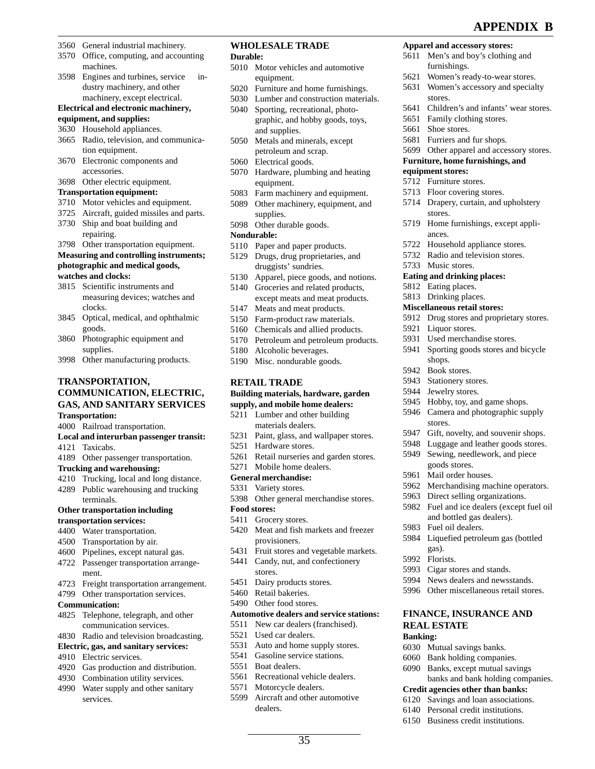3560 General industrial machinery.
3570 Office, computing, and accounting machines.
3598 Engines and turbines, service industry machinery, and other machinery, except electrical.

**Electrical and electronic machinery, equipment, and supplies:**
3630 Household appliances.
3665 Radio, television, and communication equipment.
3670 Electronic components and accessories.
3698 Other electric equipment.

**Transportation equipment:**
3710 Motor vehicles and equipment.
3725 Aircraft, guided missiles and parts.
3730 Ship and boat building and repairing.
3798 Other transportation equipment.

**Measuring and controlling instruments; photographic and medical goods, watches and clocks:**
3815 Scientific instruments and measuring devices; watches and clocks.
3845 Optical, medical, and ophthalmic goods.
3860 Photographic equipment and supplies.
3998 Other manufacturing products.

### TRANSPORTATION, COMMUNICATION, ELECTRIC, GAS, AND SANITARY SERVICES

**Transportation:**
4000 Railroad transportation.

**Local and interurban passenger transit:**
4121 Taxicabs.
4189 Other passenger transportation.

**Trucking and warehousing:**
4210 Trucking, local and long distance.
4289 Public warehousing and trucking terminals.

**Other transportation including transportation services:**
4400 Water transportation.
4500 Transportation by air.
4600 Pipelines, except natural gas.
4722 Passenger transportation arrangement.
4723 Freight transportation arrangement.
4799 Other transportation services.

**Communication:**
4825 Telephone, telegraph, and other communication services.
4830 Radio and television broadcasting.

**Electric, gas, and sanitary services:**
4910 Electric services.
4920 Gas production and distribution.
4930 Combination utility services.
4990 Water supply and other sanitary services.

### WHOLESALE TRADE

**Durable:**
5010 Motor vehicles and automotive equipment.
5020 Furniture and home furnishings.
5030 Lumber and construction materials.
5040 Sporting, recreational, photographic, and hobby goods, toys, and supplies.
5050 Metals and minerals, except petroleum and scrap.
5060 Electrical goods.
5070 Hardware, plumbing and heating equipment.
5083 Farm machinery and equipment.
5089 Other machinery, equipment, and supplies.
5098 Other durable goods.

**Nondurable:**
5110 Paper and paper products.
5129 Drugs, drug proprietaries, and druggists' sundries.
5130 Apparel, piece goods, and notions.
5140 Groceries and related products, except meats and meat products.
5147 Meats and meat products.
5150 Farm-product raw materials.
5160 Chemicals and allied products.
5170 Petroleum and petroleum products.
5180 Alcoholic beverages.
5190 Misc. nondurable goods.

### RETAIL TRADE

**Building materials, hardware, garden supply, and mobile home dealers:**
5211 Lumber and other building materials dealers.
5231 Paint, glass, and wallpaper stores.
5251 Hardware stores.
5261 Retail nurseries and garden stores.
5271 Mobile home dealers.

**General merchandise:**
5331 Variety stores.
5398 Other general merchandise stores.

**Food stores:**
5411 Grocery stores.
5420 Meat and fish markets and freezer provisioners.
5431 Fruit stores and vegetable markets.
5441 Candy, nut, and confectionery stores.
5451 Dairy products stores.
5460 Retail bakeries.
5490 Other food stores.

**Automotive dealers and service stations:**
5511 New car dealers (franchised).
5521 Used car dealers.
5531 Auto and home supply stores.
5541 Gasoline service stations.
5551 Boat dealers.
5561 Recreational vehicle dealers.
5571 Motorcycle dealers.
5599 Aircraft and other automotive dealers.

**Apparel and accessory stores:**
5611 Men's and boy's clothing and furnishings.
5621 Women's ready-to-wear stores.
5631 Women's accessory and specialty stores.
5641 Children's and infants' wear stores.
5651 Family clothing stores.
5661 Shoe stores.
5681 Furriers and fur shops.
5699 Other apparel and accessory stores.

**Furniture, home furnishings, and equipment stores:**
5712 Furniture stores.
5713 Floor covering stores.
5714 Drapery, curtain, and upholstery stores.
5719 Home furnishings, except appliances.
5722 Household appliance stores.
5732 Radio and television stores.
5733 Music stores.

**Eating and drinking places:**
5812 Eating places.
5813 Drinking places.

**Miscellaneous retail stores:**
5912 Drug stores and proprietary stores.
5921 Liquor stores.
5931 Used merchandise stores.
5941 Sporting goods stores and bicycle shops.
5942 Book stores.
5943 Stationery stores.
5944 Jewelry stores.
5945 Hobby, toy, and game shops.
5946 Camera and photographic supply stores.
5947 Gift, novelty, and souvenir shops.
5948 Luggage and leather goods stores.
5949 Sewing, needlework, and piece goods stores.
5961 Mail order houses.
5962 Merchandising machine operators.
5963 Direct selling organizations.
5982 Fuel and ice dealers (except fuel oil and bottled gas dealers).
5983 Fuel oil dealers.
5984 Liquefied petroleum gas (bottled gas).
5992 Florists.
5993 Cigar stores and stands.
5994 News dealers and newsstands.
5996 Other miscellaneous retail stores.

### FINANCE, INSURANCE AND REAL ESTATE

**Banking:**
6030 Mutual savings banks.
6060 Bank holding companies.
6090 Banks, except mutual savings banks and bank holding companies.

**Credit agencies other than banks:**
6120 Savings and loan associations.
6140 Personal credit institutions.
6150 Business credit institutions.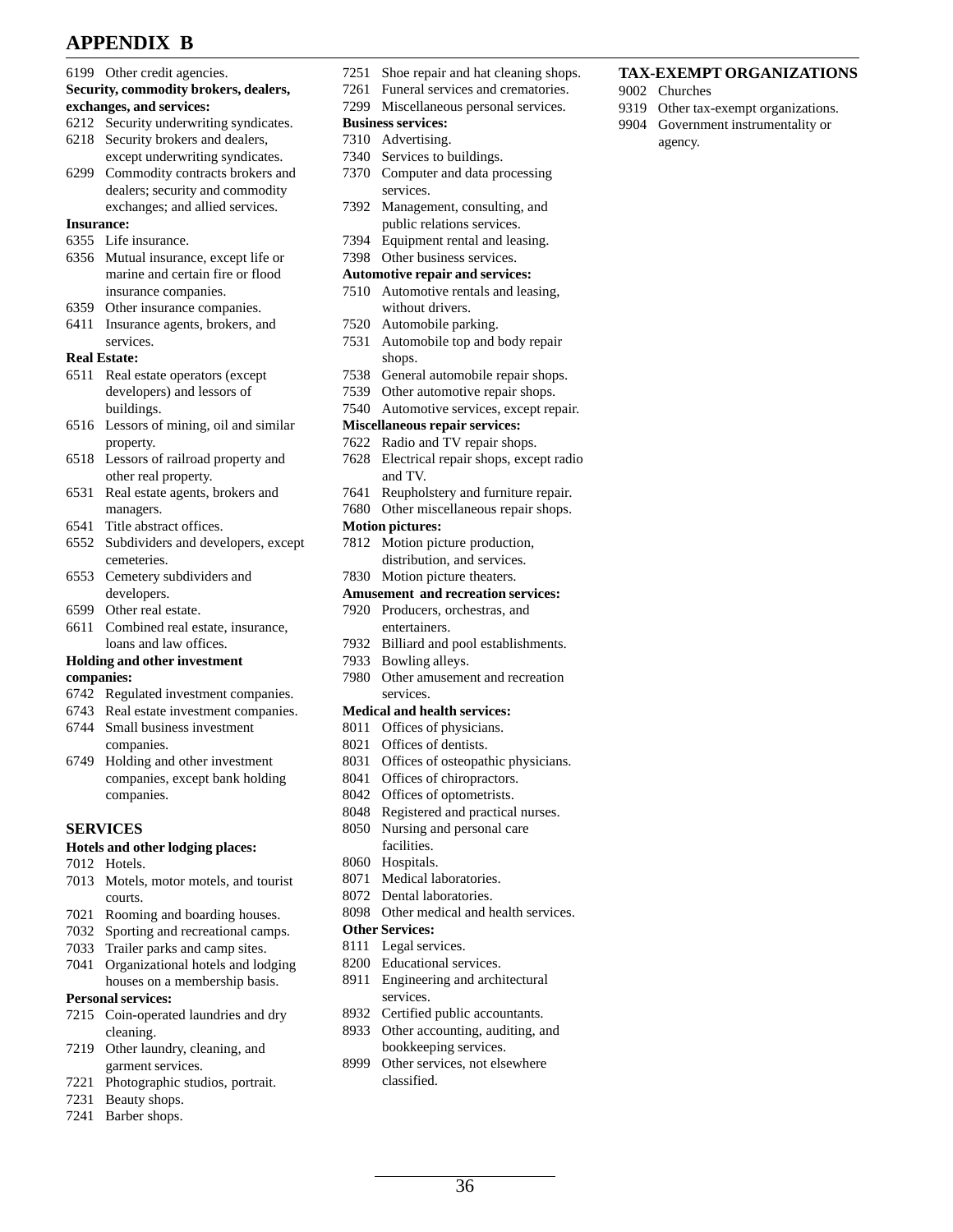## APPENDIX B

6199 Other credit agencies.

**Security, commodity brokers, dealers, exchanges, and services:**

6212 Security underwriting syndicates.
6218 Security brokers and dealers, except underwriting syndicates.
6299 Commodity contracts brokers and dealers; security and commodity exchanges; and allied services.

**Insurance:**

6355 Life insurance.
6356 Mutual insurance, except life or marine and certain fire or flood insurance companies.
6359 Other insurance companies.
6411 Insurance agents, brokers, and services.

**Real Estate:**

6511 Real estate operators (except developers) and lessors of buildings.
6516 Lessors of mining, oil and similar property.
6518 Lessors of railroad property and other real property.
6531 Real estate agents, brokers and managers.
6541 Title abstract offices.
6552 Subdividers and developers, except cemeteries.
6553 Cemetery subdividers and developers.
6599 Other real estate.
6611 Combined real estate, insurance, loans and law offices.

**Holding and other investment companies:**

6742 Regulated investment companies.
6743 Real estate investment companies.
6744 Small business investment companies.
6749 Holding and other investment companies, except bank holding companies.

### SERVICES

**Hotels and other lodging places:**

7012 Hotels.
7013 Motels, motor motels, and tourist courts.
7021 Rooming and boarding houses.
7032 Sporting and recreational camps.
7033 Trailer parks and camp sites.
7041 Organizational hotels and lodging houses on a membership basis.

**Personal services:**

7215 Coin-operated laundries and dry cleaning.
7219 Other laundry, cleaning, and garment services.
7221 Photographic studios, portrait.
7231 Beauty shops.
7241 Barber shops.
7251 Shoe repair and hat cleaning shops.
7261 Funeral services and crematories.
7299 Miscellaneous personal services.

**Business services:**

7310 Advertising.
7340 Services to buildings.
7370 Computer and data processing services.
7392 Management, consulting, and public relations services.
7394 Equipment rental and leasing.
7398 Other business services.

**Automotive repair and services:**

7510 Automotive rentals and leasing, without drivers.
7520 Automobile parking.
7531 Automobile top and body repair shops.
7538 General automobile repair shops.
7539 Other automotive repair shops.
7540 Automotive services, except repair.

**Miscellaneous repair services:**

7622 Radio and TV repair shops.
7628 Electrical repair shops, except radio and TV.
7641 Reupholstery and furniture repair.
7680 Other miscellaneous repair shops.

**Motion pictures:**

7812 Motion picture production, distribution, and services.
7830 Motion picture theaters.

**Amusement and recreation services:**

7920 Producers, orchestras, and entertainers.
7932 Billiard and pool establishments.
7933 Bowling alleys.
7980 Other amusement and recreation services.

**Medical and health services:**

8011 Offices of physicians.
8021 Offices of dentists.
8031 Offices of osteopathic physicians.
8041 Offices of chiropractors.
8042 Offices of optometrists.
8048 Registered and practical nurses.
8050 Nursing and personal care facilities.
8060 Hospitals.
8071 Medical laboratories.
8072 Dental laboratories.
8098 Other medical and health services.

**Other Services:**

8111 Legal services.
8200 Educational services.
8911 Engineering and architectural services.
8932 Certified public accountants.
8933 Other accounting, auditing, and bookkeeping services.
8999 Other services, not elsewhere classified.

### TAX-EXEMPT ORGANIZATIONS

9002 Churches
9319 Other tax-exempt organizations.
9904 Government instrumentality or agency.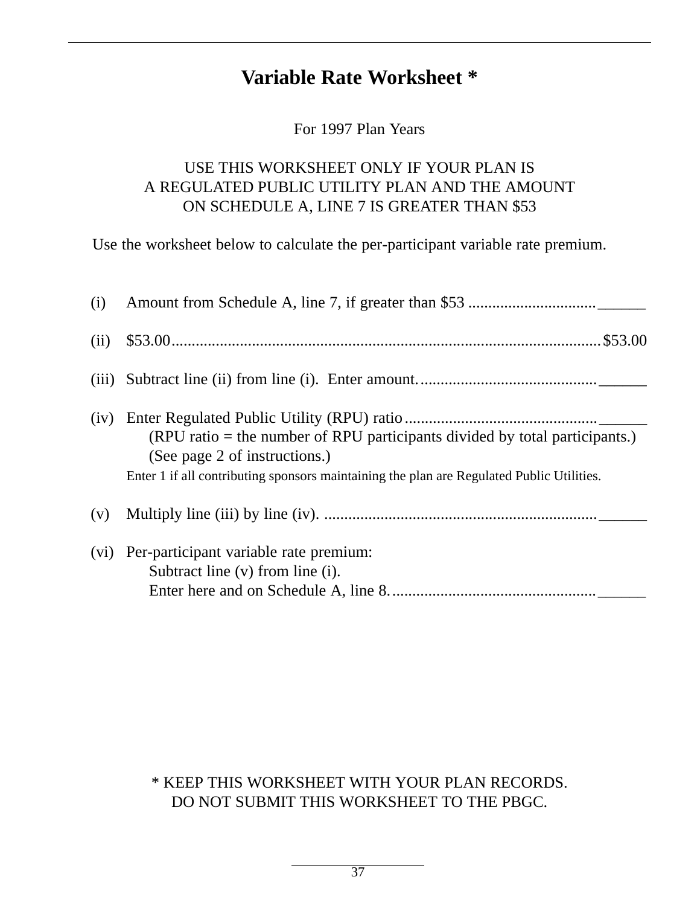# Variable Rate Worksheet *

For 1997 Plan Years

USE THIS WORKSHEET ONLY IF YOUR PLAN IS
A REGULATED PUBLIC UTILITY PLAN AND THE AMOUNT
ON SCHEDULE A, LINE 7 IS GREATER THAN $53

Use the worksheet below to calculate the per-participant variable rate premium.

(i) Amount from Schedule A, line 7, if greater than $53 ................................ ______

(ii) $53.00.......................................................................................................... $53.00

(iii) Subtract line (ii) from line (i). Enter amount............................................ ______

(iv) Enter Regulated Public Utility (RPU) ratio ................................................ ______
(RPU ratio = the number of RPU participants divided by total participants.)
(See page 2 of instructions.)
Enter 1 if all contributing sponsors maintaining the plan are Regulated Public Utilities.

(v) Multiply line (iii) by line (iv). .................................................................... ______

(vi) Per-participant variable rate premium:
Subtract line (v) from line (i).
Enter here and on Schedule A, line 8. .................................................. ______

\* KEEP THIS WORKSHEET WITH YOUR PLAN RECORDS.
DO NOT SUBMIT THIS WORKSHEET TO THE PBGC.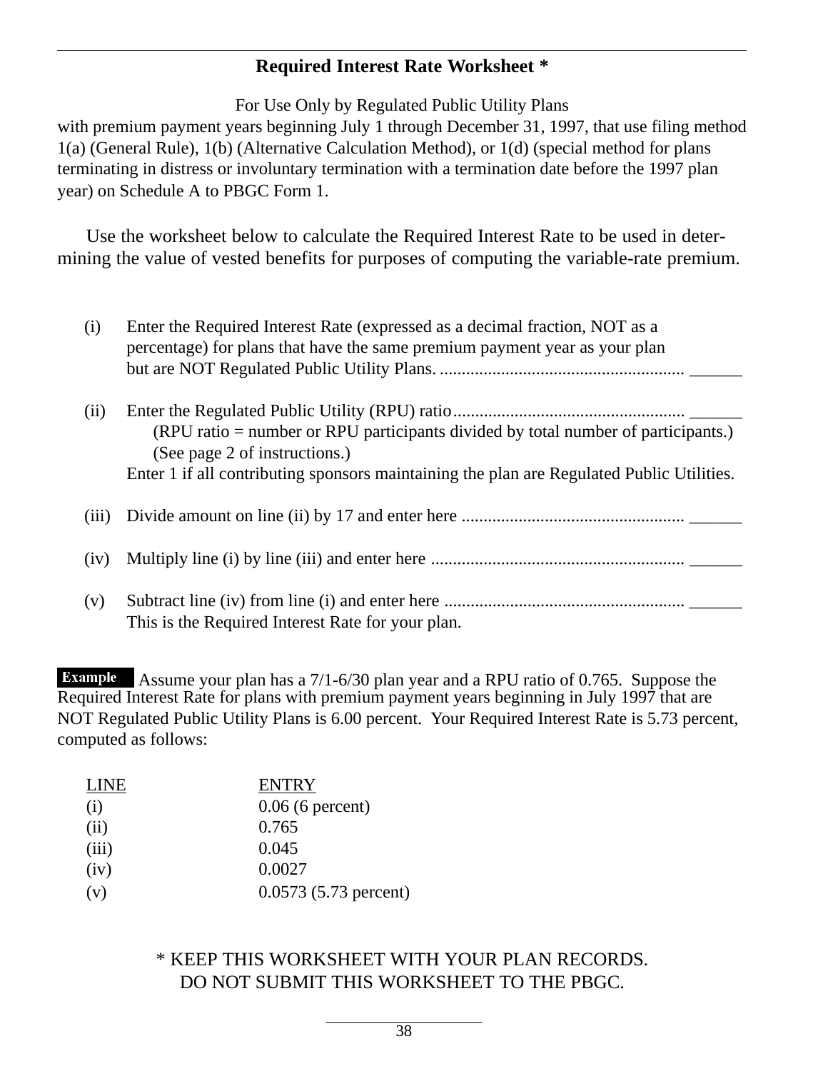## Required Interest Rate Worksheet *

For Use Only by Regulated Public Utility Plans
with premium payment years beginning July 1 through December 31, 1997, that use filing method 1(a) (General Rule), 1(b) (Alternative Calculation Method), or 1(d) (special method for plans terminating in distress or involuntary termination with a termination date before the 1997 plan year) on Schedule A to PBGC Form 1.

Use the worksheet below to calculate the Required Interest Rate to be used in determining the value of vested benefits for purposes of computing the variable-rate premium.

(i) Enter the Required Interest Rate (expressed as a decimal fraction, NOT as a percentage) for plans that have the same premium payment year as your plan but are NOT Regulated Public Utility Plans. ........................................................ ______

(ii) Enter the Regulated Public Utility (RPU) ratio..................................................... ______
(RPU ratio = number or RPU participants divided by total number of participants.)
(See page 2 of instructions.)
Enter 1 if all contributing sponsors maintaining the plan are Regulated Public Utilities.

(iii) Divide amount on line (ii) by 17 and enter here .................................................. ______

(iv) Multiply line (i) by line (iii) and enter here .......................................................... ______

(v) Subtract line (iv) from line (i) and enter here ...................................................... ______
This is the Required Interest Rate for your plan.

**Example** Assume your plan has a 7/1-6/30 plan year and a RPU ratio of 0.765. Suppose the Required Interest Rate for plans with premium payment years beginning in July 1997 that are NOT Regulated Public Utility Plans is 6.00 percent. Your Required Interest Rate is 5.73 percent, computed as follows:

| LINE | ENTRY |
|---|---|
| (i) | 0.06 (6 percent) |
| (ii) | 0.765 |
| (iii) | 0.045 |
| (iv) | 0.0027 |
| (v) | 0.0573 (5.73 percent) |

\* KEEP THIS WORKSHEET WITH YOUR PLAN RECORDS.
DO NOT SUBMIT THIS WORKSHEET TO THE PBGC.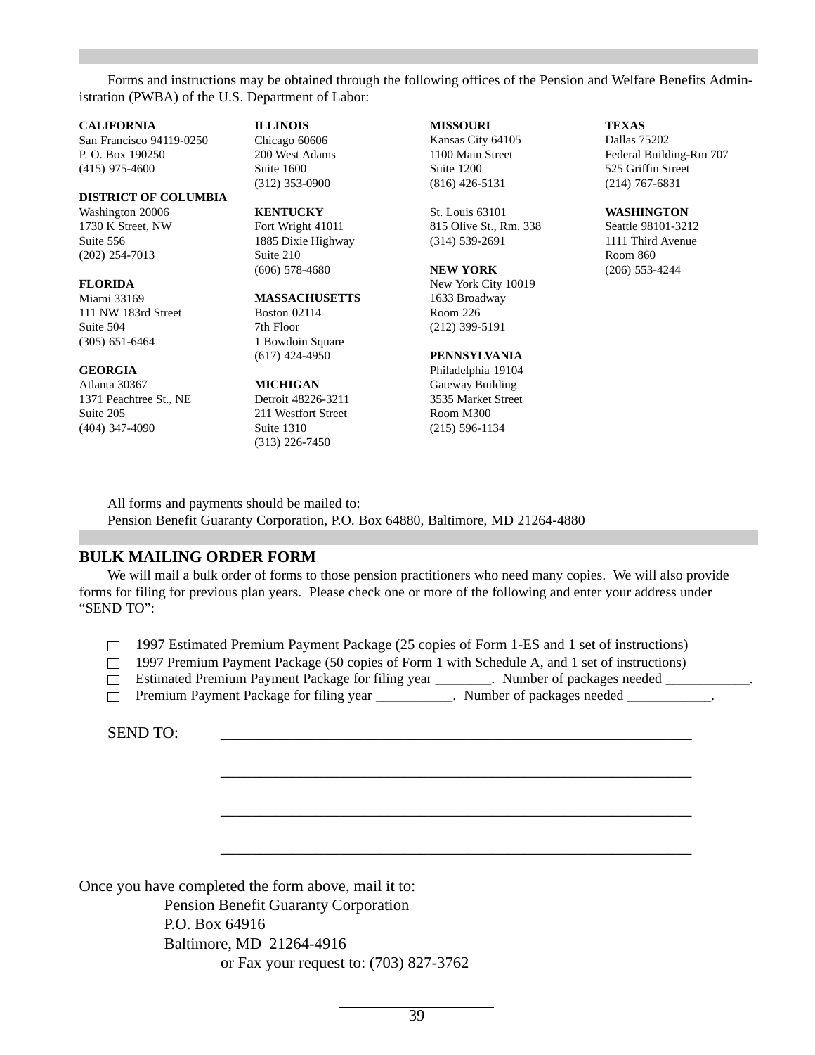Forms and instructions may be obtained through the following offices of the Pension and Welfare Benefits Administration (PWBA) of the U.S. Department of Labor:

**CALIFORNIA**
San Francisco 94119-0250
P. O. Box 190250
(415) 975-4600

**DISTRICT OF COLUMBIA**
Washington 20006
1730 K Street, NW
Suite 556
(202) 254-7013

**FLORIDA**
Miami 33169
111 NW 183rd Street
Suite 504
(305) 651-6464

**GEORGIA**
Atlanta 30367
1371 Peachtree St., NE
Suite 205
(404) 347-4090

**ILLINOIS**
Chicago 60606
200 West Adams
Suite 1600
(312) 353-0900

**KENTUCKY**
Fort Wright 41011
1885 Dixie Highway
Suite 210
(606) 578-4680

**MASSACHUSETTS**
Boston 02114
7th Floor
1 Bowdoin Square
(617) 424-4950

**MICHIGAN**
Detroit 48226-3211
211 Westfort Street
Suite 1310
(313) 226-7450

**MISSOURI**
Kansas City 64105
1100 Main Street
Suite 1200
(816) 426-5131

St. Louis 63101
815 Olive St., Rm. 338
(314) 539-2691

**NEW YORK**
New York City 10019
1633 Broadway
Room 226
(212) 399-5191

**PENNSYLVANIA**
Philadelphia 19104
Gateway Building
3535 Market Street
Room M300
(215) 596-1134

**TEXAS**
Dallas 75202
Federal Building-Rm 707
525 Griffin Street
(214) 767-6831

**WASHINGTON**
Seattle 98101-3212
1111 Third Avenue
Room 860
(206) 553-4244

All forms and payments should be mailed to:
Pension Benefit Guaranty Corporation, P.O. Box 64880, Baltimore, MD 21264-4880

## BULK MAILING ORDER FORM

We will mail a bulk order of forms to those pension practitioners who need many copies. We will also provide forms for filing for previous plan years. Please check one or more of the following and enter your address under "SEND TO":

- ☐ 1997 Estimated Premium Payment Package (25 copies of Form 1-ES and 1 set of instructions)
- ☐ 1997 Premium Payment Package (50 copies of Form 1 with Schedule A, and 1 set of instructions)
- ☐ Estimated Premium Payment Package for filing year ________. Number of packages needed ____________.
- ☐ Premium Payment Package for filing year ___________. Number of packages needed ____________.

SEND TO: ______________________________________________________________

______________________________________________________________

______________________________________________________________

______________________________________________________________

Once you have completed the form above, mail it to:
Pension Benefit Guaranty Corporation
P.O. Box 64916
Baltimore, MD 21264-4916
or Fax your request to: (703) 827-3762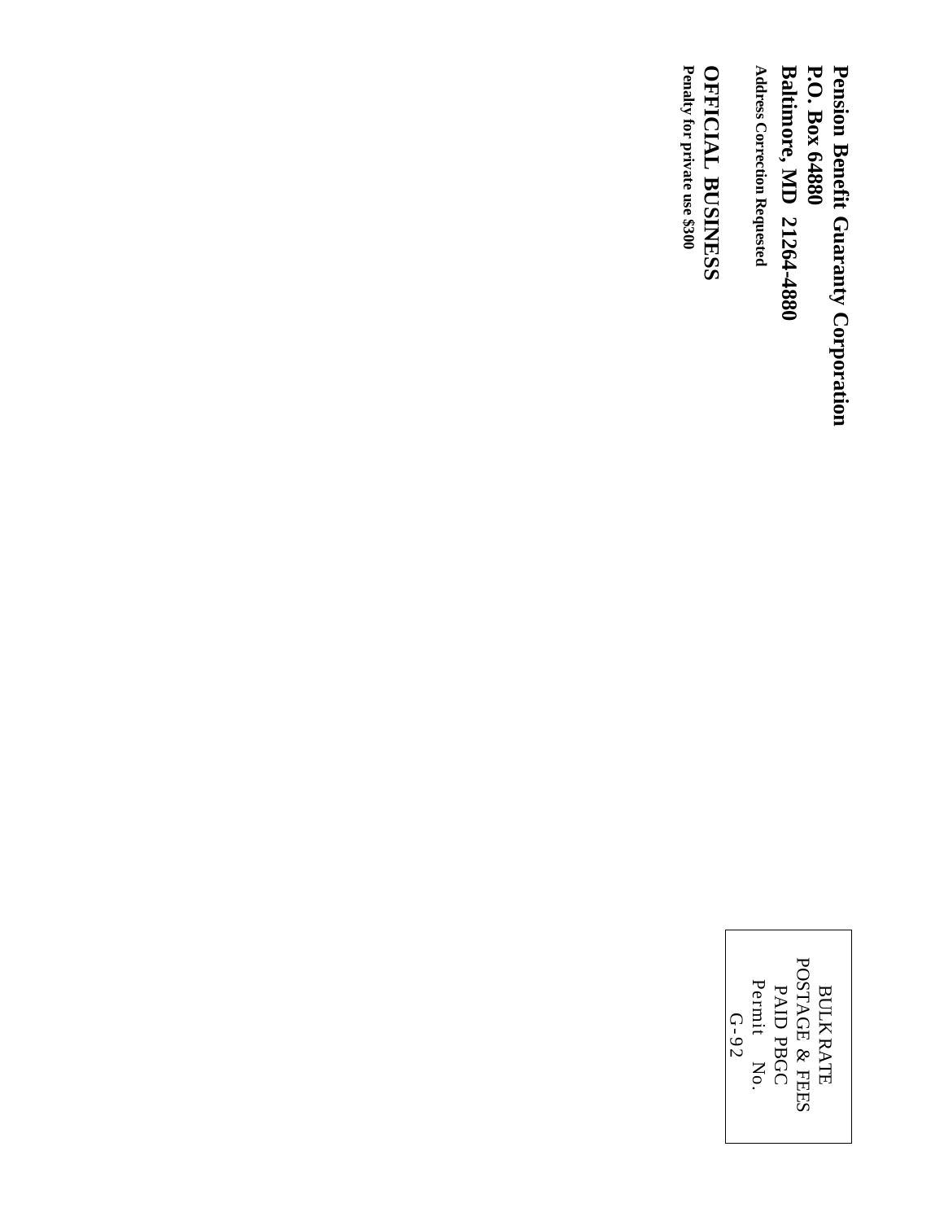**Pension Benefit Guaranty Corporation**
**P.O. Box 6480**
**Baltimore, MD 21264-4880**
**Address Correction Requested**

**OFFICIAL BUSINESS**
**Penalty for private use $300**

BULK RATE
POSTAGE & FEES
PAID PBGC
Permit No.
G-92